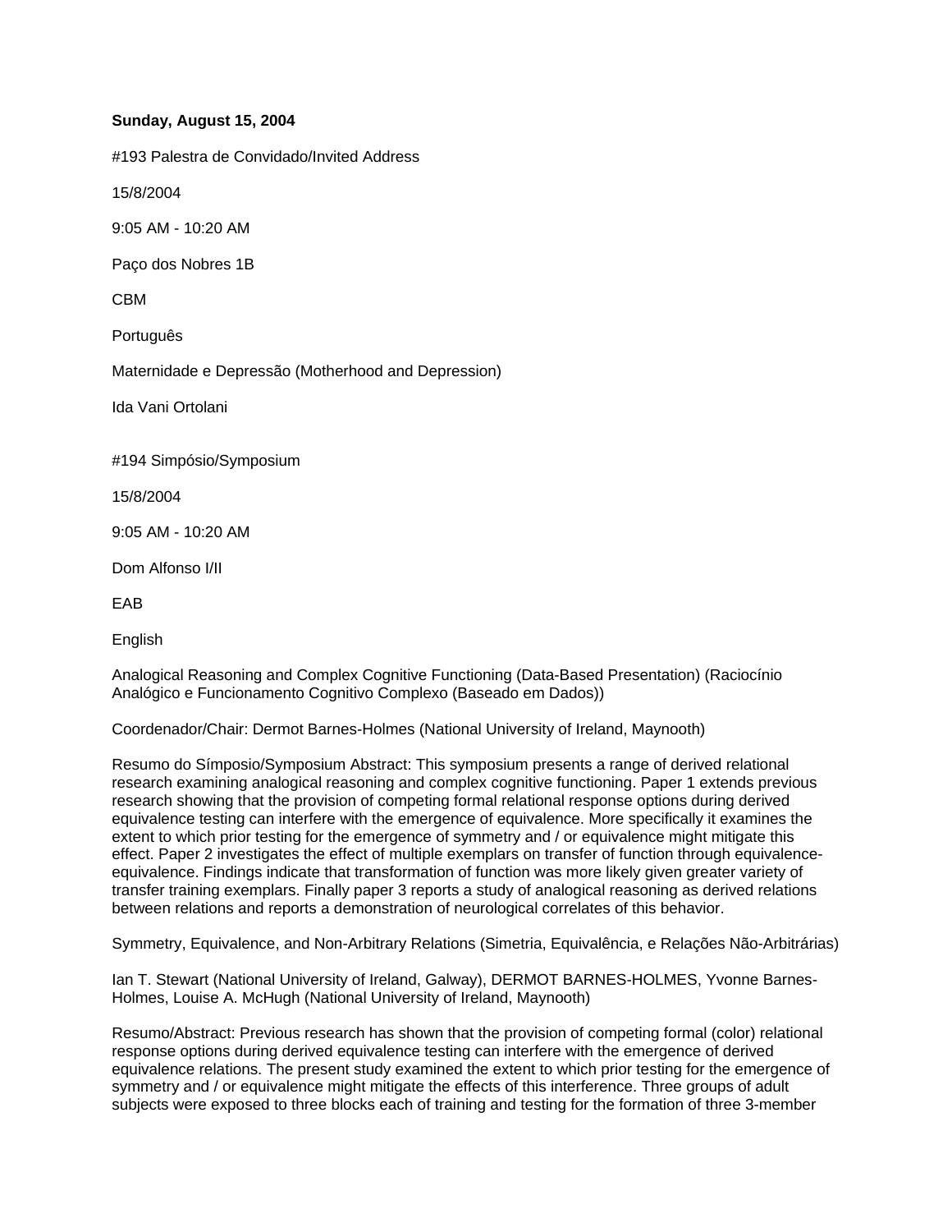**Sunday, August 15, 2004**

#193 Palestra de Convidado/Invited Address

15/8/2004

9:05 AM - 10:20 AM

Paço dos Nobres 1B

CBM

Português

Maternidade e Depressão (Motherhood and Depression)

Ida Vani Ortolani

#194 Simpósio/Symposium

15/8/2004

9:05 AM - 10:20 AM

Dom Alfonso I/II

EAB

English

Analogical Reasoning and Complex Cognitive Functioning (Data-Based Presentation) (Raciocínio Analógico e Funcionamento Cognitivo Complexo (Baseado em Dados))

Coordenador/Chair: Dermot Barnes-Holmes (National University of Ireland, Maynooth)

Resumo do Símposio/Symposium Abstract: This symposium presents a range of derived relational research examining analogical reasoning and complex cognitive functioning. Paper 1 extends previous research showing that the provision of competing formal relational response options during derived equivalence testing can interfere with the emergence of equivalence. More specifically it examines the extent to which prior testing for the emergence of symmetry and / or equivalence might mitigate this effect. Paper 2 investigates the effect of multiple exemplars on transfer of function through equivalence-equivalence. Findings indicate that transformation of function was more likely given greater variety of transfer training exemplars. Finally paper 3 reports a study of analogical reasoning as derived relations between relations and reports a demonstration of neurological correlates of this behavior.

Symmetry, Equivalence, and Non-Arbitrary Relations (Simetria, Equivalência, e Relações Não-Arbitrárias)

Ian T. Stewart (National University of Ireland, Galway), DERMOT BARNES-HOLMES, Yvonne Barnes-Holmes, Louise A. McHugh (National University of Ireland, Maynooth)

Resumo/Abstract: Previous research has shown that the provision of competing formal (color) relational response options during derived equivalence testing can interfere with the emergence of derived equivalence relations. The present study examined the extent to which prior testing for the emergence of symmetry and / or equivalence might mitigate the effects of this interference. Three groups of adult subjects were exposed to three blocks each of training and testing for the formation of three 3-member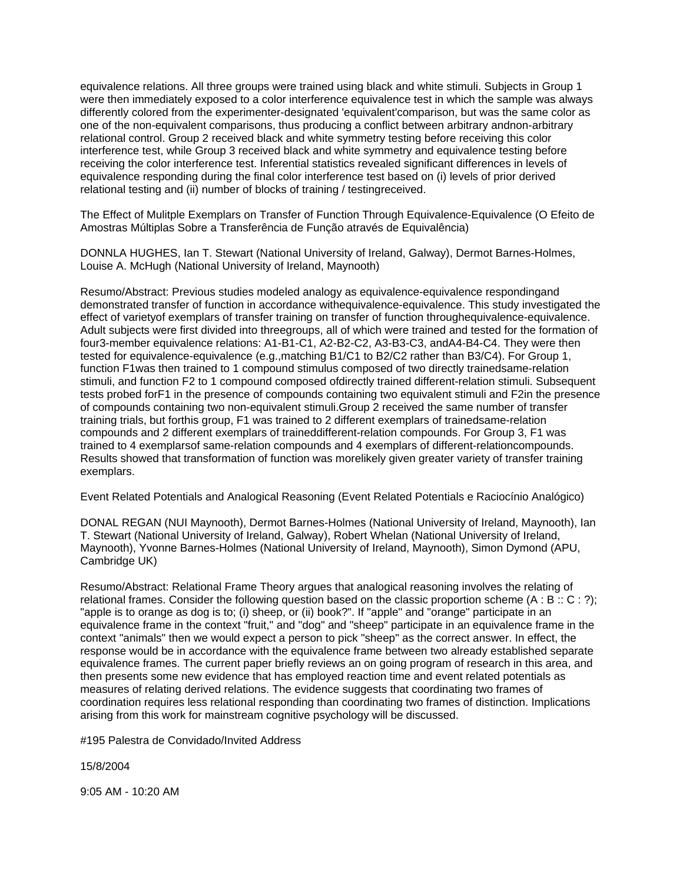equivalence relations. All three groups were trained using black and white stimuli. Subjects in Group 1 were then immediately exposed to a color interference equivalence test in which the sample was always differently colored from the experimenter-designated 'equivalent'comparison, but was the same color as one of the non-equivalent comparisons, thus producing a conflict between arbitrary andnon-arbitrary relational control. Group 2 received black and white symmetry testing before receiving this color interference test, while Group 3 received black and white symmetry and equivalence testing before receiving the color interference test. Inferential statistics revealed significant differences in levels of equivalence responding during the final color interference test based on (i) levels of prior derived relational testing and (ii) number of blocks of training / testingreceived.

The Effect of Mulitple Exemplars on Transfer of Function Through Equivalence-Equivalence (O Efeito de Amostras Múltiplas Sobre a Transferência de Função através de Equivalência)

DONNLA HUGHES, Ian T. Stewart (National University of Ireland, Galway), Dermot Barnes-Holmes, Louise A. McHugh (National University of Ireland, Maynooth)

Resumo/Abstract: Previous studies modeled analogy as equivalence-equivalence respondingand demonstrated transfer of function in accordance withequivalence-equivalence. This study investigated the effect of varietyof exemplars of transfer training on transfer of function throughequivalence-equivalence. Adult subjects were first divided into threegroups, all of which were trained and tested for the formation of four3-member equivalence relations: A1-B1-C1, A2-B2-C2, A3-B3-C3, andA4-B4-C4. They were then tested for equivalence-equivalence (e.g.,matching B1/C1 to B2/C2 rather than B3/C4). For Group 1, function F1was then trained to 1 compound stimulus composed of two directly trainedsame-relation stimuli, and function F2 to 1 compound composed ofdirectly trained different-relation stimuli. Subsequent tests probed forF1 in the presence of compounds containing two equivalent stimuli and F2in the presence of compounds containing two non-equivalent stimuli.Group 2 received the same number of transfer training trials, but forthis group, F1 was trained to 2 different exemplars of trainedsame-relation compounds and 2 different exemplars of traineddifferent-relation compounds. For Group 3, F1 was trained to 4 exemplarsof same-relation compounds and 4 exemplars of different-relationcompounds. Results showed that transformation of function was morelikely given greater variety of transfer training exemplars.

Event Related Potentials and Analogical Reasoning (Event Related Potentials e Raciocínio Analógico)

DONAL REGAN (NUI Maynooth), Dermot Barnes-Holmes (National University of Ireland, Maynooth), Ian T. Stewart (National University of Ireland, Galway), Robert Whelan (National University of Ireland, Maynooth), Yvonne Barnes-Holmes (National University of Ireland, Maynooth), Simon Dymond (APU, Cambridge UK)

Resumo/Abstract: Relational Frame Theory argues that analogical reasoning involves the relating of relational frames. Consider the following question based on the classic proportion scheme (A : B :: C : ?); "apple is to orange as dog is to; (i) sheep, or (ii) book?". If "apple" and "orange" participate in an equivalence frame in the context "fruit," and "dog" and "sheep" participate in an equivalence frame in the context "animals" then we would expect a person to pick "sheep" as the correct answer. In effect, the response would be in accordance with the equivalence frame between two already established separate equivalence frames. The current paper briefly reviews an on going program of research in this area, and then presents some new evidence that has employed reaction time and event related potentials as measures of relating derived relations. The evidence suggests that coordinating two frames of coordination requires less relational responding than coordinating two frames of distinction. Implications arising from this work for mainstream cognitive psychology will be discussed.

#195 Palestra de Convidado/Invited Address

15/8/2004

9:05 AM - 10:20 AM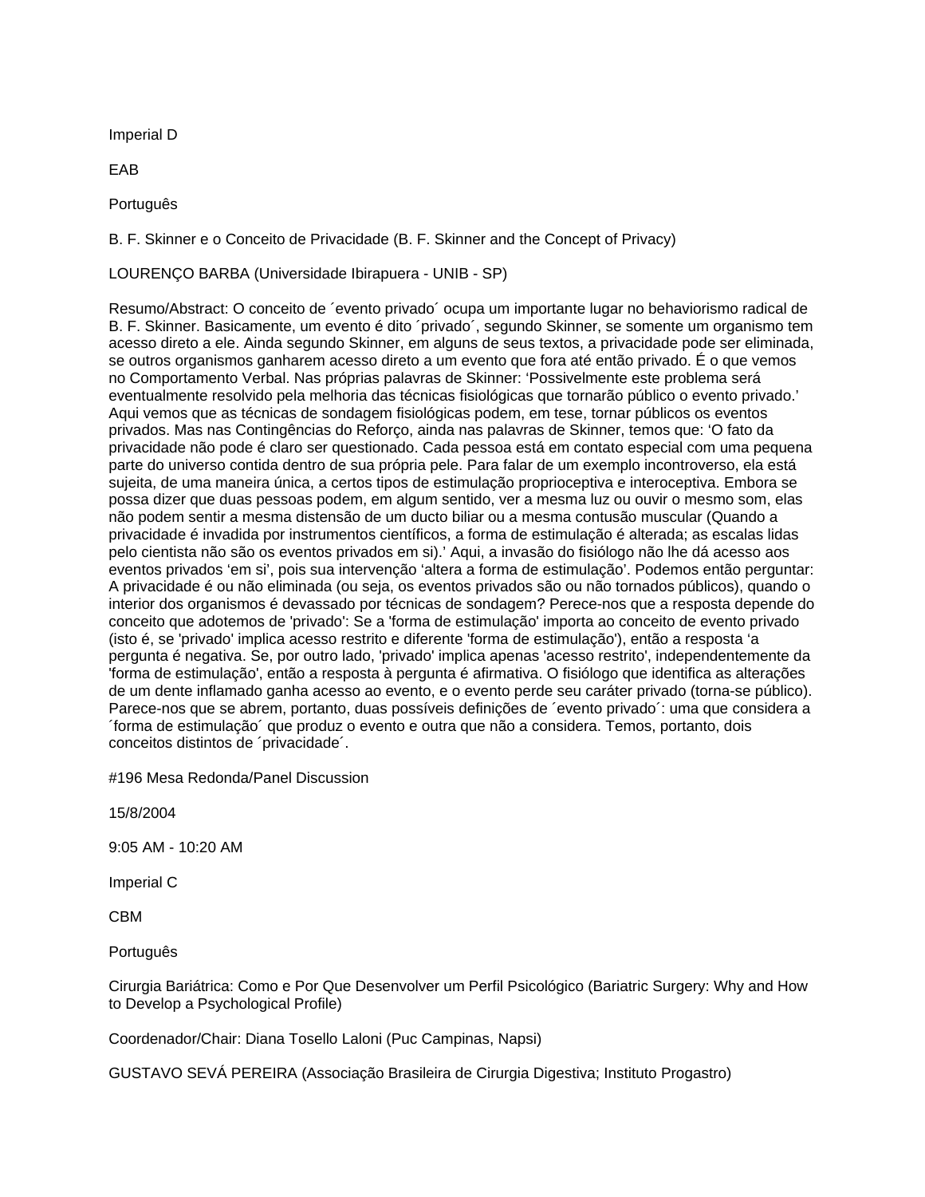Imperial D

EAB

Português

B. F. Skinner e o Conceito de Privacidade (B. F. Skinner and the Concept of Privacy)

LOURENÇO BARBA (Universidade Ibirapuera - UNIB - SP)

Resumo/Abstract: O conceito de ´evento privado´ ocupa um importante lugar no behaviorismo radical de B. F. Skinner. Basicamente, um evento é dito ´privado´, segundo Skinner, se somente um organismo tem acesso direto a ele. Ainda segundo Skinner, em alguns de seus textos, a privacidade pode ser eliminada, se outros organismos ganharem acesso direto a um evento que fora até então privado. É o que vemos no Comportamento Verbal. Nas próprias palavras de Skinner: 'Possivelmente este problema será eventualmente resolvido pela melhoria das técnicas fisiológicas que tornarão público o evento privado.' Aqui vemos que as técnicas de sondagem fisiológicas podem, em tese, tornar públicos os eventos privados. Mas nas Contingências do Reforço, ainda nas palavras de Skinner, temos que: 'O fato da privacidade não pode é claro ser questionado. Cada pessoa está em contato especial com uma pequena parte do universo contida dentro de sua própria pele. Para falar de um exemplo incontroverso, ela está sujeita, de uma maneira única, a certos tipos de estimulação proprioceptiva e interoceptiva. Embora se possa dizer que duas pessoas podem, em algum sentido, ver a mesma luz ou ouvir o mesmo som, elas não podem sentir a mesma distensão de um ducto biliar ou a mesma contusão muscular (Quando a privacidade é invadida por instrumentos científicos, a forma de estimulação é alterada; as escalas lidas pelo cientista não são os eventos privados em si).' Aqui, a invasão do fisiólogo não lhe dá acesso aos eventos privados 'em si', pois sua intervenção 'altera a forma de estimulação'. Podemos então perguntar: A privacidade é ou não eliminada (ou seja, os eventos privados são ou não tornados públicos), quando o interior dos organismos é devassado por técnicas de sondagem? Perece-nos que a resposta depende do conceito que adotemos de 'privado': Se a 'forma de estimulação' importa ao conceito de evento privado (isto é, se 'privado' implica acesso restrito e diferente 'forma de estimulação'), então a resposta 'a pergunta é negativa. Se, por outro lado, 'privado' implica apenas 'acesso restrito', independentemente da 'forma de estimulação', então a resposta à pergunta é afirmativa. O fisiólogo que identifica as alterações de um dente inflamado ganha acesso ao evento, e o evento perde seu caráter privado (torna-se público). Parece-nos que se abrem, portanto, duas possíveis definições de ´evento privado´: uma que considera a ´forma de estimulação´ que produz o evento e outra que não a considera. Temos, portanto, dois conceitos distintos de ´privacidade´.

#196 Mesa Redonda/Panel Discussion

15/8/2004

9:05 AM - 10:20 AM

Imperial C

CBM

Português

Cirurgia Bariátrica: Como e Por Que Desenvolver um Perfil Psicológico (Bariatric Surgery: Why and How to Develop a Psychological Profile)

Coordenador/Chair: Diana Tosello Laloni (Puc Campinas, Napsi)

GUSTAVO SEVÁ PEREIRA (Associação Brasileira de Cirurgia Digestiva; Instituto Progastro)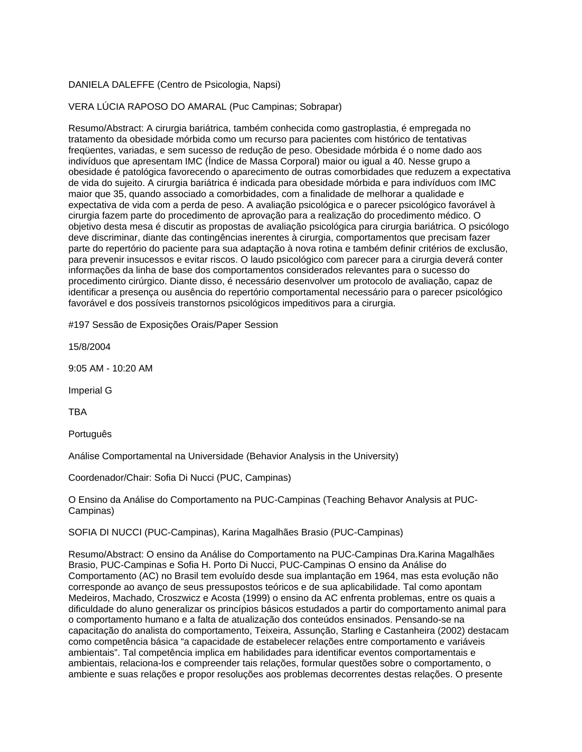DANIELA DALEFFE (Centro de Psicologia, Napsi)

VERA LÚCIA RAPOSO DO AMARAL (Puc Campinas; Sobrapar)

Resumo/Abstract: A cirurgia bariátrica, também conhecida como gastroplastia, é empregada no tratamento da obesidade mórbida como um recurso para pacientes com histórico de tentativas freqüentes, variadas, e sem sucesso de redução de peso. Obesidade mórbida é o nome dado aos indivíduos que apresentam IMC (Índice de Massa Corporal) maior ou igual a 40. Nesse grupo a obesidade é patológica favorecendo o aparecimento de outras comorbidades que reduzem a expectativa de vida do sujeito. A cirurgia bariátrica é indicada para obesidade mórbida e para indivíduos com IMC maior que 35, quando associado a comorbidades, com a finalidade de melhorar a qualidade e expectativa de vida com a perda de peso. A avaliação psicológica e o parecer psicológico favorável à cirurgia fazem parte do procedimento de aprovação para a realização do procedimento médico. O objetivo desta mesa é discutir as propostas de avaliação psicológica para cirurgia bariátrica. O psicólogo deve discriminar, diante das contingências inerentes à cirurgia, comportamentos que precisam fazer parte do repertório do paciente para sua adaptação à nova rotina e também definir critérios de exclusão, para prevenir insucessos e evitar riscos. O laudo psicológico com parecer para a cirurgia deverá conter informações da linha de base dos comportamentos considerados relevantes para o sucesso do procedimento cirúrgico. Diante disso, é necessário desenvolver um protocolo de avaliação, capaz de identificar a presença ou ausência do repertório comportamental necessário para o parecer psicológico favorável e dos possíveis transtornos psicológicos impeditivos para a cirurgia.

#197 Sessão de Exposições Orais/Paper Session

15/8/2004

9:05 AM - 10:20 AM

Imperial G

TBA

Português

Análise Comportamental na Universidade (Behavior Analysis in the University)

Coordenador/Chair: Sofia Di Nucci (PUC, Campinas)

O Ensino da Análise do Comportamento na PUC-Campinas (Teaching Behavor Analysis at PUC-Campinas)

SOFIA DI NUCCI (PUC-Campinas), Karina Magalhães Brasio (PUC-Campinas)

Resumo/Abstract: O ensino da Análise do Comportamento na PUC-Campinas Dra.Karina Magalhães Brasio, PUC-Campinas e Sofia H. Porto Di Nucci, PUC-Campinas O ensino da Análise do Comportamento (AC) no Brasil tem evoluído desde sua implantação em 1964, mas esta evolução não corresponde ao avanço de seus pressupostos teóricos e de sua aplicabilidade. Tal como apontam Medeiros, Machado, Croszwicz e Acosta (1999) o ensino da AC enfrenta problemas, entre os quais a dificuldade do aluno generalizar os princípios básicos estudados a partir do comportamento animal para o comportamento humano e a falta de atualização dos conteúdos ensinados. Pensando-se na capacitação do analista do comportamento, Teixeira, Assunção, Starling e Castanheira (2002) destacam como competência básica “a capacidade de estabelecer relações entre comportamento e variáveis ambientais”. Tal competência implica em habilidades para identificar eventos comportamentais e ambientais, relaciona-los e compreender tais relações, formular questões sobre o comportamento, o ambiente e suas relações e propor resoluções aos problemas decorrentes destas relações. O presente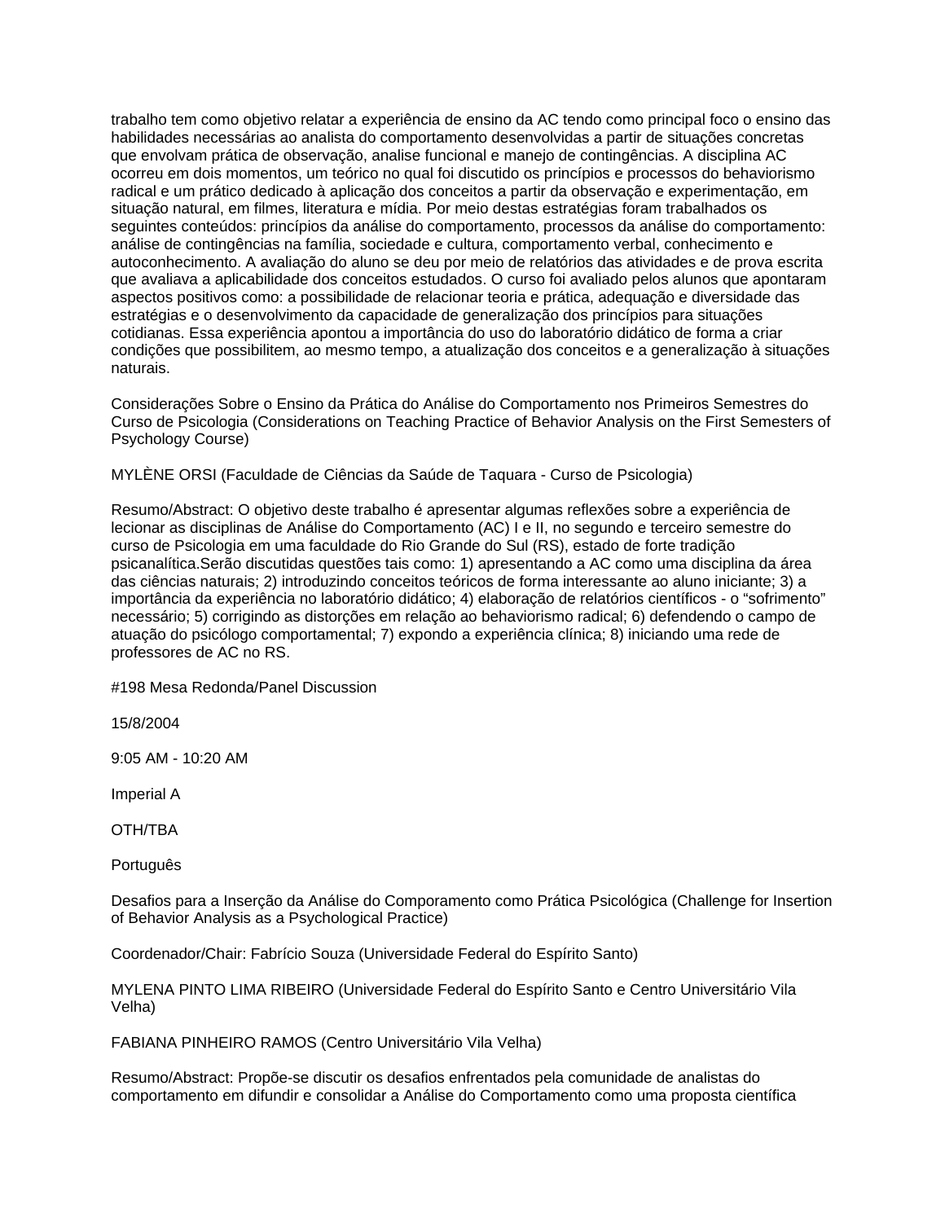trabalho tem como objetivo relatar a experiência de ensino da AC tendo como principal foco o ensino das habilidades necessárias ao analista do comportamento desenvolvidas a partir de situações concretas que envolvam prática de observação, analise funcional e manejo de contingências. A disciplina AC ocorreu em dois momentos, um teórico no qual foi discutido os princípios e processos do behaviorismo radical e um prático dedicado à aplicação dos conceitos a partir da observação e experimentação, em situação natural, em filmes, literatura e mídia. Por meio destas estratégias foram trabalhados os seguintes conteúdos: princípios da análise do comportamento, processos da análise do comportamento: análise de contingências na família, sociedade e cultura, comportamento verbal, conhecimento e autoconhecimento. A avaliação do aluno se deu por meio de relatórios das atividades e de prova escrita que avaliava a aplicabilidade dos conceitos estudados. O curso foi avaliado pelos alunos que apontaram aspectos positivos como: a possibilidade de relacionar teoria e prática, adequação e diversidade das estratégias e o desenvolvimento da capacidade de generalização dos princípios para situações cotidianas. Essa experiência apontou a importância do uso do laboratório didático de forma a criar condições que possibilitem, ao mesmo tempo, a atualização dos conceitos e a generalização à situações naturais.

Considerações Sobre o Ensino da Prática do Análise do Comportamento nos Primeiros Semestres do Curso de Psicologia (Considerations on Teaching Practice of Behavior Analysis on the First Semesters of Psychology Course)

MYLÈNE ORSI (Faculdade de Ciências da Saúde de Taquara - Curso de Psicologia)

Resumo/Abstract: O objetivo deste trabalho é apresentar algumas reflexões sobre a experiência de lecionar as disciplinas de Análise do Comportamento (AC) I e II, no segundo e terceiro semestre do curso de Psicologia em uma faculdade do Rio Grande do Sul (RS), estado de forte tradição psicanalítica.Serão discutidas questões tais como: 1) apresentando a AC como uma disciplina da área das ciências naturais; 2) introduzindo conceitos teóricos de forma interessante ao aluno iniciante; 3) a importância da experiência no laboratório didático; 4) elaboração de relatórios científicos - o “sofrimento” necessário; 5) corrigindo as distorções em relação ao behaviorismo radical; 6) defendendo o campo de atuação do psicólogo comportamental; 7) expondo a experiência clínica; 8) iniciando uma rede de professores de AC no RS.

#198 Mesa Redonda/Panel Discussion

15/8/2004

9:05 AM - 10:20 AM

Imperial A

OTH/TBA

Português

Desafios para a Inserção da Análise do Comporamento como Prática Psicológica (Challenge for Insertion of Behavior Analysis as a Psychological Practice)

Coordenador/Chair: Fabrício Souza (Universidade Federal do Espírito Santo)

MYLENA PINTO LIMA RIBEIRO (Universidade Federal do Espírito Santo e Centro Universitário Vila Velha)

FABIANA PINHEIRO RAMOS (Centro Universitário Vila Velha)

Resumo/Abstract: Propõe-se discutir os desafios enfrentados pela comunidade de analistas do comportamento em difundir e consolidar a Análise do Comportamento como uma proposta científica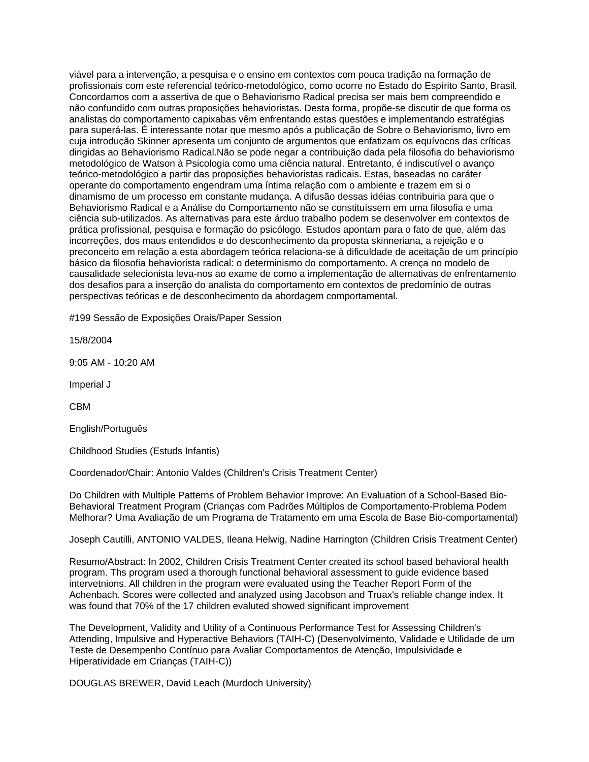viável para a intervenção, a pesquisa e o ensino em contextos com pouca tradição na formação de profissionais com este referencial teórico-metodológico, como ocorre no Estado do Espírito Santo, Brasil. Concordamos com a assertiva de que o Behaviorismo Radical precisa ser mais bem compreendido e não confundido com outras proposições behavioristas. Desta forma, propõe-se discutir de que forma os analistas do comportamento capixabas vêm enfrentando estas questões e implementando estratégias para superá-las. É interessante notar que mesmo após a publicação de Sobre o Behaviorismo, livro em cuja introdução Skinner apresenta um conjunto de argumentos que enfatizam os equívocos das críticas dirigidas ao Behaviorismo Radical.Não se pode negar a contribuição dada pela filosofia do behaviorismo metodológico de Watson à Psicologia como uma ciência natural. Entretanto, é indiscutível o avanço teórico-metodológico a partir das proposições behavioristas radicais. Estas, baseadas no caráter operante do comportamento engendram uma íntima relação com o ambiente e trazem em si o dinamismo de um processo em constante mudança. A difusão dessas idéias contribuiria para que o Behaviorismo Radical e a Análise do Comportamento não se constituíssem em uma filosofia e uma ciência sub-utilizados. As alternativas para este árduo trabalho podem se desenvolver em contextos de prática profissional, pesquisa e formação do psicólogo. Estudos apontam para o fato de que, além das incorreções, dos maus entendidos e do desconhecimento da proposta skinneriana, a rejeição e o preconceito em relação a esta abordagem teórica relaciona-se à dificuldade de aceitação de um princípio básico da filosofia behaviorista radical: o determinismo do comportamento. A crença no modelo de causalidade selecionista leva-nos ao exame de como a implementação de alternativas de enfrentamento dos desafios para a inserção do analista do comportamento em contextos de predomínio de outras perspectivas teóricas e de desconhecimento da abordagem comportamental.

#199 Sessão de Exposições Orais/Paper Session

15/8/2004

9:05 AM - 10:20 AM

Imperial J

CBM

English/Português

Childhood Studies (Estuds Infantis)

Coordenador/Chair: Antonio Valdes (Children's Crisis Treatment Center)

Do Children with Multiple Patterns of Problem Behavior Improve: An Evaluation of a School-Based Bio-Behavioral Treatment Program (Crianças com Padrões Múltiplos de Comportamento-Problema Podem Melhorar? Uma Avaliação de um Programa de Tratamento em uma Escola de Base Bio-comportamental)

Joseph Cautilli, ANTONIO VALDES, Ileana Helwig, Nadine Harrington (Children Crisis Treatment Center)

Resumo/Abstract: In 2002, Children Crisis Treatment Center created its school based behavioral health program. Ths program used a thorough functional behavioral assessment to guide evidence based intervetnions. All children in the program were evaluated using the Teacher Report Form of the Achenbach. Scores were collected and analyzed using Jacobson and Truax's reliable change index. It was found that 70% of the 17 children evaluted showed significant improvement

The Development, Validity and Utility of a Continuous Performance Test for Assessing Children's Attending, Impulsive and Hyperactive Behaviors (TAIH-C) (Desenvolvimento, Validade e Utilidade de um Teste de Desempenho Contínuo para Avaliar Comportamentos de Atenção, Impulsividade e Hiperatividade em Crianças (TAIH-C))

DOUGLAS BREWER, David Leach (Murdoch University)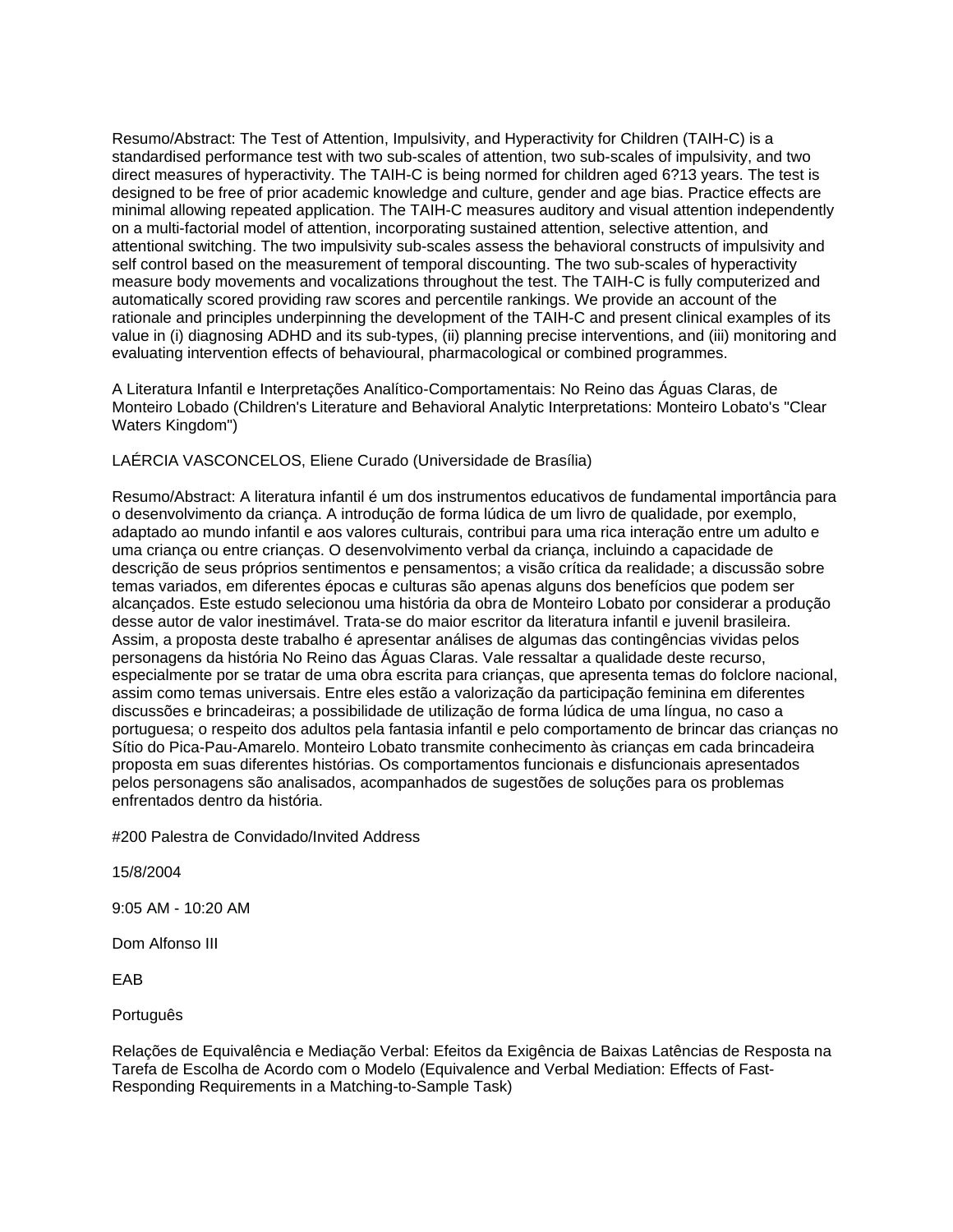Resumo/Abstract: The Test of Attention, Impulsivity, and Hyperactivity for Children (TAIH-C) is a standardised performance test with two sub-scales of attention, two sub-scales of impulsivity, and two direct measures of hyperactivity. The TAIH-C is being normed for children aged 6?13 years. The test is designed to be free of prior academic knowledge and culture, gender and age bias. Practice effects are minimal allowing repeated application. The TAIH-C measures auditory and visual attention independently on a multi-factorial model of attention, incorporating sustained attention, selective attention, and attentional switching. The two impulsivity sub-scales assess the behavioral constructs of impulsivity and self control based on the measurement of temporal discounting. The two sub-scales of hyperactivity measure body movements and vocalizations throughout the test. The TAIH-C is fully computerized and automatically scored providing raw scores and percentile rankings. We provide an account of the rationale and principles underpinning the development of the TAIH-C and present clinical examples of its value in (i) diagnosing ADHD and its sub-types, (ii) planning precise interventions, and (iii) monitoring and evaluating intervention effects of behavioural, pharmacological or combined programmes.

A Literatura Infantil e Interpretações Analítico-Comportamentais: No Reino das Águas Claras, de Monteiro Lobado (Children's Literature and Behavioral Analytic Interpretations: Monteiro Lobato's "Clear Waters Kingdom")

LAÉRCIA VASCONCELOS, Eliene Curado (Universidade de Brasília)

Resumo/Abstract: A literatura infantil é um dos instrumentos educativos de fundamental importância para o desenvolvimento da criança. A introdução de forma lúdica de um livro de qualidade, por exemplo, adaptado ao mundo infantil e aos valores culturais, contribui para uma rica interação entre um adulto e uma criança ou entre crianças. O desenvolvimento verbal da criança, incluindo a capacidade de descrição de seus próprios sentimentos e pensamentos; a visão crítica da realidade; a discussão sobre temas variados, em diferentes épocas e culturas são apenas alguns dos benefícios que podem ser alcançados. Este estudo selecionou uma história da obra de Monteiro Lobato por considerar a produção desse autor de valor inestimável. Trata-se do maior escritor da literatura infantil e juvenil brasileira. Assim, a proposta deste trabalho é apresentar análises de algumas das contingências vividas pelos personagens da história No Reino das Águas Claras. Vale ressaltar a qualidade deste recurso, especialmente por se tratar de uma obra escrita para crianças, que apresenta temas do folclore nacional, assim como temas universais. Entre eles estão a valorização da participação feminina em diferentes discussões e brincadeiras; a possibilidade de utilização de forma lúdica de uma língua, no caso a portuguesa; o respeito dos adultos pela fantasia infantil e pelo comportamento de brincar das crianças no Sítio do Pica-Pau-Amarelo. Monteiro Lobato transmite conhecimento às crianças em cada brincadeira proposta em suas diferentes histórias. Os comportamentos funcionais e disfuncionais apresentados pelos personagens são analisados, acompanhados de sugestões de soluções para os problemas enfrentados dentro da história.

#200 Palestra de Convidado/Invited Address

15/8/2004

9:05 AM - 10:20 AM

Dom Alfonso III

EAB

Português

Relações de Equivalência e Mediação Verbal: Efeitos da Exigência de Baixas Latências de Resposta na Tarefa de Escolha de Acordo com o Modelo (Equivalence and Verbal Mediation: Effects of Fast-Responding Requirements in a Matching-to-Sample Task)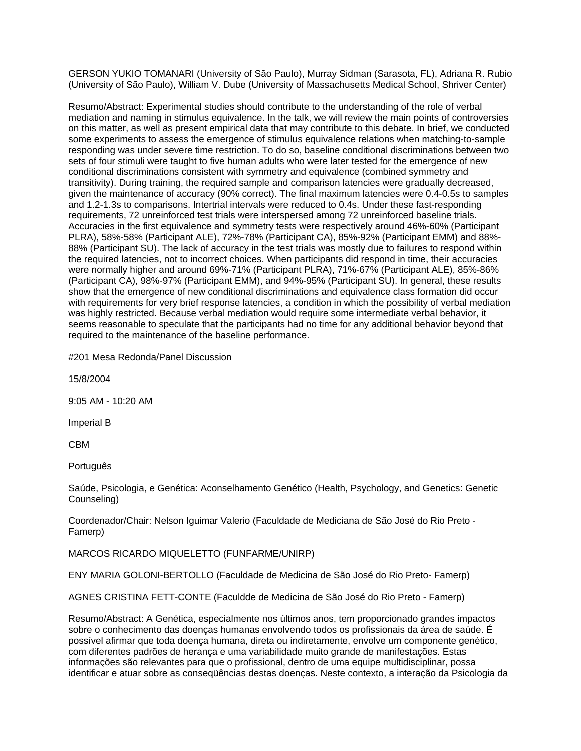GERSON YUKIO TOMANARI (University of São Paulo), Murray Sidman (Sarasota, FL), Adriana R. Rubio (University of São Paulo), William V. Dube (University of Massachusetts Medical School, Shriver Center)

Resumo/Abstract: Experimental studies should contribute to the understanding of the role of verbal mediation and naming in stimulus equivalence. In the talk, we will review the main points of controversies on this matter, as well as present empirical data that may contribute to this debate. In brief, we conducted some experiments to assess the emergence of stimulus equivalence relations when matching-to-sample responding was under severe time restriction. To do so, baseline conditional discriminations between two sets of four stimuli were taught to five human adults who were later tested for the emergence of new conditional discriminations consistent with symmetry and equivalence (combined symmetry and transitivity). During training, the required sample and comparison latencies were gradually decreased, given the maintenance of accuracy (90% correct). The final maximum latencies were 0.4-0.5s to samples and 1.2-1.3s to comparisons. Intertrial intervals were reduced to 0.4s. Under these fast-responding requirements, 72 unreinforced test trials were interspersed among 72 unreinforced baseline trials. Accuracies in the first equivalence and symmetry tests were respectively around 46%-60% (Participant PLRA), 58%-58% (Participant ALE), 72%-78% (Participant CA), 85%-92% (Participant EMM) and 88%-88% (Participant SU). The lack of accuracy in the test trials was mostly due to failures to respond within the required latencies, not to incorrect choices. When participants did respond in time, their accuracies were normally higher and around 69%-71% (Participant PLRA), 71%-67% (Participant ALE), 85%-86% (Participant CA), 98%-97% (Participant EMM), and 94%-95% (Participant SU). In general, these results show that the emergence of new conditional discriminations and equivalence class formation did occur with requirements for very brief response latencies, a condition in which the possibility of verbal mediation was highly restricted. Because verbal mediation would require some intermediate verbal behavior, it seems reasonable to speculate that the participants had no time for any additional behavior beyond that required to the maintenance of the baseline performance.

#201 Mesa Redonda/Panel Discussion

15/8/2004

9:05 AM - 10:20 AM

Imperial B

CBM

Português

Saúde, Psicologia, e Genética: Aconselhamento Genético (Health, Psychology, and Genetics: Genetic Counseling)

Coordenador/Chair: Nelson Iguimar Valerio (Faculdade de Mediciana de São José do Rio Preto - Famerp)

MARCOS RICARDO MIQUELETTO (FUNFARME/UNIRP)

ENY MARIA GOLONI-BERTOLLO (Faculdade de Medicina de São José do Rio Preto- Famerp)

AGNES CRISTINA FETT-CONTE (Faculdde de Medicina de São José do Rio Preto - Famerp)

Resumo/Abstract: A Genética, especialmente nos últimos anos, tem proporcionado grandes impactos sobre o conhecimento das doenças humanas envolvendo todos os profissionais da área de saúde. É possível afirmar que toda doença humana, direta ou indiretamente, envolve um componente genético, com diferentes padrões de herança e uma variabilidade muito grande de manifestações. Estas informações são relevantes para que o profissional, dentro de uma equipe multidisciplinar, possa identificar e atuar sobre as conseqüências destas doenças. Neste contexto, a interação da Psicologia da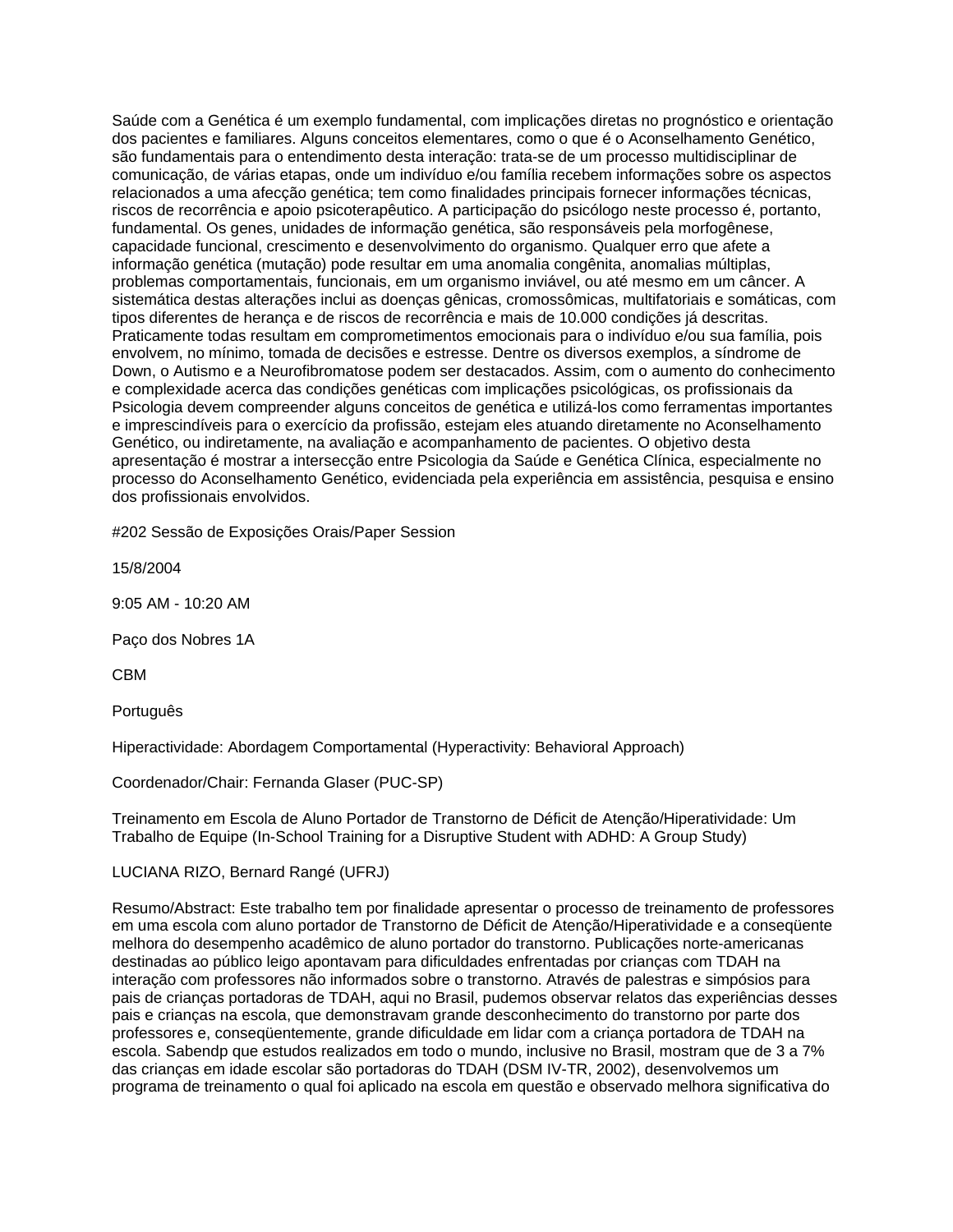Saúde com a Genética é um exemplo fundamental, com implicações diretas no prognóstico e orientação dos pacientes e familiares. Alguns conceitos elementares, como o que é o Aconselhamento Genético, são fundamentais para o entendimento desta interação: trata-se de um processo multidisciplinar de comunicação, de várias etapas, onde um indivíduo e/ou família recebem informações sobre os aspectos relacionados a uma afecção genética; tem como finalidades principais fornecer informações técnicas, riscos de recorrência e apoio psicoterapêutico. A participação do psicólogo neste processo é, portanto, fundamental. Os genes, unidades de informação genética, são responsáveis pela morfogênese, capacidade funcional, crescimento e desenvolvimento do organismo. Qualquer erro que afete a informação genética (mutação) pode resultar em uma anomalia congênita, anomalias múltiplas, problemas comportamentais, funcionais, em um organismo inviável, ou até mesmo em um câncer. A sistemática destas alterações inclui as doenças gênicas, cromossômicas, multifatoriais e somáticas, com tipos diferentes de herança e de riscos de recorrência e mais de 10.000 condições já descritas. Praticamente todas resultam em comprometimentos emocionais para o indivíduo e/ou sua família, pois envolvem, no mínimo, tomada de decisões e estresse. Dentre os diversos exemplos, a síndrome de Down, o Autismo e a Neurofibromatose podem ser destacados. Assim, com o aumento do conhecimento e complexidade acerca das condições genéticas com implicações psicológicas, os profissionais da Psicologia devem compreender alguns conceitos de genética e utilizá-los como ferramentas importantes e imprescindíveis para o exercício da profissão, estejam eles atuando diretamente no Aconselhamento Genético, ou indiretamente, na avaliação e acompanhamento de pacientes. O objetivo desta apresentação é mostrar a intersecção entre Psicologia da Saúde e Genética Clínica, especialmente no processo do Aconselhamento Genético, evidenciada pela experiência em assistência, pesquisa e ensino dos profissionais envolvidos.

#202 Sessão de Exposições Orais/Paper Session

15/8/2004

9:05 AM - 10:20 AM

Paço dos Nobres 1A

CBM

Português

Hiperactividade: Abordagem Comportamental (Hyperactivity: Behavioral Approach)

Coordenador/Chair: Fernanda Glaser (PUC-SP)

Treinamento em Escola de Aluno Portador de Transtorno de Déficit de Atenção/Hiperatividade: Um Trabalho de Equipe (In-School Training for a Disruptive Student with ADHD: A Group Study)

LUCIANA RIZO, Bernard Rangé (UFRJ)

Resumo/Abstract: Este trabalho tem por finalidade apresentar o processo de treinamento de professores em uma escola com aluno portador de Transtorno de Déficit de Atenção/Hiperatividade e a conseqüente melhora do desempenho acadêmico de aluno portador do transtorno. Publicações norte-americanas destinadas ao público leigo apontavam para dificuldades enfrentadas por crianças com TDAH na interação com professores não informados sobre o transtorno. Através de palestras e simpósios para pais de crianças portadoras de TDAH, aqui no Brasil, pudemos observar relatos das experiências desses pais e crianças na escola, que demonstravam grande desconhecimento do transtorno por parte dos professores e, conseqüentemente, grande dificuldade em lidar com a criança portadora de TDAH na escola. Sabendp que estudos realizados em todo o mundo, inclusive no Brasil, mostram que de 3 a 7% das crianças em idade escolar são portadoras do TDAH (DSM IV-TR, 2002), desenvolvemos um programa de treinamento o qual foi aplicado na escola em questão e observado melhora significativa do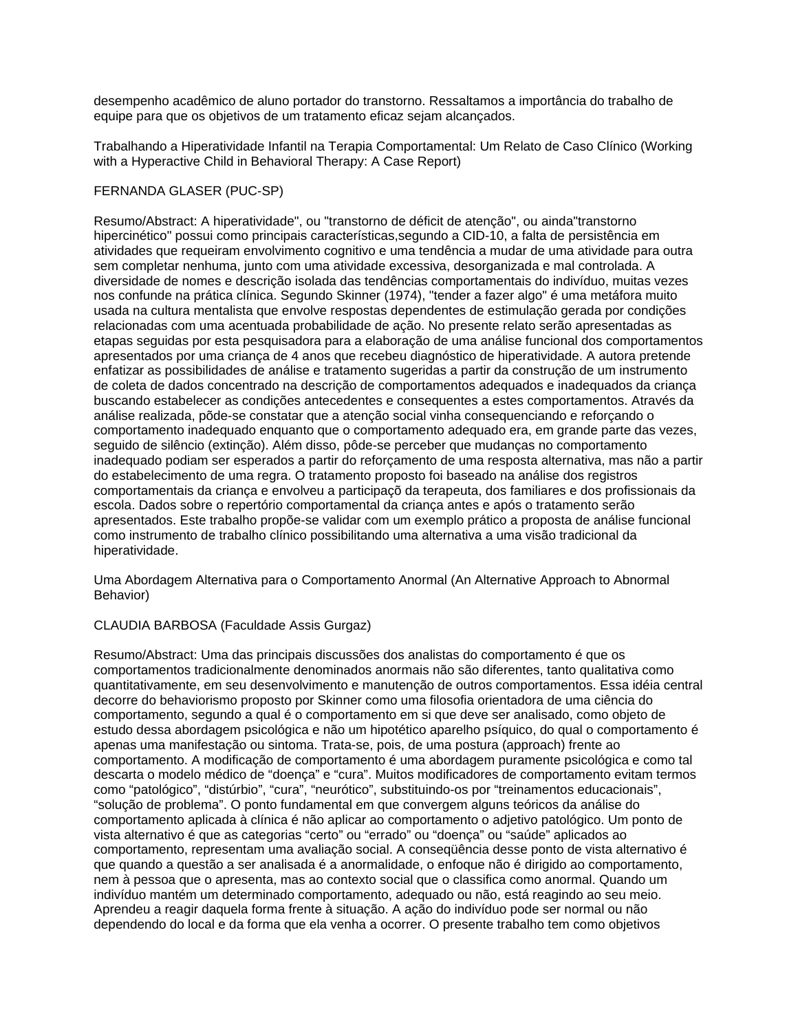desempenho acadêmico de aluno portador do transtorno. Ressaltamos a importância do trabalho de equipe para que os objetivos de um tratamento eficaz sejam alcançados.

Trabalhando a Hiperatividade Infantil na Terapia Comportamental: Um Relato de Caso Clínico (Working with a Hyperactive Child in Behavioral Therapy: A Case Report)

FERNANDA GLASER (PUC-SP)

Resumo/Abstract: A hiperatividade", ou "transtorno de déficit de atenção", ou ainda"transtorno hipercinético" possui como principais características,segundo a CID-10, a falta de persistência em atividades que requeiram envolvimento cognitivo e uma tendência a mudar de uma atividade para outra sem completar nenhuma, junto com uma atividade excessiva, desorganizada e mal controlada. A diversidade de nomes e descrição isolada das tendências comportamentais do indivíduo, muitas vezes nos confunde na prática clínica. Segundo Skinner (1974), "tender a fazer algo" é uma metáfora muito usada na cultura mentalista que envolve respostas dependentes de estimulação gerada por condições relacionadas com uma acentuada probabilidade de ação. No presente relato serão apresentadas as etapas seguidas por esta pesquisadora para a elaboração de uma análise funcional dos comportamentos apresentados por uma criança de 4 anos que recebeu diagnóstico de hiperatividade. A autora pretende enfatizar as possibilidades de análise e tratamento sugeridas a partir da construção de um instrumento de coleta de dados concentrado na descrição de comportamentos adequados e inadequados da criança buscando estabelecer as condições antecedentes e consequentes a estes comportamentos. Através da análise realizada, põde-se constatar que a atenção social vinha consequenciando e reforçando o comportamento inadequado enquanto que o comportamento adequado era, em grande parte das vezes, seguido de silêncio (extinção). Além disso, pôde-se perceber que mudanças no comportamento inadequado podiam ser esperados a partir do reforçamento de uma resposta alternativa, mas não a partir do estabelecimento de uma regra. O tratamento proposto foi baseado na análise dos registros comportamentais da criança e envolveu a participaçõ da terapeuta, dos familiares e dos profissionais da escola. Dados sobre o repertório comportamental da criança antes e após o tratamento serão apresentados. Este trabalho propõe-se validar com um exemplo prático a proposta de análise funcional como instrumento de trabalho clínico possibilitando uma alternativa a uma visão tradicional da hiperatividade.

Uma Abordagem Alternativa para o Comportamento Anormal (An Alternative Approach to Abnormal Behavior)

CLAUDIA BARBOSA (Faculdade Assis Gurgaz)

Resumo/Abstract: Uma das principais discussões dos analistas do comportamento é que os comportamentos tradicionalmente denominados anormais não são diferentes, tanto qualitativa como quantitativamente, em seu desenvolvimento e manutenção de outros comportamentos. Essa idéia central decorre do behaviorismo proposto por Skinner como uma filosofia orientadora de uma ciência do comportamento, segundo a qual é o comportamento em si que deve ser analisado, como objeto de estudo dessa abordagem psicológica e não um hipotético aparelho psíquico, do qual o comportamento é apenas uma manifestação ou sintoma. Trata-se, pois, de uma postura (approach) frente ao comportamento. A modificação de comportamento é uma abordagem puramente psicológica e como tal descarta o modelo médico de "doença" e "cura". Muitos modificadores de comportamento evitam termos como "patológico", "distúrbio", "cura", "neurótico", substituindo-os por "treinamentos educacionais", "solução de problema". O ponto fundamental em que convergem alguns teóricos da análise do comportamento aplicada à clínica é não aplicar ao comportamento o adjetivo patológico. Um ponto de vista alternativo é que as categorias "certo" ou "errado" ou "doença" ou "saúde" aplicados ao comportamento, representam uma avaliação social. A conseqüência desse ponto de vista alternativo é que quando a questão a ser analisada é a anormalidade, o enfoque não é dirigido ao comportamento, nem à pessoa que o apresenta, mas ao contexto social que o classifica como anormal. Quando um indivíduo mantém um determinado comportamento, adequado ou não, está reagindo ao seu meio. Aprendeu a reagir daquela forma frente à situação. A ação do indivíduo pode ser normal ou não dependendo do local e da forma que ela venha a ocorrer. O presente trabalho tem como objetivos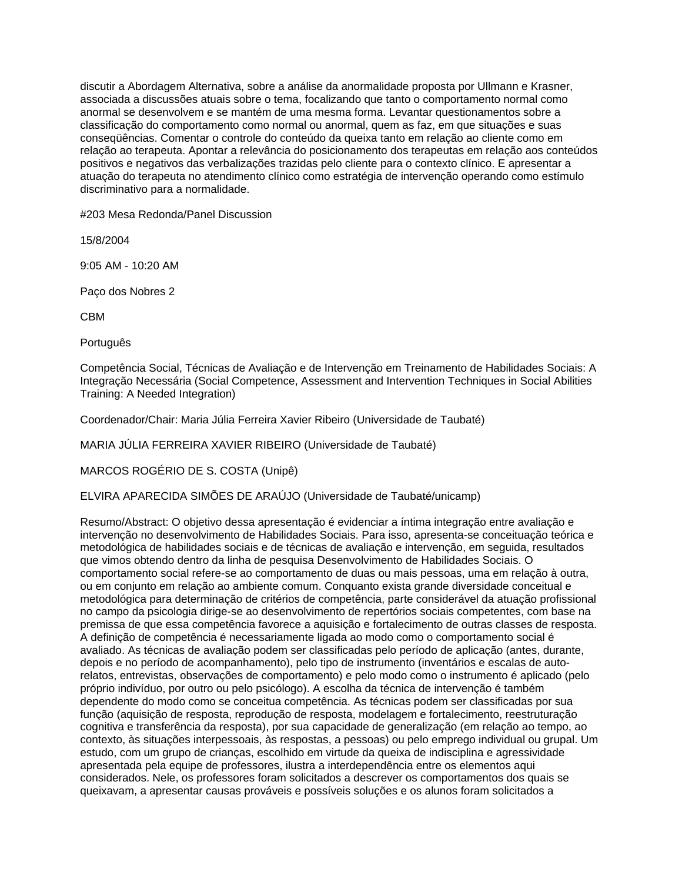discutir a Abordagem Alternativa, sobre a análise da anormalidade proposta por Ullmann e Krasner, associada a discussões atuais sobre o tema, focalizando que tanto o comportamento normal como anormal se desenvolvem e se mantém de uma mesma forma. Levantar questionamentos sobre a classificação do comportamento como normal ou anormal, quem as faz, em que situações e suas conseqüências. Comentar o controle do conteúdo da queixa tanto em relação ao cliente como em relação ao terapeuta. Apontar a relevância do posicionamento dos terapeutas em relação aos conteúdos positivos e negativos das verbalizações trazidas pelo cliente para o contexto clínico. E apresentar a atuação do terapeuta no atendimento clínico como estratégia de intervenção operando como estímulo discriminativo para a normalidade.

#203 Mesa Redonda/Panel Discussion

15/8/2004

9:05 AM - 10:20 AM

Paço dos Nobres 2

CBM

Português

Competência Social, Técnicas de Avaliação e de Intervenção em Treinamento de Habilidades Sociais: A Integração Necessária (Social Competence, Assessment and Intervention Techniques in Social Abilities Training: A Needed Integration)

Coordenador/Chair: Maria Júlia Ferreira Xavier Ribeiro (Universidade de Taubaté)

MARIA JÚLIA FERREIRA XAVIER RIBEIRO (Universidade de Taubaté)

MARCOS ROGÉRIO DE S. COSTA (Unipê)

ELVIRA APARECIDA SIMÕES DE ARAÚJO (Universidade de Taubaté/unicamp)

Resumo/Abstract: O objetivo dessa apresentação é evidenciar a íntima integração entre avaliação e intervenção no desenvolvimento de Habilidades Sociais. Para isso, apresenta-se conceituação teórica e metodológica de habilidades sociais e de técnicas de avaliação e intervenção, em seguida, resultados que vimos obtendo dentro da linha de pesquisa Desenvolvimento de Habilidades Sociais. O comportamento social refere-se ao comportamento de duas ou mais pessoas, uma em relação à outra, ou em conjunto em relação ao ambiente comum. Conquanto exista grande diversidade conceitual e metodológica para determinação de critérios de competência, parte considerável da atuação profissional no campo da psicologia dirige-se ao desenvolvimento de repertórios sociais competentes, com base na premissa de que essa competência favorece a aquisição e fortalecimento de outras classes de resposta. A definição de competência é necessariamente ligada ao modo como o comportamento social é avaliado. As técnicas de avaliação podem ser classificadas pelo período de aplicação (antes, durante, depois e no período de acompanhamento), pelo tipo de instrumento (inventários e escalas de auto-relatos, entrevistas, observações de comportamento) e pelo modo como o instrumento é aplicado (pelo próprio indivíduo, por outro ou pelo psicólogo). A escolha da técnica de intervenção é também dependente do modo como se conceitua competência. As técnicas podem ser classificadas por sua função (aquisição de resposta, reprodução de resposta, modelagem e fortalecimento, reestruturação cognitiva e transferência da resposta), por sua capacidade de generalização (em relação ao tempo, ao contexto, às situações interpessoais, às respostas, a pessoas) ou pelo emprego individual ou grupal. Um estudo, com um grupo de crianças, escolhido em virtude da queixa de indisciplina e agressividade apresentada pela equipe de professores, ilustra a interdependência entre os elementos aqui considerados. Nele, os professores foram solicitados a descrever os comportamentos dos quais se queixavam, a apresentar causas prováveis e possíveis soluções e os alunos foram solicitados a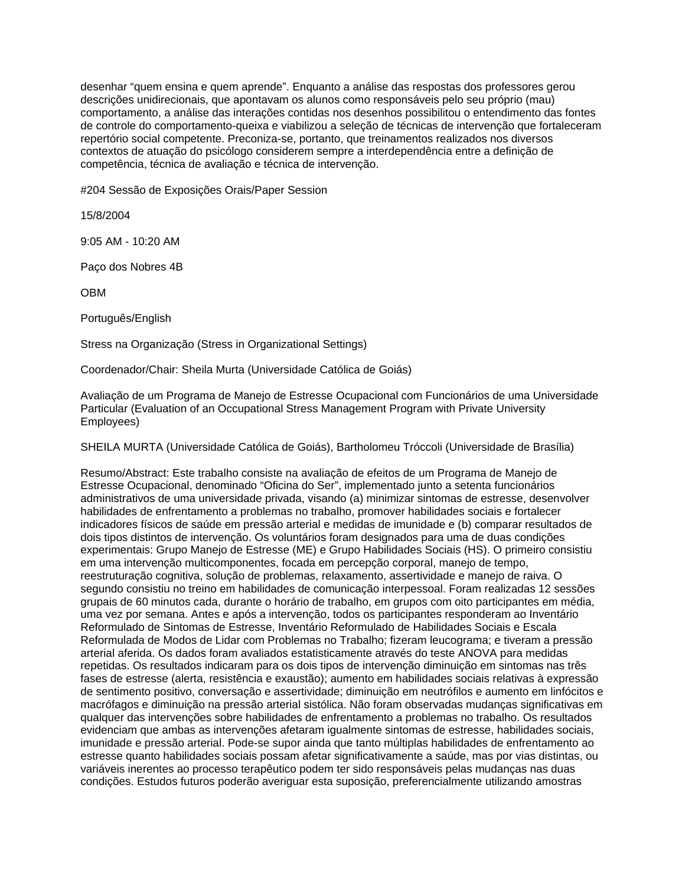desenhar “quem ensina e quem aprende”. Enquanto a análise das respostas dos professores gerou descrições unidirecionais, que apontavam os alunos como responsáveis pelo seu próprio (mau) comportamento, a análise das interações contidas nos desenhos possibilitou o entendimento das fontes de controle do comportamento-queixa e viabilizou a seleção de técnicas de intervenção que fortaleceram repertório social competente. Preconiza-se, portanto, que treinamentos realizados nos diversos contextos de atuação do psicólogo considerem sempre a interdependência entre a definição de competência, técnica de avaliação e técnica de intervenção.

#204 Sessão de Exposições Orais/Paper Session

15/8/2004

9:05 AM - 10:20 AM

Paço dos Nobres 4B

OBM

Português/English

Stress na Organização (Stress in Organizational Settings)

Coordenador/Chair: Sheila Murta (Universidade Católica de Goiás)

Avaliação de um Programa de Manejo de Estresse Ocupacional com Funcionários de uma Universidade Particular (Evaluation of an Occupational Stress Management Program with Private University Employees)

SHEILA MURTA (Universidade Católica de Goiás), Bartholomeu Tróccoli (Universidade de Brasília)

Resumo/Abstract: Este trabalho consiste na avaliação de efeitos de um Programa de Manejo de Estresse Ocupacional, denominado “Oficina do Ser”, implementado junto a setenta funcionários administrativos de uma universidade privada, visando (a) minimizar sintomas de estresse, desenvolver habilidades de enfrentamento a problemas no trabalho, promover habilidades sociais e fortalecer indicadores físicos de saúde em pressão arterial e medidas de imunidade e (b) comparar resultados de dois tipos distintos de intervenção. Os voluntários foram designados para uma de duas condições experimentais: Grupo Manejo de Estresse (ME) e Grupo Habilidades Sociais (HS). O primeiro consistiu em uma intervenção multicomponentes, focada em percepção corporal, manejo de tempo, reestruturação cognitiva, solução de problemas, relaxamento, assertividade e manejo de raiva. O segundo consistiu no treino em habilidades de comunicação interpessoal. Foram realizadas 12 sessões grupais de 60 minutos cada, durante o horário de trabalho, em grupos com oito participantes em média, uma vez por semana. Antes e após a intervenção, todos os participantes responderam ao Inventário Reformulado de Sintomas de Estresse, Inventário Reformulado de Habilidades Sociais e Escala Reformulada de Modos de Lidar com Problemas no Trabalho; fizeram leucograma; e tiveram a pressão arterial aferida. Os dados foram avaliados estatisticamente através do teste ANOVA para medidas repetidas. Os resultados indicaram para os dois tipos de intervenção diminuição em sintomas nas três fases de estresse (alerta, resistência e exaustão); aumento em habilidades sociais relativas à expressão de sentimento positivo, conversação e assertividade; diminuição em neutrófilos e aumento em linfócitos e macrófagos e diminuição na pressão arterial sistólica. Não foram observadas mudanças significativas em qualquer das intervenções sobre habilidades de enfrentamento a problemas no trabalho. Os resultados evidenciam que ambas as intervenções afetaram igualmente sintomas de estresse, habilidades sociais, imunidade e pressão arterial. Pode-se supor ainda que tanto múltiplas habilidades de enfrentamento ao estresse quanto habilidades sociais possam afetar significativamente a saúde, mas por vias distintas, ou variáveis inerentes ao processo terapêutico podem ter sido responsáveis pelas mudanças nas duas condições. Estudos futuros poderão averiguar esta suposição, preferencialmente utilizando amostras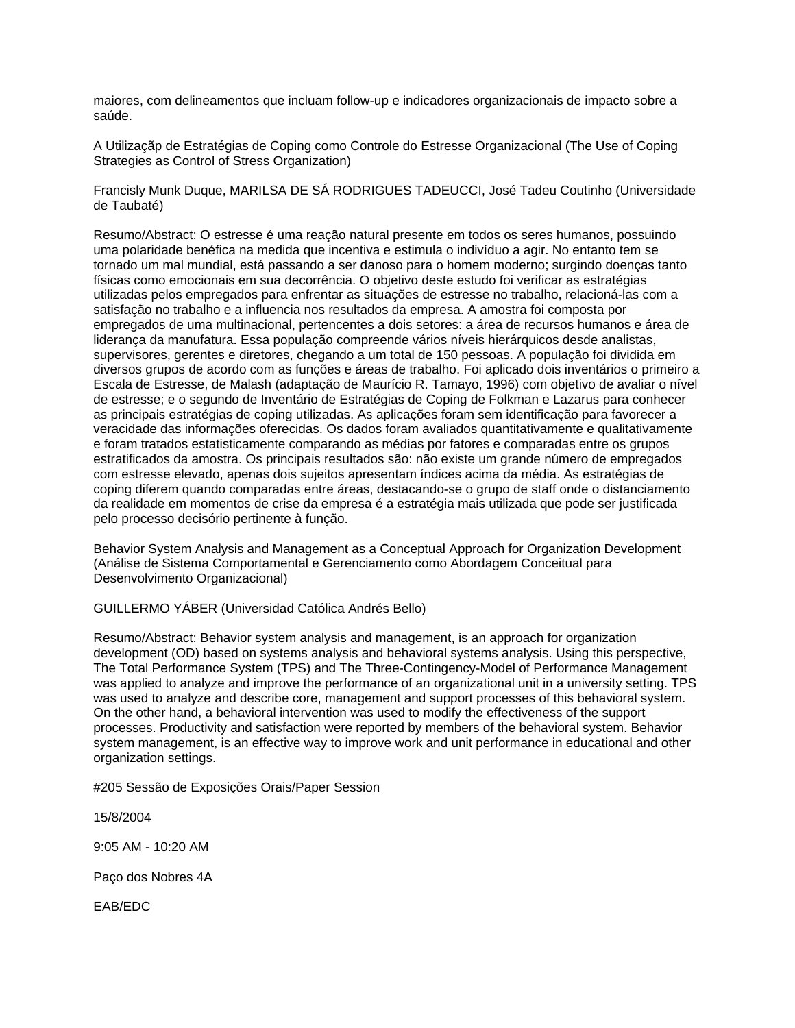maiores, com delineamentos que incluam follow-up e indicadores organizacionais de impacto sobre a saúde.

A Utilizaçãp de Estratégias de Coping como Controle do Estresse Organizacional (The Use of Coping Strategies as Control of Stress Organization)

Francisly Munk Duque, MARILSA DE SÁ RODRIGUES TADEUCCI, José Tadeu Coutinho (Universidade de Taubaté)

Resumo/Abstract: O estresse é uma reação natural presente em todos os seres humanos, possuindo uma polaridade benéfica na medida que incentiva e estimula o indivíduo a agir. No entanto tem se tornado um mal mundial, está passando a ser danoso para o homem moderno; surgindo doenças tanto físicas como emocionais em sua decorrência. O objetivo deste estudo foi verificar as estratégias utilizadas pelos empregados para enfrentar as situações de estresse no trabalho, relacioná-las com a satisfação no trabalho e a influencia nos resultados da empresa. A amostra foi composta por empregados de uma multinacional, pertencentes a dois setores: a área de recursos humanos e área de liderança da manufatura. Essa população compreende vários níveis hierárquicos desde analistas, supervisores, gerentes e diretores, chegando a um total de 150 pessoas. A população foi dividida em diversos grupos de acordo com as funções e áreas de trabalho. Foi aplicado dois inventários o primeiro a Escala de Estresse, de Malash (adaptação de Maurício R. Tamayo, 1996) com objetivo de avaliar o nível de estresse; e o segundo de Inventário de Estratégias de Coping de Folkman e Lazarus para conhecer as principais estratégias de coping utilizadas. As aplicações foram sem identificação para favorecer a veracidade das informações oferecidas. Os dados foram avaliados quantitativamente e qualitativamente e foram tratados estatisticamente comparando as médias por fatores e comparadas entre os grupos estratificados da amostra. Os principais resultados são: não existe um grande número de empregados com estresse elevado, apenas dois sujeitos apresentam índices acima da média. As estratégias de coping diferem quando comparadas entre áreas, destacando-se o grupo de staff onde o distanciamento da realidade em momentos de crise da empresa é a estratégia mais utilizada que pode ser justificada pelo processo decisório pertinente à função.

Behavior System Analysis and Management as a Conceptual Approach for Organization Development (Análise de Sistema Comportamental e Gerenciamento como Abordagem Conceitual para Desenvolvimento Organizacional)

GUILLERMO YÁBER (Universidad Católica Andrés Bello)

Resumo/Abstract: Behavior system analysis and management, is an approach for organization development (OD) based on systems analysis and behavioral systems analysis. Using this perspective, The Total Performance System (TPS) and The Three-Contingency-Model of Performance Management was applied to analyze and improve the performance of an organizational unit in a university setting. TPS was used to analyze and describe core, management and support processes of this behavioral system. On the other hand, a behavioral intervention was used to modify the effectiveness of the support processes. Productivity and satisfaction were reported by members of the behavioral system. Behavior system management, is an effective way to improve work and unit performance in educational and other organization settings.

#205 Sessão de Exposições Orais/Paper Session

15/8/2004

9:05 AM - 10:20 AM

Paço dos Nobres 4A

EAB/EDC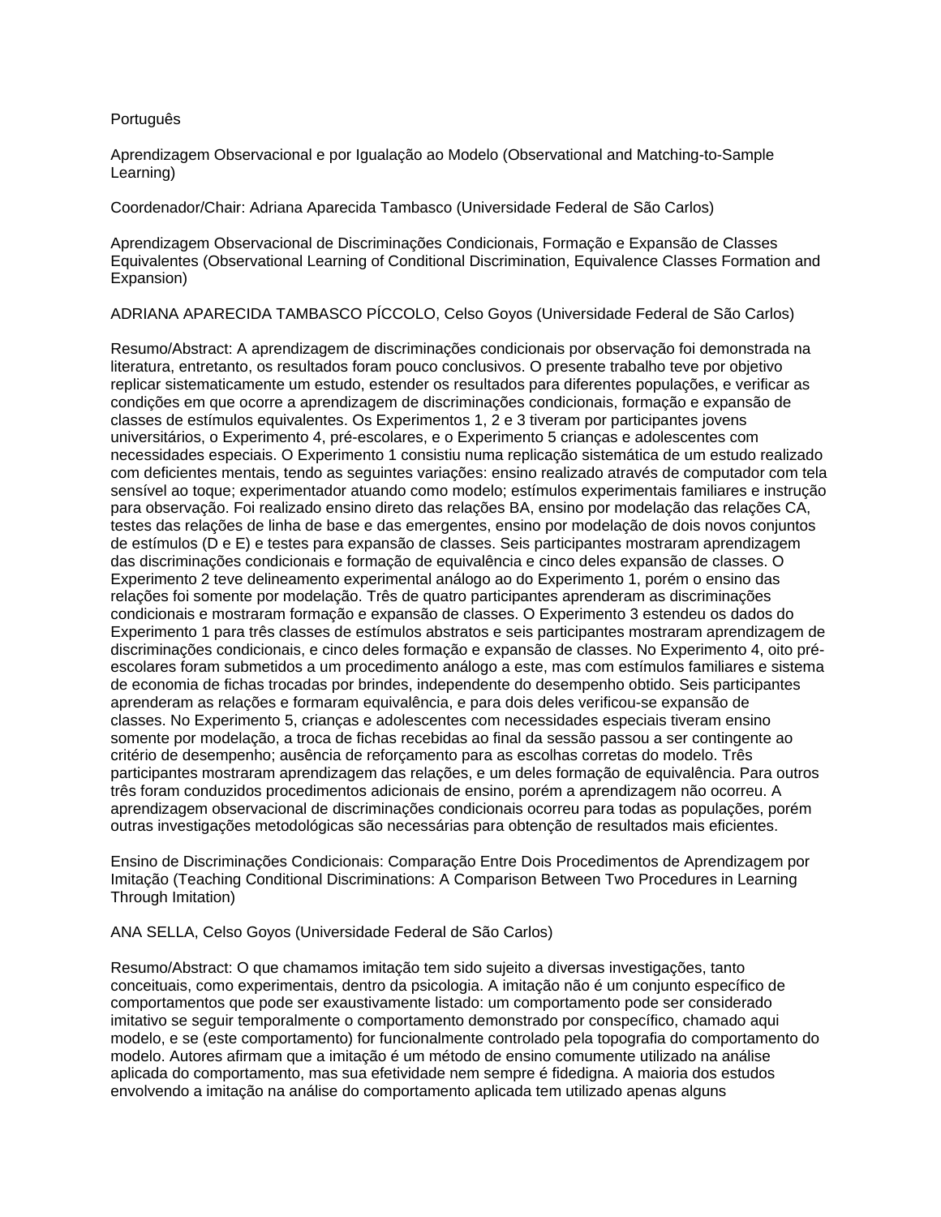Português

Aprendizagem Observacional e por Igualação ao Modelo (Observational and Matching-to-Sample Learning)

Coordenador/Chair: Adriana Aparecida Tambasco (Universidade Federal de São Carlos)

Aprendizagem Observacional de Discriminações Condicionais, Formação e Expansão de Classes Equivalentes (Observational Learning of Conditional Discrimination, Equivalence Classes Formation and Expansion)

ADRIANA APARECIDA TAMBASCO PÍCCOLO, Celso Goyos (Universidade Federal de São Carlos)

Resumo/Abstract: A aprendizagem de discriminações condicionais por observação foi demonstrada na literatura, entretanto, os resultados foram pouco conclusivos. O presente trabalho teve por objetivo replicar sistematicamente um estudo, estender os resultados para diferentes populações, e verificar as condições em que ocorre a aprendizagem de discriminações condicionais, formação e expansão de classes de estímulos equivalentes. Os Experimentos 1, 2 e 3 tiveram por participantes jovens universitários, o Experimento 4, pré-escolares, e o Experimento 5 crianças e adolescentes com necessidades especiais. O Experimento 1 consistiu numa replicação sistemática de um estudo realizado com deficientes mentais, tendo as seguintes variações: ensino realizado através de computador com tela sensível ao toque; experimentador atuando como modelo; estímulos experimentais familiares e instrução para observação. Foi realizado ensino direto das relações BA, ensino por modelação das relações CA, testes das relações de linha de base e das emergentes, ensino por modelação de dois novos conjuntos de estímulos (D e E) e testes para expansão de classes. Seis participantes mostraram aprendizagem das discriminações condicionais e formação de equivalência e cinco deles expansão de classes. O Experimento 2 teve delineamento experimental análogo ao do Experimento 1, porém o ensino das relações foi somente por modelação. Três de quatro participantes aprenderam as discriminações condicionais e mostraram formação e expansão de classes. O Experimento 3 estendeu os dados do Experimento 1 para três classes de estímulos abstratos e seis participantes mostraram aprendizagem de discriminações condicionais, e cinco deles formação e expansão de classes. No Experimento 4, oito pré-escolares foram submetidos a um procedimento análogo a este, mas com estímulos familiares e sistema de economia de fichas trocadas por brindes, independente do desempenho obtido. Seis participantes aprenderam as relações e formaram equivalência, e para dois deles verificou-se expansão de classes. No Experimento 5, crianças e adolescentes com necessidades especiais tiveram ensino somente por modelação, a troca de fichas recebidas ao final da sessão passou a ser contingente ao critério de desempenho; ausência de reforçamento para as escolhas corretas do modelo. Três participantes mostraram aprendizagem das relações, e um deles formação de equivalência. Para outros três foram conduzidos procedimentos adicionais de ensino, porém a aprendizagem não ocorreu. A aprendizagem observacional de discriminações condicionais ocorreu para todas as populações, porém outras investigações metodológicas são necessárias para obtenção de resultados mais eficientes.

Ensino de Discriminações Condicionais: Comparação Entre Dois Procedimentos de Aprendizagem por Imitação (Teaching Conditional Discriminations: A Comparison Between Two Procedures in Learning Through Imitation)

ANA SELLA, Celso Goyos (Universidade Federal de São Carlos)

Resumo/Abstract: O que chamamos imitação tem sido sujeito a diversas investigações, tanto conceituais, como experimentais, dentro da psicologia. A imitação não é um conjunto específico de comportamentos que pode ser exaustivamente listado: um comportamento pode ser considerado imitativo se seguir temporalmente o comportamento demonstrado por conspecífico, chamado aqui modelo, e se (este comportamento) for funcionalmente controlado pela topografia do comportamento do modelo. Autores afirmam que a imitação é um método de ensino comumente utilizado na análise aplicada do comportamento, mas sua efetividade nem sempre é fidedigna. A maioria dos estudos envolvendo a imitação na análise do comportamento aplicada tem utilizado apenas alguns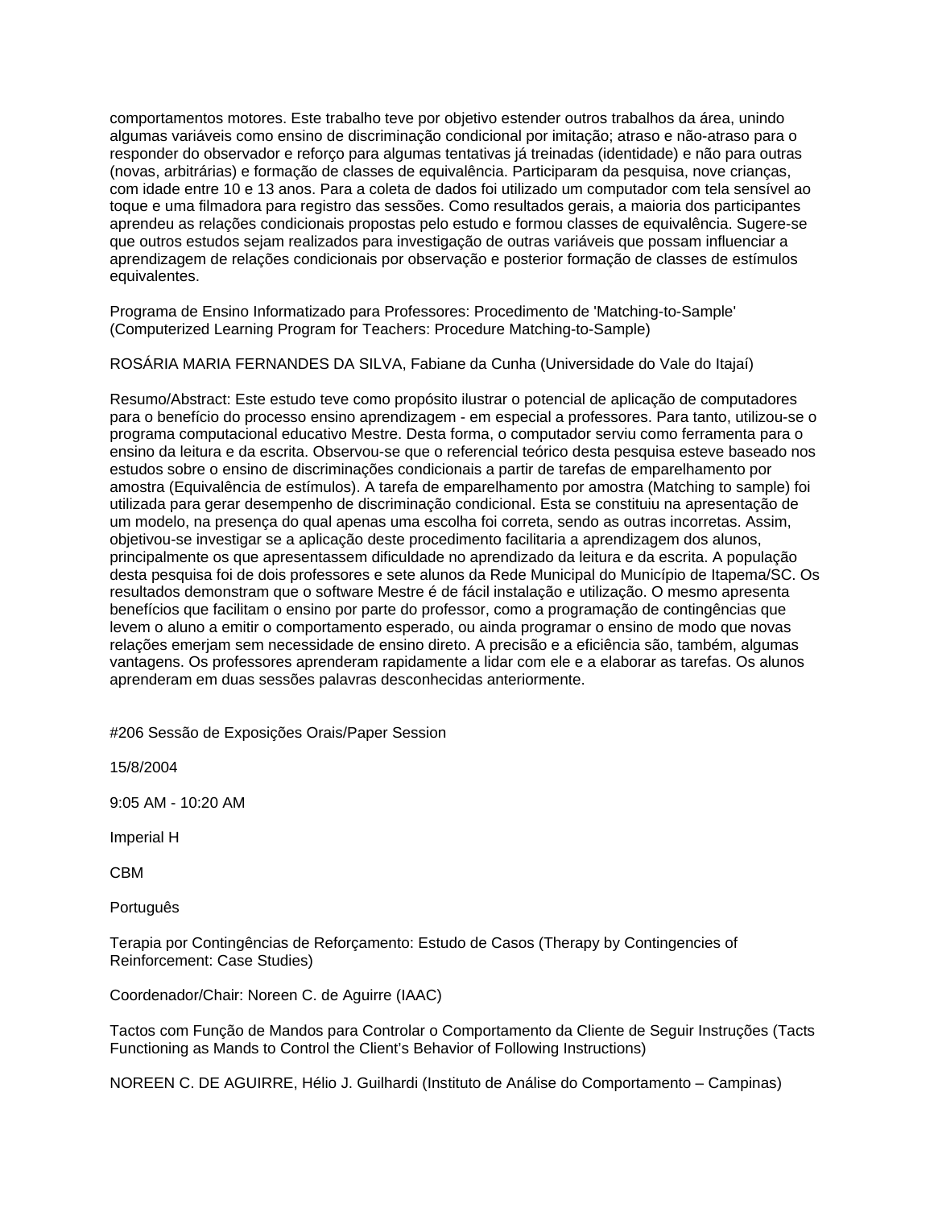comportamentos motores. Este trabalho teve por objetivo estender outros trabalhos da área, unindo algumas variáveis como ensino de discriminação condicional por imitação; atraso e não-atraso para o responder do observador e reforço para algumas tentativas já treinadas (identidade) e não para outras (novas, arbitrárias) e formação de classes de equivalência. Participaram da pesquisa, nove crianças, com idade entre 10 e 13 anos. Para a coleta de dados foi utilizado um computador com tela sensível ao toque e uma filmadora para registro das sessões. Como resultados gerais, a maioria dos participantes aprendeu as relações condicionais propostas pelo estudo e formou classes de equivalência. Sugere-se que outros estudos sejam realizados para investigação de outras variáveis que possam influenciar a aprendizagem de relações condicionais por observação e posterior formação de classes de estímulos equivalentes.

Programa de Ensino Informatizado para Professores: Procedimento de 'Matching-to-Sample' (Computerized Learning Program for Teachers: Procedure Matching-to-Sample)

ROSÁRIA MARIA FERNANDES DA SILVA, Fabiane da Cunha (Universidade do Vale do Itajaí)

Resumo/Abstract: Este estudo teve como propósito ilustrar o potencial de aplicação de computadores para o benefício do processo ensino aprendizagem - em especial a professores. Para tanto, utilizou-se o programa computacional educativo Mestre. Desta forma, o computador serviu como ferramenta para o ensino da leitura e da escrita. Observou-se que o referencial teórico desta pesquisa esteve baseado nos estudos sobre o ensino de discriminações condicionais a partir de tarefas de emparelhamento por amostra (Equivalência de estímulos). A tarefa de emparelhamento por amostra (Matching to sample) foi utilizada para gerar desempenho de discriminação condicional. Esta se constituiu na apresentação de um modelo, na presença do qual apenas uma escolha foi correta, sendo as outras incorretas. Assim, objetivou-se investigar se a aplicação deste procedimento facilitaria a aprendizagem dos alunos, principalmente os que apresentassem dificuldade no aprendizado da leitura e da escrita. A população desta pesquisa foi de dois professores e sete alunos da Rede Municipal do Município de Itapema/SC. Os resultados demonstram que o software Mestre é de fácil instalação e utilização. O mesmo apresenta benefícios que facilitam o ensino por parte do professor, como a programação de contingências que levem o aluno a emitir o comportamento esperado, ou ainda programar o ensino de modo que novas relações emerjam sem necessidade de ensino direto. A precisão e a eficiência são, também, algumas vantagens. Os professores aprenderam rapidamente a lidar com ele e a elaborar as tarefas. Os alunos aprenderam em duas sessões palavras desconhecidas anteriormente.

#206 Sessão de Exposições Orais/Paper Session

15/8/2004

9:05 AM - 10:20 AM

Imperial H

CBM

Português

Terapia por Contingências de Reforçamento: Estudo de Casos (Therapy by Contingencies of Reinforcement: Case Studies)

Coordenador/Chair: Noreen C. de Aguirre (IAAC)

Tactos com Função de Mandos para Controlar o Comportamento da Cliente de Seguir Instruções (Tacts Functioning as Mands to Control the Client's Behavior of Following Instructions)

NOREEN C. DE AGUIRRE, Hélio J. Guilhardi (Instituto de Análise do Comportamento – Campinas)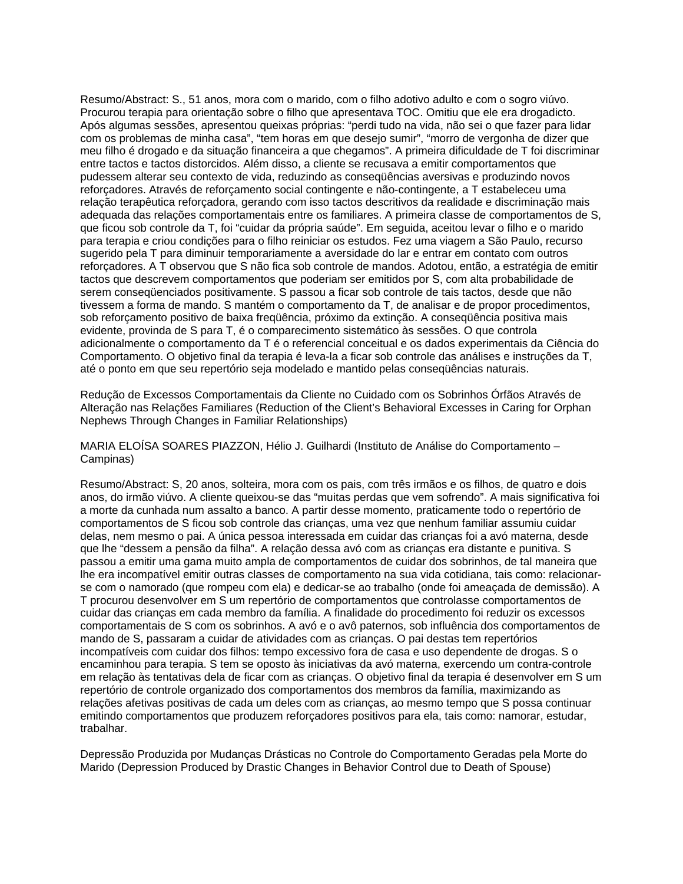Resumo/Abstract: S., 51 anos, mora com o marido, com o filho adotivo adulto e com o sogro viúvo. Procurou terapia para orientação sobre o filho que apresentava TOC. Omitiu que ele era drogadicto. Após algumas sessões, apresentou queixas próprias: “perdi tudo na vida, não sei o que fazer para lidar com os problemas de minha casa”, “tem horas em que desejo sumir”, “morro de vergonha de dizer que meu filho é drogado e da situação financeira a que chegamos”. A primeira dificuldade de T foi discriminar entre tactos e tactos distorcidos. Além disso, a cliente se recusava a emitir comportamentos que pudessem alterar seu contexto de vida, reduzindo as conseqüências aversivas e produzindo novos reforçadores. Através de reforçamento social contingente e não-contingente, a T estabeleceu uma relação terapêutica reforçadora, gerando com isso tactos descritivos da realidade e discriminação mais adequada das relações comportamentais entre os familiares. A primeira classe de comportamentos de S, que ficou sob controle da T, foi “cuidar da própria saúde”. Em seguida, aceitou levar o filho e o marido para terapia e criou condições para o filho reiniciar os estudos. Fez uma viagem a São Paulo, recurso sugerido pela T para diminuir temporariamente a aversidade do lar e entrar em contato com outros reforçadores. A T observou que S não fica sob controle de mandos. Adotou, então, a estratégia de emitir tactos que descrevem comportamentos que poderiam ser emitidos por S, com alta probabilidade de serem conseqüenciados positivamente. S passou a ficar sob controle de tais tactos, desde que não tivessem a forma de mando. S mantém o comportamento da T, de analisar e de propor procedimentos, sob reforçamento positivo de baixa freqüência, próximo da extinção. A conseqüência positiva mais evidente, provinda de S para T, é o comparecimento sistemático às sessões. O que controla adicionalmente o comportamento da T é o referencial conceitual e os dados experimentais da Ciência do Comportamento. O objetivo final da terapia é leva-la a ficar sob controle das análises e instruções da T, até o ponto em que seu repertório seja modelado e mantido pelas conseqüências naturais.

Redução de Excessos Comportamentais da Cliente no Cuidado com os Sobrinhos Órfãos Através de Alteração nas Relações Familiares (Reduction of the Client’s Behavioral Excesses in Caring for Orphan Nephews Through Changes in Familiar Relationships)

MARIA ELOÍSA SOARES PIAZZON, Hélio J. Guilhardi (Instituto de Análise do Comportamento – Campinas)

Resumo/Abstract: S, 20 anos, solteira, mora com os pais, com três irmãos e os filhos, de quatro e dois anos, do irmão viúvo. A cliente queixou-se das “muitas perdas que vem sofrendo”. A mais significativa foi a morte da cunhada num assalto a banco. A partir desse momento, praticamente todo o repertório de comportamentos de S ficou sob controle das crianças, uma vez que nenhum familiar assumiu cuidar delas, nem mesmo o pai. A única pessoa interessada em cuidar das crianças foi a avó materna, desde que lhe “dessem a pensão da filha”. A relação dessa avó com as crianças era distante e punitiva. S passou a emitir uma gama muito ampla de comportamentos de cuidar dos sobrinhos, de tal maneira que lhe era incompatível emitir outras classes de comportamento na sua vida cotidiana, tais como: relacionar-se com o namorado (que rompeu com ela) e dedicar-se ao trabalho (onde foi ameaçada de demissão). A T procurou desenvolver em S um repertório de comportamentos que controlasse comportamentos de cuidar das crianças em cada membro da família. A finalidade do procedimento foi reduzir os excessos comportamentais de S com os sobrinhos. A avó e o avô paternos, sob influência dos comportamentos de mando de S, passaram a cuidar de atividades com as crianças. O pai destas tem repertórios incompatíveis com cuidar dos filhos: tempo excessivo fora de casa e uso dependente de drogas. S o encaminhou para terapia. S tem se oposto às iniciativas da avó materna, exercendo um contra-controle em relação às tentativas dela de ficar com as crianças. O objetivo final da terapia é desenvolver em S um repertório de controle organizado dos comportamentos dos membros da família, maximizando as relações afetivas positivas de cada um deles com as crianças, ao mesmo tempo que S possa continuar emitindo comportamentos que produzem reforçadores positivos para ela, tais como: namorar, estudar, trabalhar.

Depressão Produzida por Mudanças Drásticas no Controle do Comportamento Geradas pela Morte do Marido (Depression Produced by Drastic Changes in Behavior Control due to Death of Spouse)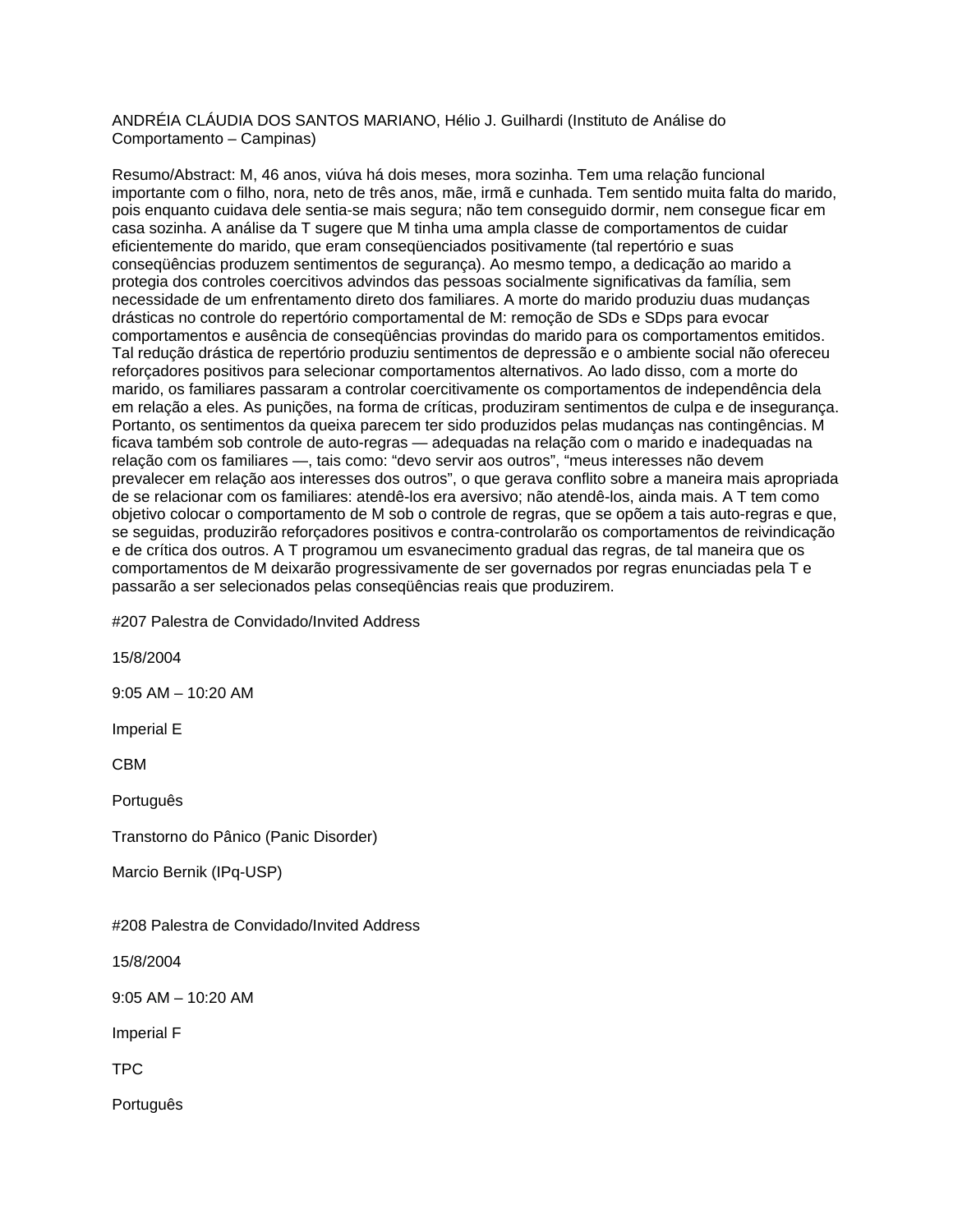ANDRÉIA CLÁUDIA DOS SANTOS MARIANO, Hélio J. Guilhardi (Instituto de Análise do Comportamento – Campinas)

Resumo/Abstract: M, 46 anos, viúva há dois meses, mora sozinha. Tem uma relação funcional importante com o filho, nora, neto de três anos, mãe, irmã e cunhada. Tem sentido muita falta do marido, pois enquanto cuidava dele sentia-se mais segura; não tem conseguido dormir, nem consegue ficar em casa sozinha. A análise da T sugere que M tinha uma ampla classe de comportamentos de cuidar eficientemente do marido, que eram conseqüenciados positivamente (tal repertório e suas conseqüências produzem sentimentos de segurança). Ao mesmo tempo, a dedicação ao marido a protegia dos controles coercitivos advindos das pessoas socialmente significativas da família, sem necessidade de um enfrentamento direto dos familiares. A morte do marido produziu duas mudanças drásticas no controle do repertório comportamental de M: remoção de SDs e SDps para evocar comportamentos e ausência de conseqüências provindas do marido para os comportamentos emitidos. Tal redução drástica de repertório produziu sentimentos de depressão e o ambiente social não ofereceu reforçadores positivos para selecionar comportamentos alternativos. Ao lado disso, com a morte do marido, os familiares passaram a controlar coercitivamente os comportamentos de independência dela em relação a eles. As punições, na forma de críticas, produziram sentimentos de culpa e de insegurança. Portanto, os sentimentos da queixa parecem ter sido produzidos pelas mudanças nas contingências. M ficava também sob controle de auto-regras — adequadas na relação com o marido e inadequadas na relação com os familiares —, tais como: "devo servir aos outros", "meus interesses não devem prevalecer em relação aos interesses dos outros", o que gerava conflito sobre a maneira mais apropriada de se relacionar com os familiares: atendê-los era aversivo; não atendê-los, ainda mais. A T tem como objetivo colocar o comportamento de M sob o controle de regras, que se opõem a tais auto-regras e que, se seguidas, produzirão reforçadores positivos e contra-controlarão os comportamentos de reivindicação e de crítica dos outros. A T programou um esvanecimento gradual das regras, de tal maneira que os comportamentos de M deixarão progressivamente de ser governados por regras enunciadas pela T e passarão a ser selecionados pelas conseqüências reais que produzirem.

#207 Palestra de Convidado/Invited Address

15/8/2004

9:05 AM – 10:20 AM

Imperial E

CBM

Português

Transtorno do Pânico (Panic Disorder)

Marcio Bernik (IPq-USP)

#208 Palestra de Convidado/Invited Address

15/8/2004

9:05 AM – 10:20 AM

Imperial F

TPC

Português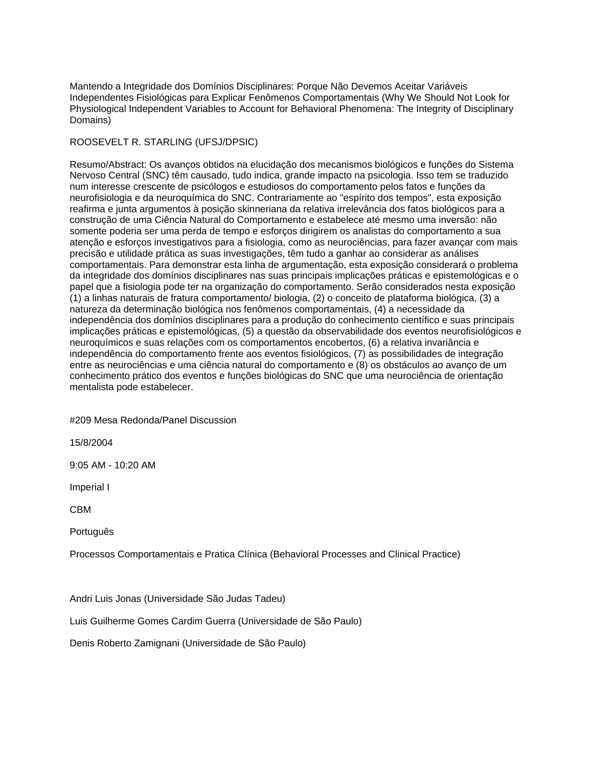Mantendo a Integridade dos Domínios Disciplinares: Porque Não Devemos Aceitar Variáveis Independentes Fisiológicas para Explicar Fenômenos Comportamentais (Why We Should Not Look for Physiological Independent Variables to Account for Behavioral Phenomena: The Integrity of Disciplinary Domains)

ROOSEVELT R. STARLING (UFSJ/DPSIC)

Resumo/Abstract: Os avanços obtidos na elucidação dos mecanismos biológicos e funções do Sistema Nervoso Central (SNC) têm causado, tudo indica, grande impacto na psicologia. Isso tem se traduzido num interesse crescente de psicólogos e estudiosos do comportamento pelos fatos e funções da neurofisiologia e da neuroquímica do SNC. Contrariamente ao "espírito dos tempos", esta exposição reafirma e junta argumentos à posição skinneriana da relativa irrelevância dos fatos biológicos para a construção de uma Ciência Natural do Comportamento e estabelece até mesmo uma inversão: não somente poderia ser uma perda de tempo e esforços dirigirem os analistas do comportamento a sua atenção e esforços investigativos para a fisiologia, como as neurociências, para fazer avançar com mais precisão e utilidade prática as suas investigações, têm tudo a ganhar ao considerar as análises comportamentais. Para demonstrar esta linha de argumentação, esta exposição considerará o problema da integridade dos domínios disciplinares nas suas principais implicações práticas e epistemológicas e o papel que a fisiologia pode ter na organização do comportamento. Serão considerados nesta exposição (1) a linhas naturais de fratura comportamento/ biologia, (2) o conceito de plataforma biológica, (3) a natureza da determinação biológica nos fenômenos comportamentais, (4) a necessidade da independência dos domínios disciplinares para a produção do conhecimento científico e suas principais implicações práticas e epistemológicas, (5) a questão da observabilidade dos eventos neurofisiológicos e neuroquímicos e suas relações com os comportamentos encobertos, (6) a relativa invariância e independência do comportamento frente aos eventos fisiológicos, (7) as possibilidades de integração entre as neurociências e uma ciência natural do comportamento e (8) os obstáculos ao avanço de um conhecimento prático dos eventos e funções biológicas do SNC que uma neurociência de orientação mentalista pode estabelecer.

#209 Mesa Redonda/Panel Discussion

15/8/2004

9:05 AM - 10:20 AM

Imperial I

CBM

Português

Processos Comportamentais e Pratica Clínica (Behavioral Processes and Clinical Practice)

Andri Luis Jonas (Universidade São Judas Tadeu)

Luis Guilherme Gomes Cardim Guerra (Universidade de São Paulo)

Denis Roberto Zamignani (Universidade de São Paulo)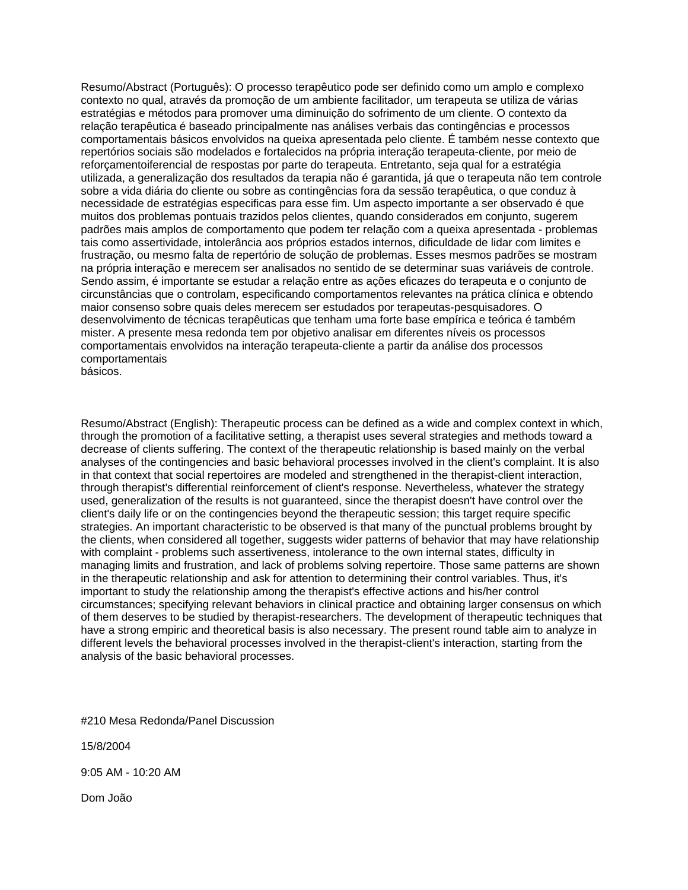Resumo/Abstract (Português): O processo terapêutico pode ser definido como um amplo e complexo contexto no qual, através da promoção de um ambiente facilitador, um terapeuta se utiliza de várias estratégias e métodos para promover uma diminuição do sofrimento de um cliente. O contexto da relação terapêutica é baseado principalmente nas análises verbais das contingências e processos comportamentais básicos envolvidos na queixa apresentada pelo cliente. É também nesse contexto que repertórios sociais são modelados e fortalecidos na própria interação terapeuta-cliente, por meio de reforçamentoiferencial de respostas por parte do terapeuta. Entretanto, seja qual for a estratégia utilizada, a generalização dos resultados da terapia não é garantida, já que o terapeuta não tem controle sobre a vida diária do cliente ou sobre as contingências fora da sessão terapêutica, o que conduz à necessidade de estratégias especificas para esse fim. Um aspecto importante a ser observado é que muitos dos problemas pontuais trazidos pelos clientes, quando considerados em conjunto, sugerem padrões mais amplos de comportamento que podem ter relação com a queixa apresentada - problemas tais como assertividade, intolerância aos próprios estados internos, dificuldade de lidar com limites e frustração, ou mesmo falta de repertório de solução de problemas. Esses mesmos padrões se mostram na própria interação e merecem ser analisados no sentido de se determinar suas variáveis de controle. Sendo assim, é importante se estudar a relação entre as ações eficazes do terapeuta e o conjunto de circunstâncias que o controlam, especificando comportamentos relevantes na prática clínica e obtendo maior consenso sobre quais deles merecem ser estudados por terapeutas-pesquisadores. O desenvolvimento de técnicas terapêuticas que tenham uma forte base empírica e teórica é também mister. A presente mesa redonda tem por objetivo analisar em diferentes níveis os processos comportamentais envolvidos na interação terapeuta-cliente a partir da análise dos processos comportamentais
básicos.

Resumo/Abstract (English): Therapeutic process can be defined as a wide and complex context in which, through the promotion of a facilitative setting, a therapist uses several strategies and methods toward a decrease of clients suffering. The context of the therapeutic relationship is based mainly on the verbal analyses of the contingencies and basic behavioral processes involved in the client's complaint. It is also in that context that social repertoires are modeled and strengthened in the therapist-client interaction, through therapist's differential reinforcement of client's response. Nevertheless, whatever the strategy used, generalization of the results is not guaranteed, since the therapist doesn't have control over the client's daily life or on the contingencies beyond the therapeutic session; this target require specific strategies. An important characteristic to be observed is that many of the punctual problems brought by the clients, when considered all together, suggests wider patterns of behavior that may have relationship with complaint - problems such assertiveness, intolerance to the own internal states, difficulty in managing limits and frustration, and lack of problems solving repertoire. Those same patterns are shown in the therapeutic relationship and ask for attention to determining their control variables. Thus, it's important to study the relationship among the therapist's effective actions and his/her control circumstances; specifying relevant behaviors in clinical practice and obtaining larger consensus on which of them deserves to be studied by therapist-researchers. The development of therapeutic techniques that have a strong empiric and theoretical basis is also necessary. The present round table aim to analyze in different levels the behavioral processes involved in the therapist-client's interaction, starting from the analysis of the basic behavioral processes.

#210 Mesa Redonda/Panel Discussion

15/8/2004

9:05 AM - 10:20 AM

Dom João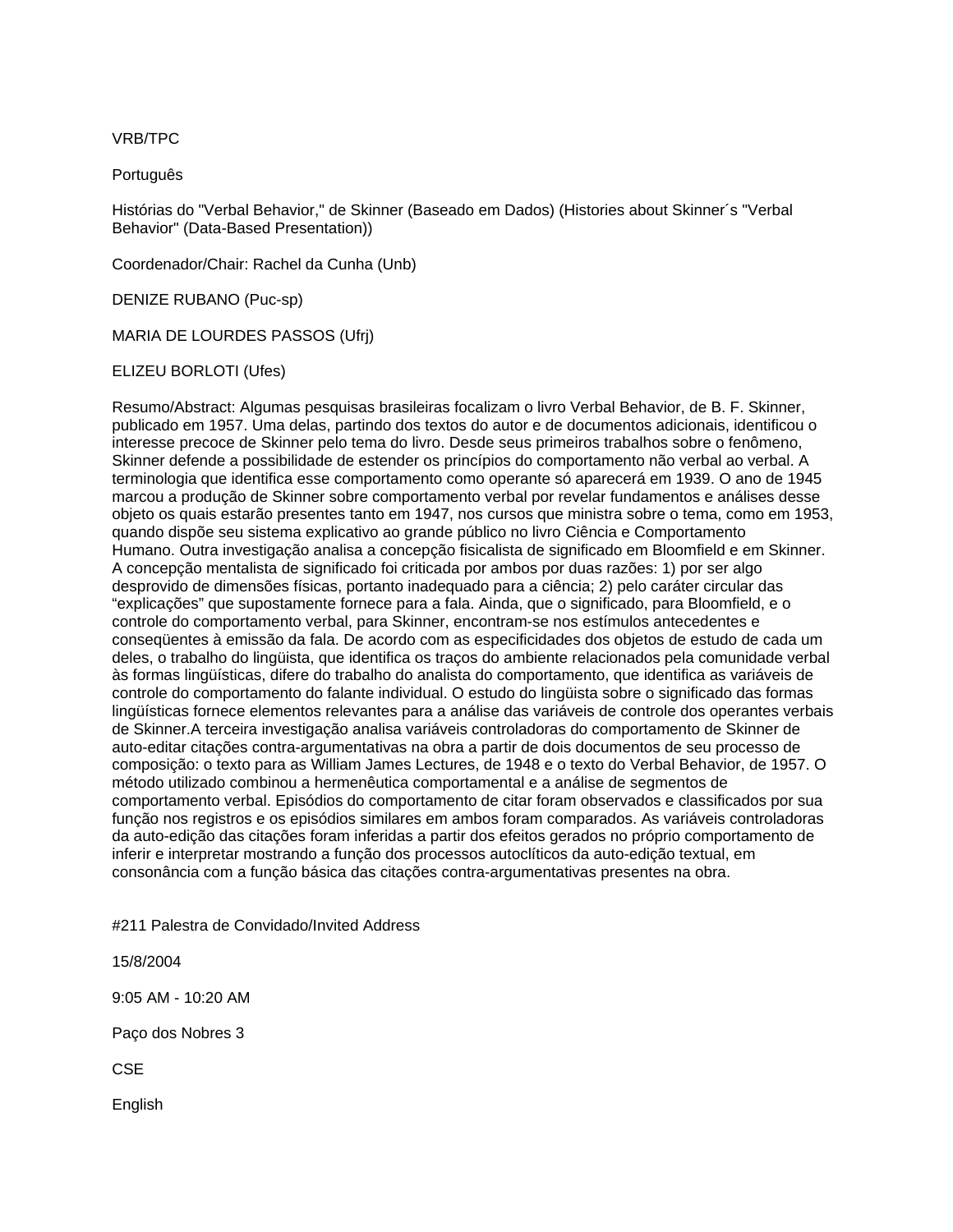VRB/TPC

Português

Histórias do "Verbal Behavior," de Skinner (Baseado em Dados) (Histories about Skinner´s "Verbal Behavior" (Data-Based Presentation))

Coordenador/Chair: Rachel da Cunha (Unb)

DENIZE RUBANO (Puc-sp)

MARIA DE LOURDES PASSOS (Ufrj)

ELIZEU BORLOTI (Ufes)

Resumo/Abstract: Algumas pesquisas brasileiras focalizam o livro Verbal Behavior, de B. F. Skinner, publicado em 1957. Uma delas, partindo dos textos do autor e de documentos adicionais, identificou o interesse precoce de Skinner pelo tema do livro. Desde seus primeiros trabalhos sobre o fenômeno, Skinner defende a possibilidade de estender os princípios do comportamento não verbal ao verbal. A terminologia que identifica esse comportamento como operante só aparecerá em 1939. O ano de 1945 marcou a produção de Skinner sobre comportamento verbal por revelar fundamentos e análises desse objeto os quais estarão presentes tanto em 1947, nos cursos que ministra sobre o tema, como em 1953, quando dispõe seu sistema explicativo ao grande público no livro Ciência e Comportamento Humano. Outra investigação analisa a concepção fisicalista de significado em Bloomfield e em Skinner. A concepção mentalista de significado foi criticada por ambos por duas razões: 1) por ser algo desprovido de dimensões físicas, portanto inadequado para a ciência; 2) pelo caráter circular das “explicações” que supostamente fornece para a fala. Ainda, que o significado, para Bloomfield, e o controle do comportamento verbal, para Skinner, encontram-se nos estímulos antecedentes e conseqüentes à emissão da fala. De acordo com as especificidades dos objetos de estudo de cada um deles, o trabalho do lingüista, que identifica os traços do ambiente relacionados pela comunidade verbal às formas lingüísticas, difere do trabalho do analista do comportamento, que identifica as variáveis de controle do comportamento do falante individual. O estudo do lingüista sobre o significado das formas lingüísticas fornece elementos relevantes para a análise das variáveis de controle dos operantes verbais de Skinner.A terceira investigação analisa variáveis controladoras do comportamento de Skinner de auto-editar citações contra-argumentativas na obra a partir de dois documentos de seu processo de composição: o texto para as William James Lectures, de 1948 e o texto do Verbal Behavior, de 1957. O método utilizado combinou a hermenêutica comportamental e a análise de segmentos de comportamento verbal. Episódios do comportamento de citar foram observados e classificados por sua função nos registros e os episódios similares em ambos foram comparados. As variáveis controladoras da auto-edição das citações foram inferidas a partir dos efeitos gerados no próprio comportamento de inferir e interpretar mostrando a função dos processos autoclíticos da auto-edição textual, em consonância com a função básica das citações contra-argumentativas presentes na obra.

#211 Palestra de Convidado/Invited Address

15/8/2004

9:05 AM - 10:20 AM

Paço dos Nobres 3

CSE

English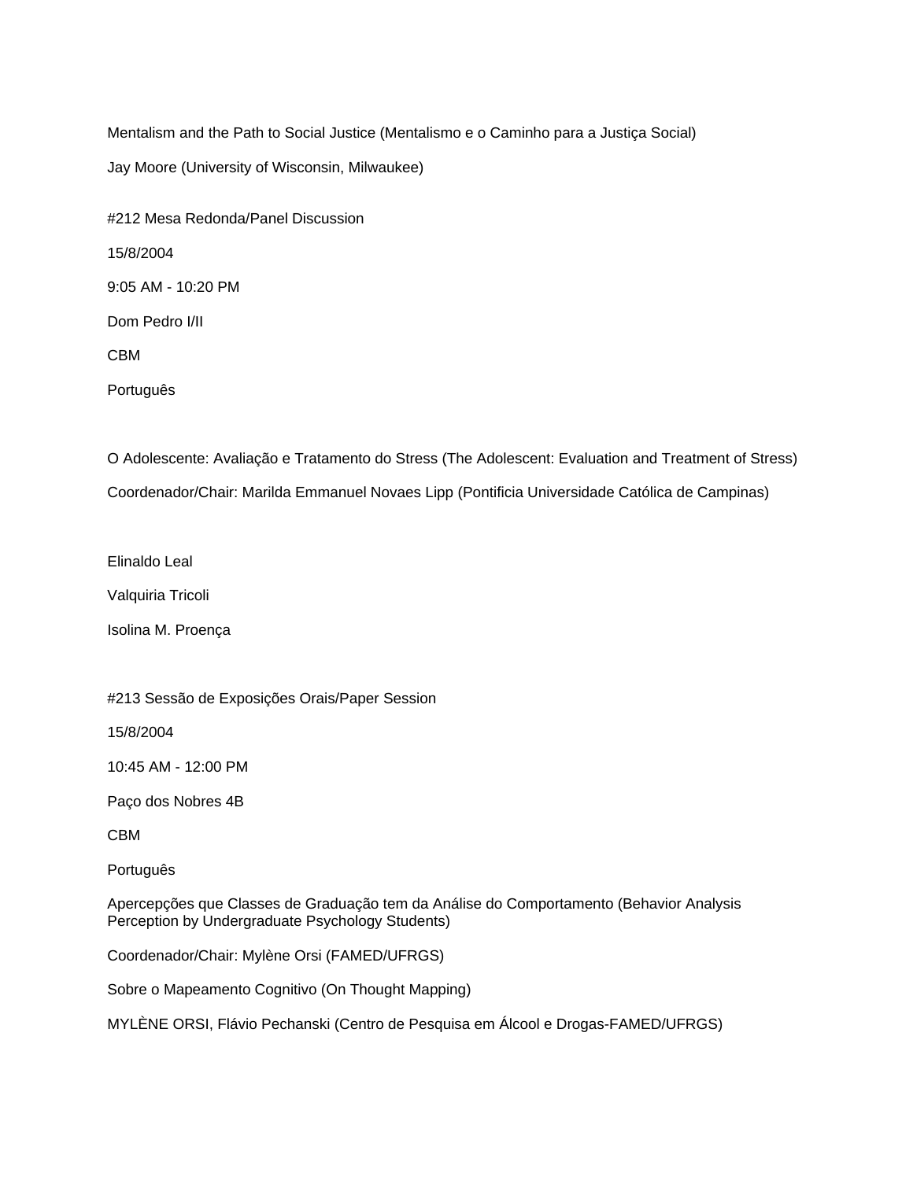Mentalism and the Path to Social Justice (Mentalismo e o Caminho para a Justiça Social)

Jay Moore (University of Wisconsin, Milwaukee)

#212 Mesa Redonda/Panel Discussion

15/8/2004

9:05 AM - 10:20 PM

Dom Pedro I/II

CBM

Português

O Adolescente: Avaliação e Tratamento do Stress (The Adolescent: Evaluation and Treatment of Stress)

Coordenador/Chair: Marilda Emmanuel Novaes Lipp (Pontificia Universidade Católica de Campinas)

Elinaldo Leal

Valquiria Tricoli

Isolina M. Proença

#213 Sessão de Exposições Orais/Paper Session

15/8/2004

10:45 AM - 12:00 PM

Paço dos Nobres 4B

CBM

Português

Apercepções que Classes de Graduação tem da Análise do Comportamento (Behavior Analysis Perception by Undergraduate Psychology Students)

Coordenador/Chair: Mylène Orsi (FAMED/UFRGS)

Sobre o Mapeamento Cognitivo (On Thought Mapping)

MYLÈNE ORSI, Flávio Pechanski (Centro de Pesquisa em Álcool e Drogas-FAMED/UFRGS)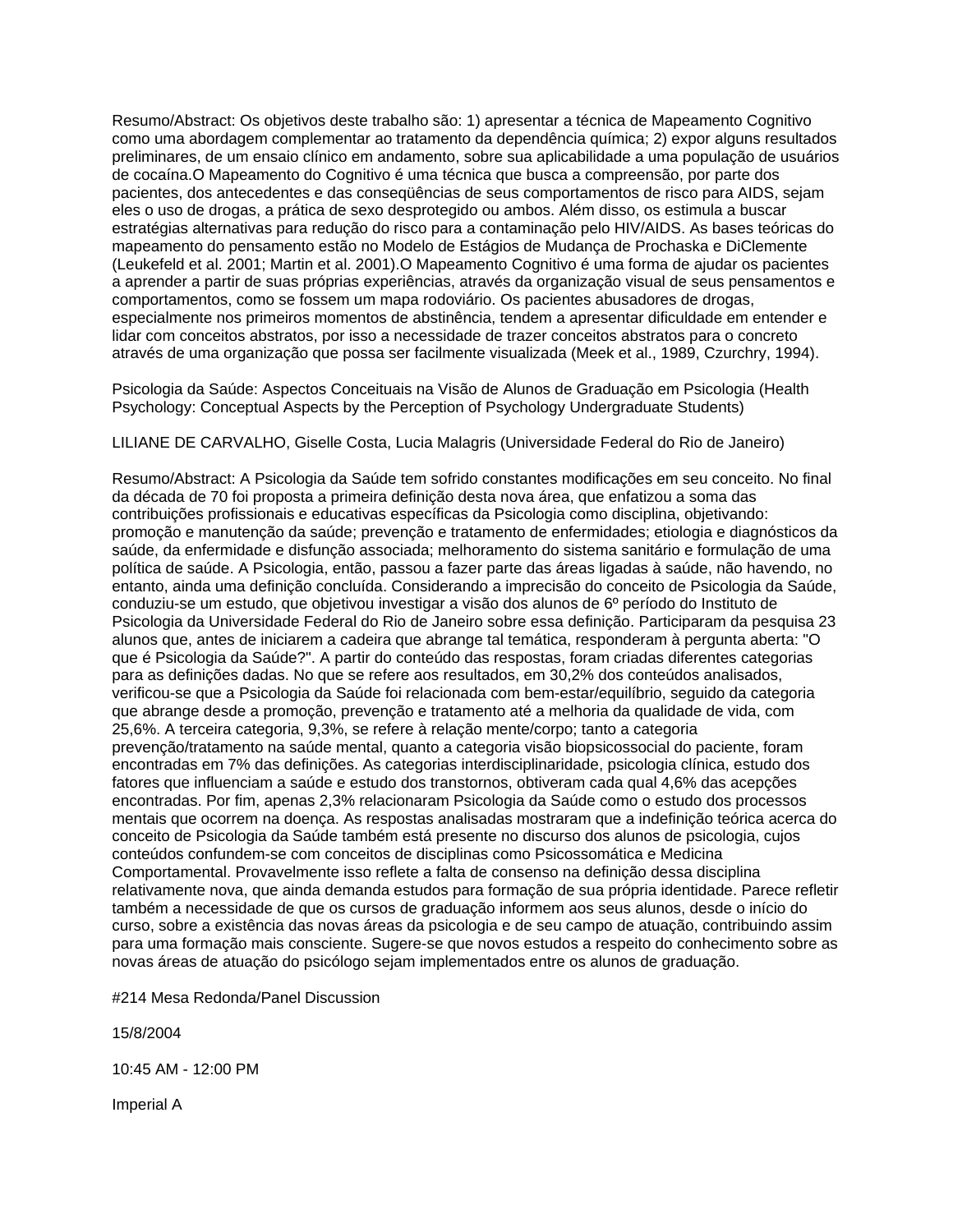Resumo/Abstract: Os objetivos deste trabalho são: 1) apresentar a técnica de Mapeamento Cognitivo como uma abordagem complementar ao tratamento da dependência química; 2) expor alguns resultados preliminares, de um ensaio clínico em andamento, sobre sua aplicabilidade a uma população de usuários de cocaína.O Mapeamento do Cognitivo é uma técnica que busca a compreensão, por parte dos pacientes, dos antecedentes e das conseqüências de seus comportamentos de risco para AIDS, sejam eles o uso de drogas, a prática de sexo desprotegido ou ambos. Além disso, os estimula a buscar estratégias alternativas para redução do risco para a contaminação pelo HIV/AIDS. As bases teóricas do mapeamento do pensamento estão no Modelo de Estágios de Mudança de Prochaska e DiClemente (Leukefeld et al. 2001; Martin et al. 2001).O Mapeamento Cognitivo é uma forma de ajudar os pacientes a aprender a partir de suas próprias experiências, através da organização visual de seus pensamentos e comportamentos, como se fossem um mapa rodoviário. Os pacientes abusadores de drogas, especialmente nos primeiros momentos de abstinência, tendem a apresentar dificuldade em entender e lidar com conceitos abstratos, por isso a necessidade de trazer conceitos abstratos para o concreto através de uma organização que possa ser facilmente visualizada (Meek et al., 1989, Czurchry, 1994).

Psicologia da Saúde: Aspectos Conceituais na Visão de Alunos de Graduação em Psicologia (Health Psychology: Conceptual Aspects by the Perception of Psychology Undergraduate Students)

LILIANE DE CARVALHO, Giselle Costa, Lucia Malagris (Universidade Federal do Rio de Janeiro)

Resumo/Abstract: A Psicologia da Saúde tem sofrido constantes modificações em seu conceito. No final da década de 70 foi proposta a primeira definição desta nova área, que enfatizou a soma das contribuições profissionais e educativas específicas da Psicologia como disciplina, objetivando: promoção e manutenção da saúde; prevenção e tratamento de enfermidades; etiologia e diagnósticos da saúde, da enfermidade e disfunção associada; melhoramento do sistema sanitário e formulação de uma política de saúde. A Psicologia, então, passou a fazer parte das áreas ligadas à saúde, não havendo, no entanto, ainda uma definição concluída. Considerando a imprecisão do conceito de Psicologia da Saúde, conduziu-se um estudo, que objetivou investigar a visão dos alunos de 6º período do Instituto de Psicologia da Universidade Federal do Rio de Janeiro sobre essa definição. Participaram da pesquisa 23 alunos que, antes de iniciarem a cadeira que abrange tal temática, responderam à pergunta aberta: "O que é Psicologia da Saúde?". A partir do conteúdo das respostas, foram criadas diferentes categorias para as definições dadas. No que se refere aos resultados, em 30,2% dos conteúdos analisados, verificou-se que a Psicologia da Saúde foi relacionada com bem-estar/equilíbrio, seguido da categoria que abrange desde a promoção, prevenção e tratamento até a melhoria da qualidade de vida, com 25,6%. A terceira categoria, 9,3%, se refere à relação mente/corpo; tanto a categoria prevenção/tratamento na saúde mental, quanto a categoria visão biopsicossocial do paciente, foram encontradas em 7% das definições. As categorias interdisciplinaridade, psicologia clínica, estudo dos fatores que influenciam a saúde e estudo dos transtornos, obtiveram cada qual 4,6% das acepções encontradas. Por fim, apenas 2,3% relacionaram Psicologia da Saúde como o estudo dos processos mentais que ocorrem na doença. As respostas analisadas mostraram que a indefinição teórica acerca do conceito de Psicologia da Saúde também está presente no discurso dos alunos de psicologia, cujos conteúdos confundem-se com conceitos de disciplinas como Psicossomática e Medicina Comportamental. Provavelmente isso reflete a falta de consenso na definição dessa disciplina relativamente nova, que ainda demanda estudos para formação de sua própria identidade. Parece refletir também a necessidade de que os cursos de graduação informem aos seus alunos, desde o início do curso, sobre a existência das novas áreas da psicologia e de seu campo de atuação, contribuindo assim para uma formação mais consciente. Sugere-se que novos estudos a respeito do conhecimento sobre as novas áreas de atuação do psicólogo sejam implementados entre os alunos de graduação.

#214 Mesa Redonda/Panel Discussion

15/8/2004

10:45 AM - 12:00 PM

Imperial A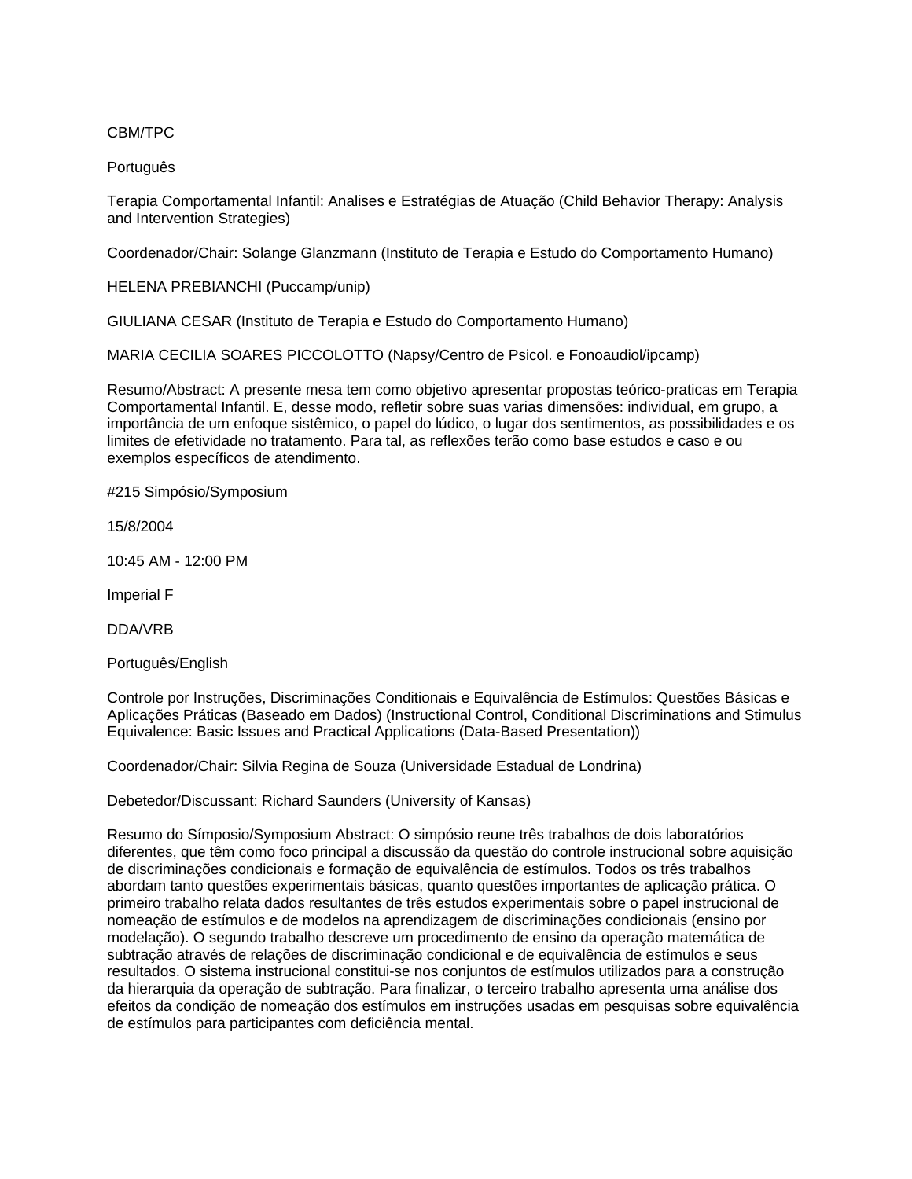CBM/TPC

Português

Terapia Comportamental Infantil: Analises e Estratégias de Atuação (Child Behavior Therapy: Analysis and Intervention Strategies)

Coordenador/Chair: Solange Glanzmann (Instituto de Terapia e Estudo do Comportamento Humano)

HELENA PREBIANCHI (Puccamp/unip)

GIULIANA CESAR (Instituto de Terapia e Estudo do Comportamento Humano)

MARIA CECILIA SOARES PICCOLOTTO (Napsy/Centro de Psicol. e Fonoaudiol/ipcamp)

Resumo/Abstract: A presente mesa tem como objetivo apresentar propostas teórico-praticas em Terapia Comportamental Infantil. E, desse modo, refletir sobre suas varias dimensões: individual, em grupo, a importância de um enfoque sistêmico, o papel do lúdico, o lugar dos sentimentos, as possibilidades e os limites de efetividade no tratamento. Para tal, as reflexões terão como base estudos e caso e ou exemplos específicos de atendimento.

#215 Simpósio/Symposium

15/8/2004

10:45 AM - 12:00 PM

Imperial F

DDA/VRB

Português/English

Controle por Instruções, Discriminações Conditionais e Equivalência de Estímulos: Questões Básicas e Aplicações Práticas (Baseado em Dados) (Instructional Control, Conditional Discriminations and Stimulus Equivalence: Basic Issues and Practical Applications (Data-Based Presentation))

Coordenador/Chair: Silvia Regina de Souza (Universidade Estadual de Londrina)

Debetedor/Discussant: Richard Saunders (University of Kansas)

Resumo do Símposio/Symposium Abstract: O simpósio reune três trabalhos de dois laboratórios diferentes, que têm como foco principal a discussão da questão do controle instrucional sobre aquisição de discriminações condicionais e formação de equivalência de estímulos. Todos os três trabalhos abordam tanto questões experimentais básicas, quanto questões importantes de aplicação prática. O primeiro trabalho relata dados resultantes de três estudos experimentais sobre o papel instrucional de nomeação de estímulos e de modelos na aprendizagem de discriminações condicionais (ensino por modelação). O segundo trabalho descreve um procedimento de ensino da operação matemática de subtração através de relações de discriminação condicional e de equivalência de estímulos e seus resultados. O sistema instrucional constitui-se nos conjuntos de estímulos utilizados para a construção da hierarquia da operação de subtração. Para finalizar, o terceiro trabalho apresenta uma análise dos efeitos da condição de nomeação dos estímulos em instruções usadas em pesquisas sobre equivalência de estímulos para participantes com deficiência mental.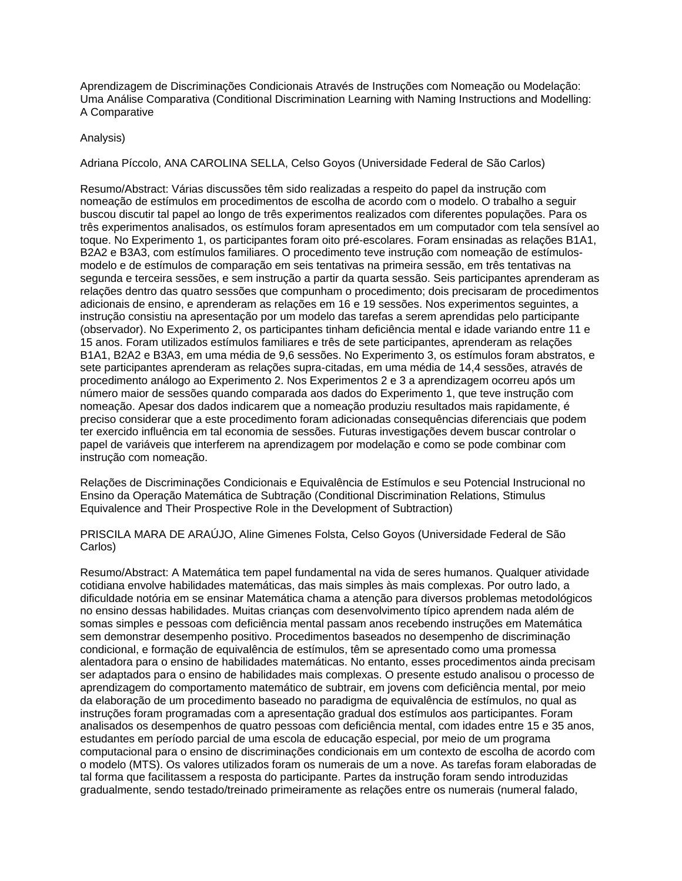Aprendizagem de Discriminações Condicionais Através de Instruções com Nomeação ou Modelação: Uma Análise Comparativa (Conditional Discrimination Learning with Naming Instructions and Modelling: A Comparative

Analysis)

Adriana Píccolo, ANA CAROLINA SELLA, Celso Goyos (Universidade Federal de São Carlos)

Resumo/Abstract: Várias discussões têm sido realizadas a respeito do papel da instrução com nomeação de estímulos em procedimentos de escolha de acordo com o modelo. O trabalho a seguir buscou discutir tal papel ao longo de três experimentos realizados com diferentes populações. Para os três experimentos analisados, os estímulos foram apresentados em um computador com tela sensível ao toque. No Experimento 1, os participantes foram oito pré-escolares. Foram ensinadas as relações B1A1, B2A2 e B3A3, com estímulos familiares. O procedimento teve instrução com nomeação de estímulos-modelo e de estímulos de comparação em seis tentativas na primeira sessão, em três tentativas na segunda e terceira sessões, e sem instrução a partir da quarta sessão. Seis participantes aprenderam as relações dentro das quatro sessões que compunham o procedimento; dois precisaram de procedimentos adicionais de ensino, e aprenderam as relações em 16 e 19 sessões. Nos experimentos seguintes, a instrução consistiu na apresentação por um modelo das tarefas a serem aprendidas pelo participante (observador). No Experimento 2, os participantes tinham deficiência mental e idade variando entre 11 e 15 anos. Foram utilizados estímulos familiares e três de sete participantes, aprenderam as relações B1A1, B2A2 e B3A3, em uma média de 9,6 sessões. No Experimento 3, os estímulos foram abstratos, e sete participantes aprenderam as relações supra-citadas, em uma média de 14,4 sessões, através de procedimento análogo ao Experimento 2. Nos Experimentos 2 e 3 a aprendizagem ocorreu após um número maior de sessões quando comparada aos dados do Experimento 1, que teve instrução com nomeação. Apesar dos dados indicarem que a nomeação produziu resultados mais rapidamente, é preciso considerar que a este procedimento foram adicionadas consequências diferenciais que podem ter exercido influência em tal economia de sessões. Futuras investigações devem buscar controlar o papel de variáveis que interferem na aprendizagem por modelação e como se pode combinar com instrução com nomeação.

Relações de Discriminações Condicionais e Equivalência de Estímulos e seu Potencial Instrucional no Ensino da Operação Matemática de Subtração (Conditional Discrimination Relations, Stimulus Equivalence and Their Prospective Role in the Development of Subtraction)

PRISCILA MARA DE ARAÚJO, Aline Gimenes Folsta, Celso Goyos (Universidade Federal de São Carlos)

Resumo/Abstract: A Matemática tem papel fundamental na vida de seres humanos. Qualquer atividade cotidiana envolve habilidades matemáticas, das mais simples às mais complexas. Por outro lado, a dificuldade notória em se ensinar Matemática chama a atenção para diversos problemas metodológicos no ensino dessas habilidades. Muitas crianças com desenvolvimento típico aprendem nada além de somas simples e pessoas com deficiência mental passam anos recebendo instruções em Matemática sem demonstrar desempenho positivo. Procedimentos baseados no desempenho de discriminação condicional, e formação de equivalência de estímulos, têm se apresentado como uma promessa alentadora para o ensino de habilidades matemáticas. No entanto, esses procedimentos ainda precisam ser adaptados para o ensino de habilidades mais complexas. O presente estudo analisou o processo de aprendizagem do comportamento matemático de subtrair, em jovens com deficiência mental, por meio da elaboração de um procedimento baseado no paradigma de equivalência de estímulos, no qual as instruções foram programadas com a apresentação gradual dos estímulos aos participantes. Foram analisados os desempenhos de quatro pessoas com deficiência mental, com idades entre 15 e 35 anos, estudantes em período parcial de uma escola de educação especial, por meio de um programa computacional para o ensino de discriminações condicionais em um contexto de escolha de acordo com o modelo (MTS). Os valores utilizados foram os numerais de um a nove. As tarefas foram elaboradas de tal forma que facilitassem a resposta do participante. Partes da instrução foram sendo introduzidas gradualmente, sendo testado/treinado primeiramente as relações entre os numerais (numeral falado,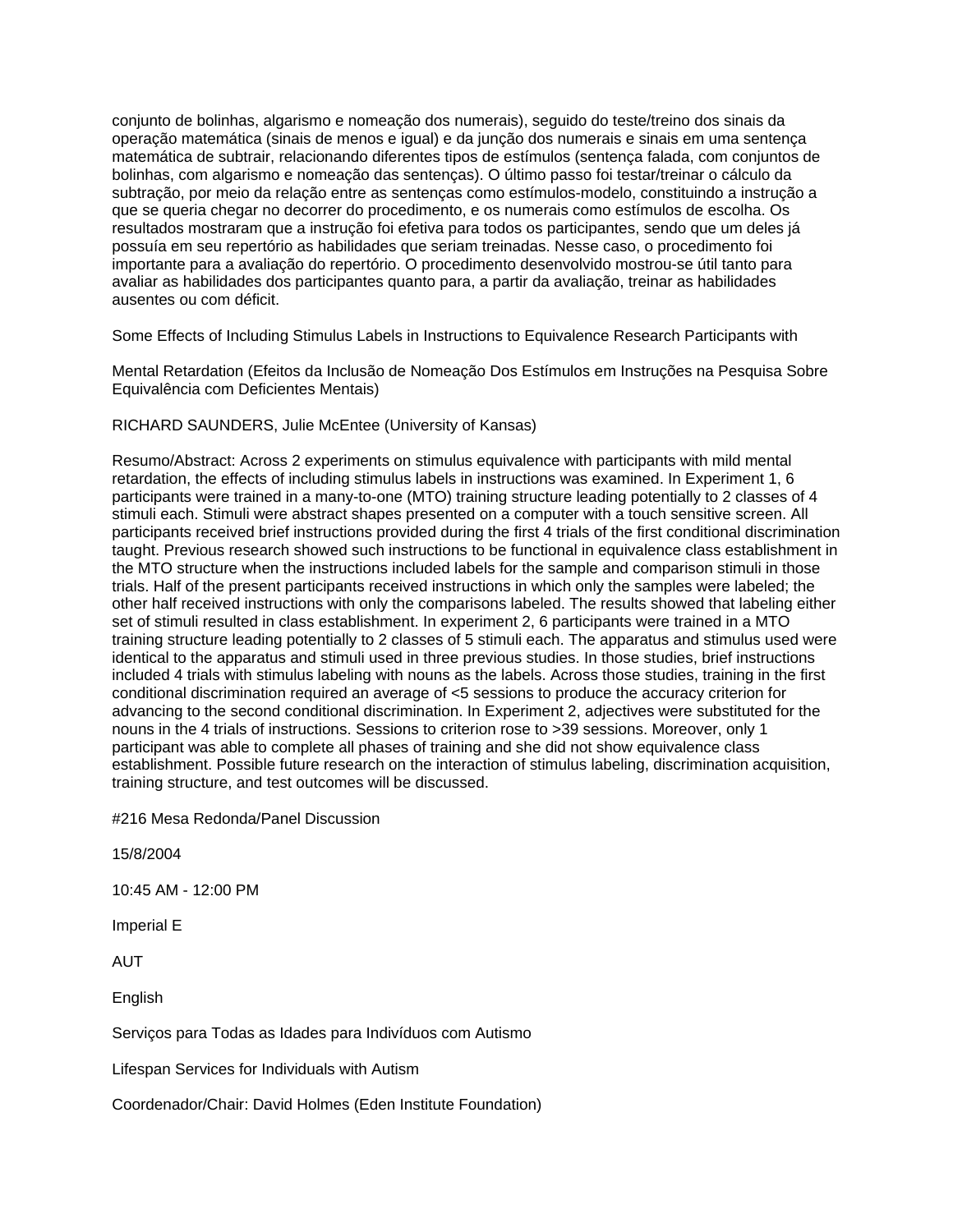conjunto de bolinhas, algarismo e nomeação dos numerais), seguido do teste/treino dos sinais da operação matemática (sinais de menos e igual) e da junção dos numerais e sinais em uma sentença matemática de subtrair, relacionando diferentes tipos de estímulos (sentença falada, com conjuntos de bolinhas, com algarismo e nomeação das sentenças). O último passo foi testar/treinar o cálculo da subtração, por meio da relação entre as sentenças como estímulos-modelo, constituindo a instrução a que se queria chegar no decorrer do procedimento, e os numerais como estímulos de escolha. Os resultados mostraram que a instrução foi efetiva para todos os participantes, sendo que um deles já possuía em seu repertório as habilidades que seriam treinadas. Nesse caso, o procedimento foi importante para a avaliação do repertório. O procedimento desenvolvido mostrou-se útil tanto para avaliar as habilidades dos participantes quanto para, a partir da avaliação, treinar as habilidades ausentes ou com déficit.

Some Effects of Including Stimulus Labels in Instructions to Equivalence Research Participants with

Mental Retardation (Efeitos da Inclusão de Nomeação Dos Estímulos em Instruções na Pesquisa Sobre Equivalência com Deficientes Mentais)

RICHARD SAUNDERS, Julie McEntee (University of Kansas)

Resumo/Abstract: Across 2 experiments on stimulus equivalence with participants with mild mental retardation, the effects of including stimulus labels in instructions was examined. In Experiment 1, 6 participants were trained in a many-to-one (MTO) training structure leading potentially to 2 classes of 4 stimuli each. Stimuli were abstract shapes presented on a computer with a touch sensitive screen. All participants received brief instructions provided during the first 4 trials of the first conditional discrimination taught. Previous research showed such instructions to be functional in equivalence class establishment in the MTO structure when the instructions included labels for the sample and comparison stimuli in those trials. Half of the present participants received instructions in which only the samples were labeled; the other half received instructions with only the comparisons labeled. The results showed that labeling either set of stimuli resulted in class establishment. In experiment 2, 6 participants were trained in a MTO training structure leading potentially to 2 classes of 5 stimuli each. The apparatus and stimulus used were identical to the apparatus and stimuli used in three previous studies. In those studies, brief instructions included 4 trials with stimulus labeling with nouns as the labels. Across those studies, training in the first conditional discrimination required an average of <5 sessions to produce the accuracy criterion for advancing to the second conditional discrimination. In Experiment 2, adjectives were substituted for the nouns in the 4 trials of instructions. Sessions to criterion rose to >39 sessions. Moreover, only 1 participant was able to complete all phases of training and she did not show equivalence class establishment. Possible future research on the interaction of stimulus labeling, discrimination acquisition, training structure, and test outcomes will be discussed.

#216 Mesa Redonda/Panel Discussion

15/8/2004

10:45 AM - 12:00 PM

Imperial E

AUT

English

Serviços para Todas as Idades para Indivíduos com Autismo

Lifespan Services for Individuals with Autism

Coordenador/Chair: David Holmes (Eden Institute Foundation)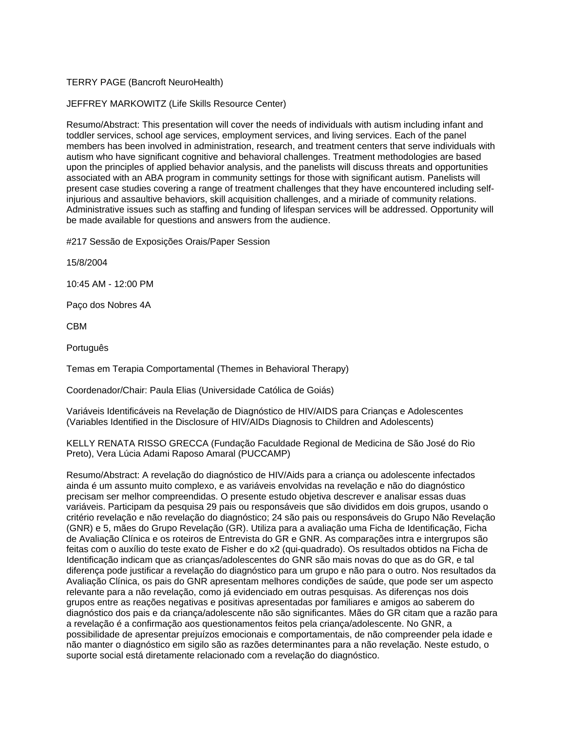TERRY PAGE (Bancroft NeuroHealth)

JEFFREY MARKOWITZ (Life Skills Resource Center)

Resumo/Abstract: This presentation will cover the needs of individuals with autism including infant and toddler services, school age services, employment services, and living services. Each of the panel members has been involved in administration, research, and treatment centers that serve individuals with autism who have significant cognitive and behavioral challenges. Treatment methodologies are based upon the principles of applied behavior analysis, and the panelists will discuss threats and opportunities associated with an ABA program in community settings for those with significant autism. Panelists will present case studies covering a range of treatment challenges that they have encountered including self-injurious and assaultive behaviors, skill acquisition challenges, and a miriade of community relations. Administrative issues such as staffing and funding of lifespan services will be addressed. Opportunity will be made available for questions and answers from the audience.

#217 Sessão de Exposições Orais/Paper Session

15/8/2004

10:45 AM - 12:00 PM

Paço dos Nobres 4A

CBM

Português

Temas em Terapia Comportamental (Themes in Behavioral Therapy)

Coordenador/Chair: Paula Elias (Universidade Católica de Goiás)

Variáveis Identificáveis na Revelação de Diagnóstico de HIV/AIDS para Crianças e Adolescentes (Variables Identified in the Disclosure of HIV/AIDs Diagnosis to Children and Adolescents)

KELLY RENATA RISSO GRECCA (Fundação Faculdade Regional de Medicina de São José do Rio Preto), Vera Lúcia Adami Raposo Amaral (PUCCAMP)

Resumo/Abstract: A revelação do diagnóstico de HIV/Aids para a criança ou adolescente infectados ainda é um assunto muito complexo, e as variáveis envolvidas na revelação e não do diagnóstico precisam ser melhor compreendidas. O presente estudo objetiva descrever e analisar essas duas variáveis. Participam da pesquisa 29 pais ou responsáveis que são divididos em dois grupos, usando o critério revelação e não revelação do diagnóstico; 24 são pais ou responsáveis do Grupo Não Revelação (GNR) e 5, mães do Grupo Revelação (GR). Utiliza para a avaliação uma Ficha de Identificação, Ficha de Avaliação Clínica e os roteiros de Entrevista do GR e GNR. As comparações intra e intergrupos são feitas com o auxílio do teste exato de Fisher e do x2 (qui-quadrado). Os resultados obtidos na Ficha de Identificação indicam que as crianças/adolescentes do GNR são mais novas do que as do GR, e tal diferença pode justificar a revelação do diagnóstico para um grupo e não para o outro. Nos resultados da Avaliação Clínica, os pais do GNR apresentam melhores condições de saúde, que pode ser um aspecto relevante para a não revelação, como já evidenciado em outras pesquisas. As diferenças nos dois grupos entre as reações negativas e positivas apresentadas por familiares e amigos ao saberem do diagnóstico dos pais e da criança/adolescente não são significantes. Mães do GR citam que a razão para a revelação é a confirmação aos questionamentos feitos pela criança/adolescente. No GNR, a possibilidade de apresentar prejuízos emocionais e comportamentais, de não compreender pela idade e não manter o diagnóstico em sigilo são as razões determinantes para a não revelação. Neste estudo, o suporte social está diretamente relacionado com a revelação do diagnóstico.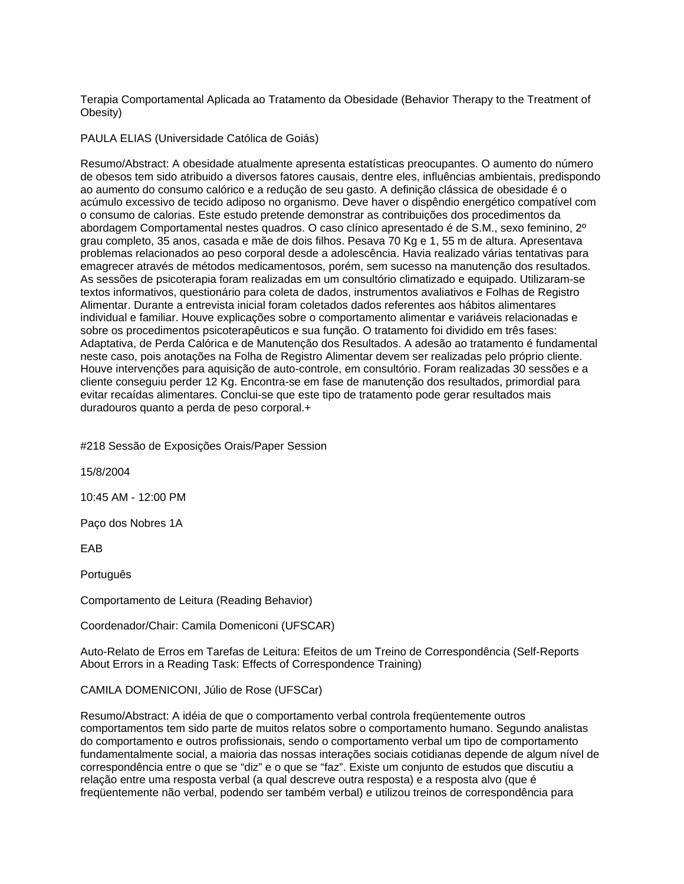Terapia Comportamental Aplicada ao Tratamento da Obesidade (Behavior Therapy to the Treatment of Obesity)

PAULA ELIAS (Universidade Católica de Goiás)

Resumo/Abstract: A obesidade atualmente apresenta estatísticas preocupantes. O aumento do número de obesos tem sido atribuido a diversos fatores causais, dentre eles, influências ambientais, predispondo ao aumento do consumo calórico e a redução de seu gasto. A definição clássica de obesidade é o acúmulo excessivo de tecido adiposo no organismo. Deve haver o dispêndio energético compatível com o consumo de calorias. Este estudo pretende demonstrar as contribuições dos procedimentos da abordagem Comportamental nestes quadros. O caso clínico apresentado é de S.M., sexo feminino, 2º grau completo, 35 anos, casada e mãe de dois filhos. Pesava 70 Kg e 1, 55 m de altura. Apresentava problemas relacionados ao peso corporal desde a adolescência. Havia realizado várias tentativas para emagrecer através de métodos medicamentosos, porém, sem sucesso na manutenção dos resultados. As sessões de psicoterapia foram realizadas em um consultório climatizado e equipado. Utilizaram-se textos informativos, questionário para coleta de dados, instrumentos avaliativos e Folhas de Registro Alimentar. Durante a entrevista inicial foram coletados dados referentes aos hábitos alimentares individual e familiar. Houve explicações sobre o comportamento alimentar e variáveis relacionadas e sobre os procedimentos psicoterapêuticos e sua função. O tratamento foi dividido em três fases: Adaptativa, de Perda Calórica e de Manutenção dos Resultados. A adesão ao tratamento é fundamental neste caso, pois anotações na Folha de Registro Alimentar devem ser realizadas pelo próprio cliente. Houve intervenções para aquisição de auto-controle, em consultório. Foram realizadas 30 sessões e a cliente conseguiu perder 12 Kg. Encontra-se em fase de manutenção dos resultados, primordial para evitar recaídas alimentares. Conclui-se que este tipo de tratamento pode gerar resultados mais duradouros quanto a perda de peso corporal.+

#218 Sessão de Exposições Orais/Paper Session

15/8/2004

10:45 AM - 12:00 PM

Paço dos Nobres 1A

EAB

Português

Comportamento de Leitura (Reading Behavior)

Coordenador/Chair: Camila Domeniconi (UFSCAR)

Auto-Relato de Erros em Tarefas de Leitura: Efeitos de um Treino de Correspondência (Self-Reports About Errors in a Reading Task: Effects of Correspondence Training)

CAMILA DOMENICONI, Júlio de Rose (UFSCar)

Resumo/Abstract: A idéia de que o comportamento verbal controla freqüentemente outros comportamentos tem sido parte de muitos relatos sobre o comportamento humano. Segundo analistas do comportamento e outros profissionais, sendo o comportamento verbal um tipo de comportamento fundamentalmente social, a maioria das nossas interações sociais cotidianas depende de algum nível de correspondência entre o que se "diz" e o que se "faz". Existe um conjunto de estudos que discutiu a relação entre uma resposta verbal (a qual descreve outra resposta) e a resposta alvo (que é freqüentemente não verbal, podendo ser também verbal) e utilizou treinos de correspondência para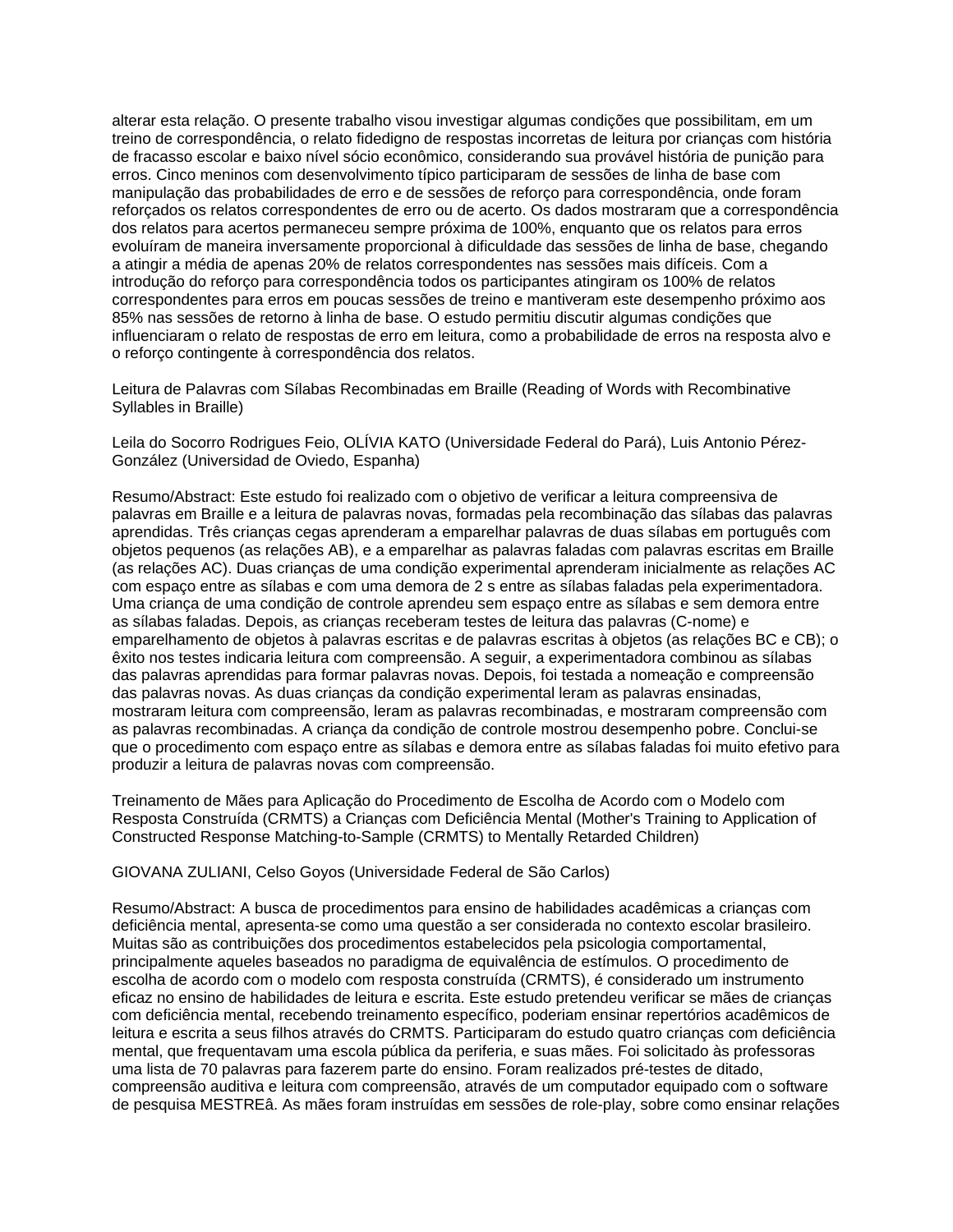alterar esta relação. O presente trabalho visou investigar algumas condições que possibilitam, em um treino de correspondência, o relato fidedigno de respostas incorretas de leitura por crianças com história de fracasso escolar e baixo nível sócio econômico, considerando sua provável história de punição para erros. Cinco meninos com desenvolvimento típico participaram de sessões de linha de base com manipulação das probabilidades de erro e de sessões de reforço para correspondência, onde foram reforçados os relatos correspondentes de erro ou de acerto. Os dados mostraram que a correspondência dos relatos para acertos permaneceu sempre próxima de 100%, enquanto que os relatos para erros evoluíram de maneira inversamente proporcional à dificuldade das sessões de linha de base, chegando a atingir a média de apenas 20% de relatos correspondentes nas sessões mais difíceis. Com a introdução do reforço para correspondência todos os participantes atingiram os 100% de relatos correspondentes para erros em poucas sessões de treino e mantiveram este desempenho próximo aos 85% nas sessões de retorno à linha de base. O estudo permitiu discutir algumas condições que influenciaram o relato de respostas de erro em leitura, como a probabilidade de erros na resposta alvo e o reforço contingente à correspondência dos relatos.

Leitura de Palavras com Sílabas Recombinadas em Braille (Reading of Words with Recombinative Syllables in Braille)

Leila do Socorro Rodrigues Feio, OLÍVIA KATO (Universidade Federal do Pará), Luis Antonio Pérez-González (Universidad de Oviedo, Espanha)

Resumo/Abstract: Este estudo foi realizado com o objetivo de verificar a leitura compreensiva de palavras em Braille e a leitura de palavras novas, formadas pela recombinação das sílabas das palavras aprendidas. Três crianças cegas aprenderam a emparelhar palavras de duas sílabas em português com objetos pequenos (as relações AB), e a emparelhar as palavras faladas com palavras escritas em Braille (as relações AC). Duas crianças de uma condição experimental aprenderam inicialmente as relações AC com espaço entre as sílabas e com uma demora de 2 s entre as sílabas faladas pela experimentadora. Uma criança de uma condição de controle aprendeu sem espaço entre as sílabas e sem demora entre as sílabas faladas. Depois, as crianças receberam testes de leitura das palavras (C-nome) e emparelhamento de objetos à palavras escritas e de palavras escritas à objetos (as relações BC e CB); o êxito nos testes indicaria leitura com compreensão. A seguir, a experimentadora combinou as sílabas das palavras aprendidas para formar palavras novas. Depois, foi testada a nomeação e compreensão das palavras novas. As duas crianças da condição experimental leram as palavras ensinadas, mostraram leitura com compreensão, leram as palavras recombinadas, e mostraram compreensão com as palavras recombinadas. A criança da condição de controle mostrou desempenho pobre. Conclui-se que o procedimento com espaço entre as sílabas e demora entre as sílabas faladas foi muito efetivo para produzir a leitura de palavras novas com compreensão.

Treinamento de Mães para Aplicação do Procedimento de Escolha de Acordo com o Modelo com Resposta Construída (CRMTS) a Crianças com Deficiência Mental (Mother's Training to Application of Constructed Response Matching-to-Sample (CRMTS) to Mentally Retarded Children)

GIOVANA ZULIANI, Celso Goyos (Universidade Federal de São Carlos)

Resumo/Abstract: A busca de procedimentos para ensino de habilidades acadêmicas a crianças com deficiência mental, apresenta-se como uma questão a ser considerada no contexto escolar brasileiro. Muitas são as contribuições dos procedimentos estabelecidos pela psicologia comportamental, principalmente aqueles baseados no paradigma de equivalência de estímulos. O procedimento de escolha de acordo com o modelo com resposta construída (CRMTS), é considerado um instrumento eficaz no ensino de habilidades de leitura e escrita. Este estudo pretendeu verificar se mães de crianças com deficiência mental, recebendo treinamento específico, poderiam ensinar repertórios acadêmicos de leitura e escrita a seus filhos através do CRMTS. Participaram do estudo quatro crianças com deficiência mental, que frequentavam uma escola pública da periferia, e suas mães. Foi solicitado às professoras uma lista de 70 palavras para fazerem parte do ensino. Foram realizados pré-testes de ditado, compreensão auditiva e leitura com compreensão, através de um computador equipado com o software de pesquisa MESTREâ. As mães foram instruídas em sessões de role-play, sobre como ensinar relações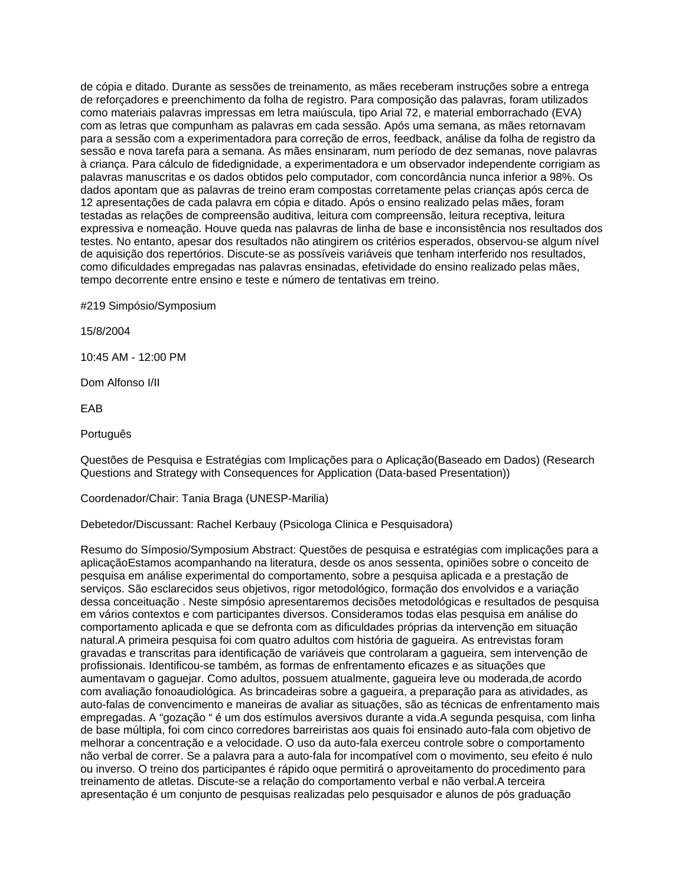de cópia e ditado. Durante as sessões de treinamento, as mães receberam instruções sobre a entrega de reforçadores e preenchimento da folha de registro. Para composição das palavras, foram utilizados como materiais palavras impressas em letra maiúscula, tipo Arial 72, e material emborrachado (EVA) com as letras que compunham as palavras em cada sessão. Após uma semana, as mães retornavam para a sessão com a experimentadora para correção de erros, feedback, análise da folha de registro da sessão e nova tarefa para a semana. As mães ensinaram, num período de dez semanas, nove palavras à criança. Para cálculo de fidedignidade, a experimentadora e um observador independente corrigiam as palavras manuscritas e os dados obtidos pelo computador, com concordância nunca inferior a 98%. Os dados apontam que as palavras de treino eram compostas corretamente pelas crianças após cerca de 12 apresentações de cada palavra em cópia e ditado. Após o ensino realizado pelas mães, foram testadas as relações de compreensão auditiva, leitura com compreensão, leitura receptiva, leitura expressiva e nomeação. Houve queda nas palavras de linha de base e inconsistência nos resultados dos testes. No entanto, apesar dos resultados não atingirem os critérios esperados, observou-se algum nível de aquisição dos repertórios. Discute-se as possíveis variáveis que tenham interferido nos resultados, como dificuldades empregadas nas palavras ensinadas, efetividade do ensino realizado pelas mães, tempo decorrente entre ensino e teste e número de tentativas em treino.

#219 Simpósio/Symposium

15/8/2004

10:45 AM - 12:00 PM

Dom Alfonso I/II

EAB

Português

Questões de Pesquisa e Estratégias com Implicações para o Aplicação(Baseado em Dados) (Research Questions and Strategy with Consequences for Application (Data-based Presentation))

Coordenador/Chair: Tania Braga (UNESP-Marilia)

Debetedor/Discussant: Rachel Kerbauy (Psicologa Clinica e Pesquisadora)

Resumo do Símposio/Symposium Abstract: Questões de pesquisa e estratégias com implicações para a aplicaçãoEstamos acompanhando na literatura, desde os anos sessenta, opiniões sobre o conceito de pesquisa em análise experimental do comportamento, sobre a pesquisa aplicada e a prestação de serviços. São esclarecidos seus objetivos, rigor metodológico, formação dos envolvidos e a variação dessa conceituação . Neste simpósio apresentaremos decisões metodológicas e resultados de pesquisa em vários contextos e com participantes diversos. Consideramos todas elas pesquisa em análise do comportamento aplicada e que se defronta com as dificuldades próprias da intervenção em situação natural.A primeira pesquisa foi com quatro adultos com história de gagueira. As entrevistas foram gravadas e transcritas para identificação de variáveis que controlaram a gagueira, sem intervenção de profissionais. Identificou-se também, as formas de enfrentamento eficazes e as situações que aumentavam o gaguejar. Como adultos, possuem atualmente, gagueira leve ou moderada,de acordo com avaliação fonoaudiológica. As brincadeiras sobre a gagueira, a preparação para as atividades, as auto-falas de convencimento e maneiras de avaliar as situações, são as técnicas de enfrentamento mais empregadas. A "gozação " é um dos estímulos aversivos durante a vida.A segunda pesquisa, com linha de base múltipla, foi com cinco corredores barreiristas aos quais foi ensinado auto-fala com objetivo de melhorar a concentração e a velocidade. O uso da auto-fala exerceu controle sobre o comportamento não verbal de correr. Se a palavra para a auto-fala for incompatível com o movimento, seu efeito é nulo ou inverso. O treino dos participantes é rápido oque permitirá o aproveitamento do procedimento para treinamento de atletas. Discute-se a relação do comportamento verbal e não verbal.A terceira apresentação é um conjunto de pesquisas realizadas pelo pesquisador e alunos de pós graduação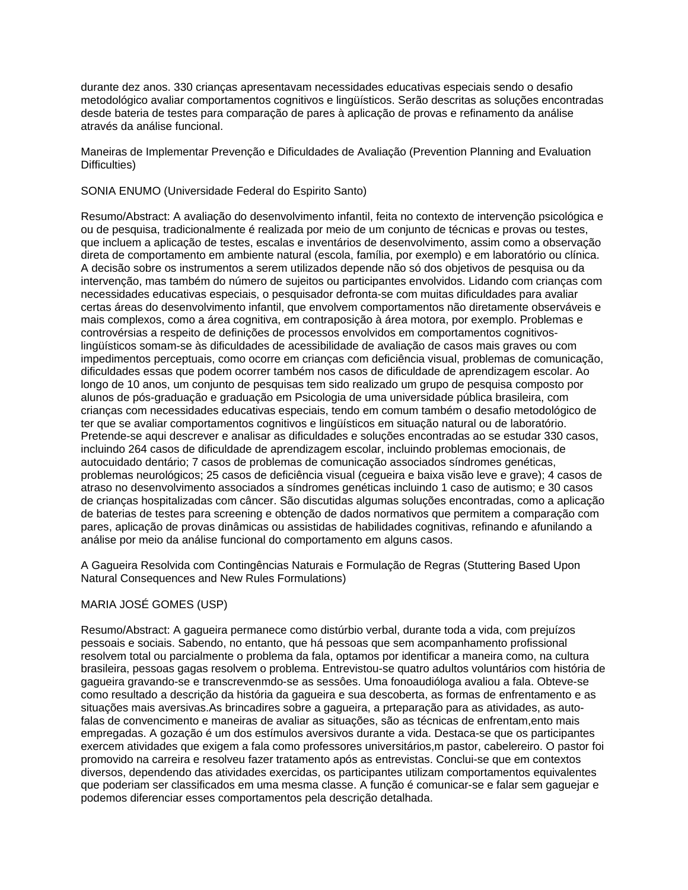durante dez anos. 330 crianças apresentavam necessidades educativas especiais sendo o desafio metodológico avaliar comportamentos cognitivos e lingüísticos. Serão descritas as soluções encontradas desde bateria de testes para comparação de pares à aplicação de provas e refinamento da análise através da análise funcional.

Maneiras de Implementar Prevenção e Dificuldades de Avaliação (Prevention Planning and Evaluation Difficulties)

SONIA ENUMO (Universidade Federal do Espirito Santo)

Resumo/Abstract: A avaliação do desenvolvimento infantil, feita no contexto de intervenção psicológica e ou de pesquisa, tradicionalmente é realizada por meio de um conjunto de técnicas e provas ou testes, que incluem a aplicação de testes, escalas e inventários de desenvolvimento, assim como a observação direta de comportamento em ambiente natural (escola, família, por exemplo) e em laboratório ou clínica. A decisão sobre os instrumentos a serem utilizados depende não só dos objetivos de pesquisa ou da intervenção, mas também do número de sujeitos ou participantes envolvidos. Lidando com crianças com necessidades educativas especiais, o pesquisador defronta-se com muitas dificuldades para avaliar certas áreas do desenvolvimento infantil, que envolvem comportamentos não diretamente observáveis e mais complexos, como a área cognitiva, em contraposição à área motora, por exemplo. Problemas e controvérsias a respeito de definições de processos envolvidos em comportamentos cognitivos-lingüísticos somam-se às dificuldades de acessibilidade de avaliação de casos mais graves ou com impedimentos perceptuais, como ocorre em crianças com deficiência visual, problemas de comunicação, dificuldades essas que podem ocorrer também nos casos de dificuldade de aprendizagem escolar. Ao longo de 10 anos, um conjunto de pesquisas tem sido realizado um grupo de pesquisa composto por alunos de pós-graduação e graduação em Psicologia de uma universidade pública brasileira, com crianças com necessidades educativas especiais, tendo em comum também o desafio metodológico de ter que se avaliar comportamentos cognitivos e lingüísticos em situação natural ou de laboratório. Pretende-se aqui descrever e analisar as dificuldades e soluções encontradas ao se estudar 330 casos, incluindo 264 casos de dificuldade de aprendizagem escolar, incluindo problemas emocionais, de autocuidado dentário; 7 casos de problemas de comunicação associados síndromes genéticas, problemas neurológicos; 25 casos de deficiência visual (cegueira e baixa visão leve e grave); 4 casos de atraso no desenvolvimento associados a síndromes genéticas incluindo 1 caso de autismo; e 30 casos de crianças hospitalizadas com câncer. São discutidas algumas soluções encontradas, como a aplicação de baterias de testes para screening e obtenção de dados normativos que permitem a comparação com pares, aplicação de provas dinâmicas ou assistidas de habilidades cognitivas, refinando e afunilando a análise por meio da análise funcional do comportamento em alguns casos.

A Gagueira Resolvida com Contingências Naturais e Formulação de Regras (Stuttering Based Upon Natural Consequences and New Rules Formulations)

MARIA JOSÉ GOMES (USP)

Resumo/Abstract: A gagueira permanece como distúrbio verbal, durante toda a vida, com prejuízos pessoais e sociais. Sabendo, no entanto, que há pessoas que sem acompanhamento profissional resolvem total ou parcialmente o problema da fala, optamos por identificar a maneira como, na cultura brasileira, pessoas gagas resolvem o problema. Entrevistou-se quatro adultos voluntários com história de gagueira gravando-se e transcrevenmdo-se as sessões. Uma fonoaudióloga avaliou a fala. Obteve-se como resultado a descrição da história da gagueira e sua descoberta, as formas de enfrentamento e as situações mais aversivas.As brincadires sobre a gagueira, a prteparação para as atividades, as auto-falas de convencimento e maneiras de avaliar as situações, são as técnicas de enfrentam,ento mais empregadas. A gozação é um dos estímulos aversivos durante a vida. Destaca-se que os participantes exercem atividades que exigem a fala como professores universitários,m pastor, cabelereiro. O pastor foi promovido na carreira e resolveu fazer tratamento após as entrevistas. Conclui-se que em contextos diversos, dependendo das atividades exercidas, os participantes utilizam comportamentos equivalentes que poderiam ser classificados em uma mesma classe. A função é comunicar-se e falar sem gaguejar e podemos diferenciar esses comportamentos pela descrição detalhada.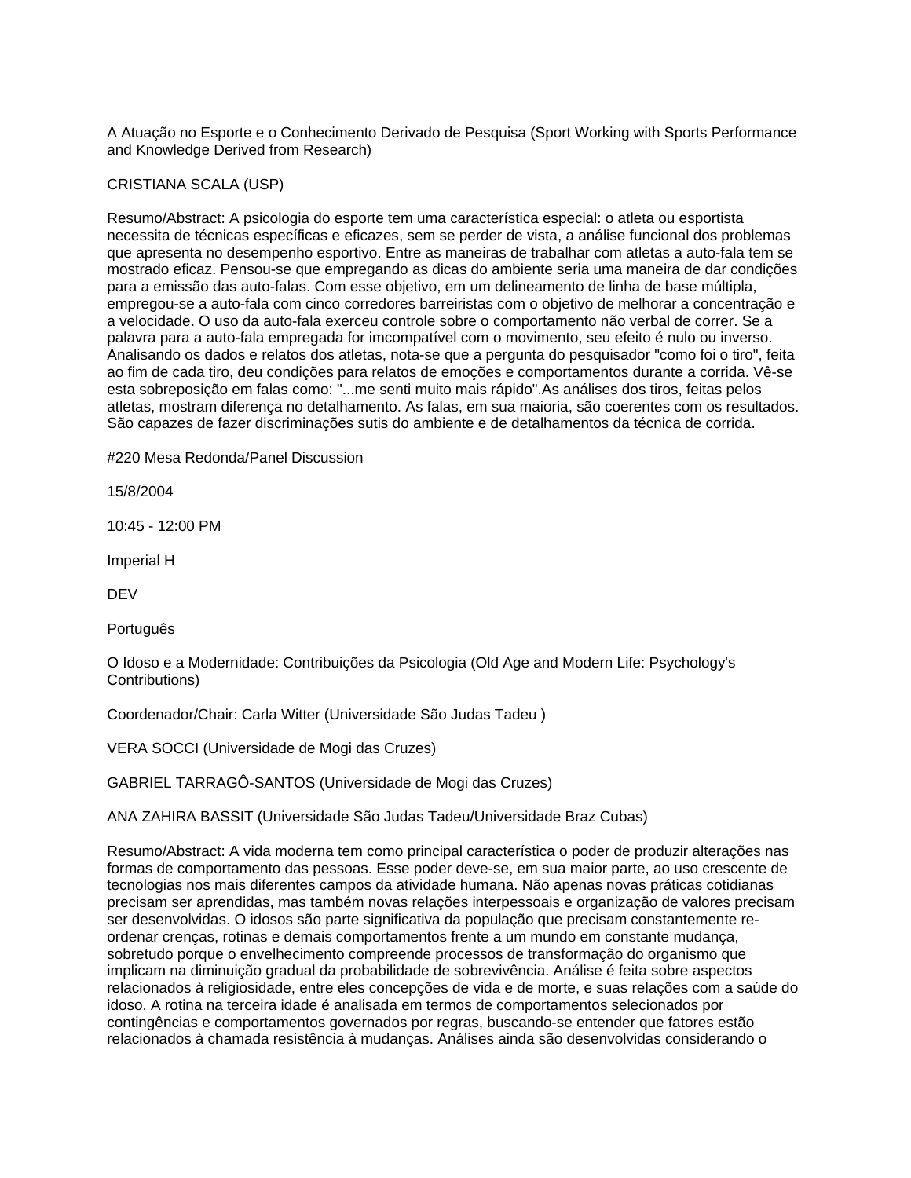A Atuação no Esporte e o Conhecimento Derivado de Pesquisa (Sport Working with Sports Performance and Knowledge Derived from Research)

CRISTIANA SCALA (USP)

Resumo/Abstract: A psicologia do esporte tem uma característica especial: o atleta ou esportista necessita de técnicas específicas e eficazes, sem se perder de vista, a análise funcional dos problemas que apresenta no desempenho esportivo. Entre as maneiras de trabalhar com atletas a auto-fala tem se mostrado eficaz. Pensou-se que empregando as dicas do ambiente seria uma maneira de dar condições para a emissão das auto-falas. Com esse objetivo, em um delineamento de linha de base múltipla, empregou-se a auto-fala com cinco corredores barreiristas com o objetivo de melhorar a concentração e a velocidade. O uso da auto-fala exerceu controle sobre o comportamento não verbal de correr. Se a palavra para a auto-fala empregada for imcompatível com o movimento, seu efeito é nulo ou inverso. Analisando os dados e relatos dos atletas, nota-se que a pergunta do pesquisador "como foi o tiro", feita ao fim de cada tiro, deu condições para relatos de emoções e comportamentos durante a corrida. Vê-se esta sobreposição em falas como: "...me senti muito mais rápido".As análises dos tiros, feitas pelos atletas, mostram diferença no detalhamento. As falas, em sua maioria, são coerentes com os resultados. São capazes de fazer discriminações sutis do ambiente e de detalhamentos da técnica de corrida.

#220 Mesa Redonda/Panel Discussion

15/8/2004

10:45 - 12:00 PM

Imperial H

DEV

Português

O Idoso e a Modernidade: Contribuições da Psicologia (Old Age and Modern Life: Psychology's Contributions)

Coordenador/Chair: Carla Witter (Universidade São Judas Tadeu )

VERA SOCCI (Universidade de Mogi das Cruzes)

GABRIEL TARRAGÔ-SANTOS (Universidade de Mogi das Cruzes)

ANA ZAHIRA BASSIT (Universidade São Judas Tadeu/Universidade Braz Cubas)

Resumo/Abstract: A vida moderna tem como principal característica o poder de produzir alterações nas formas de comportamento das pessoas. Esse poder deve-se, em sua maior parte, ao uso crescente de tecnologias nos mais diferentes campos da atividade humana. Não apenas novas práticas cotidianas precisam ser aprendidas, mas também novas relações interpessoais e organização de valores precisam ser desenvolvidas. O idosos são parte significativa da população que precisam constantemente re-ordenar crenças, rotinas e demais comportamentos frente a um mundo em constante mudança, sobretudo porque o envelhecimento compreende processos de transformação do organismo que implicam na diminuição gradual da probabilidade de sobrevivência. Análise é feita sobre aspectos relacionados à religiosidade, entre eles concepções de vida e de morte, e suas relações com a saúde do idoso. A rotina na terceira idade é analisada em termos de comportamentos selecionados por contingências e comportamentos governados por regras, buscando-se entender que fatores estão relacionados à chamada resistência à mudanças. Análises ainda são desenvolvidas considerando o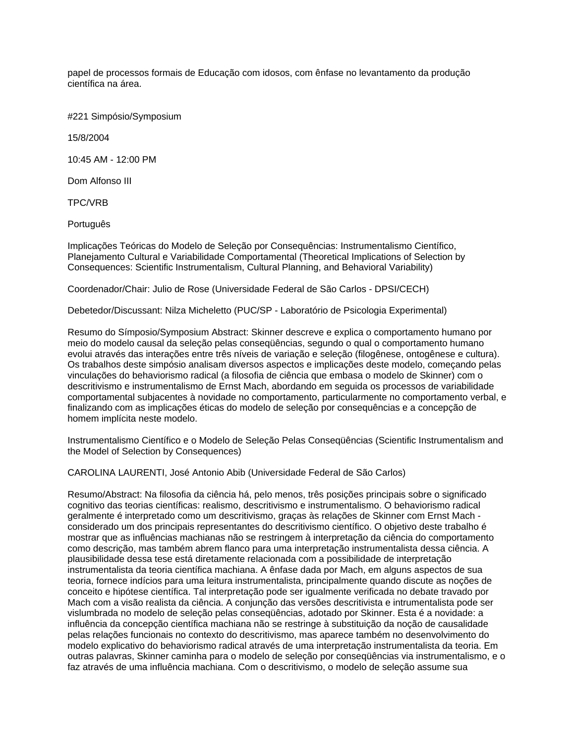papel de processos formais de Educação com idosos, com ênfase no levantamento da produção científica na área.

#221 Simpósio/Symposium

15/8/2004

10:45 AM - 12:00 PM

Dom Alfonso III

TPC/VRB

Português

Implicações Teóricas do Modelo de Seleção por Consequências: Instrumentalismo Científico, Planejamento Cultural e Variabilidade Comportamental (Theoretical Implications of Selection by Consequences: Scientific Instrumentalism, Cultural Planning, and Behavioral Variability)

Coordenador/Chair: Julio de Rose (Universidade Federal de São Carlos - DPSI/CECH)

Debetedor/Discussant: Nilza Micheletto (PUC/SP - Laboratório de Psicologia Experimental)

Resumo do Símposio/Symposium Abstract: Skinner descreve e explica o comportamento humano por meio do modelo causal da seleção pelas conseqüências, segundo o qual o comportamento humano evolui através das interações entre três níveis de variação e seleção (filogênese, ontogênese e cultura). Os trabalhos deste simpósio analisam diversos aspectos e implicações deste modelo, começando pelas vinculações do behaviorismo radical (a filosofia de ciência que embasa o modelo de Skinner) com o descritivismo e instrumentalismo de Ernst Mach, abordando em seguida os processos de variabilidade comportamental subjacentes à novidade no comportamento, particularmente no comportamento verbal, e finalizando com as implicações éticas do modelo de seleção por consequências e a concepção de homem implícita neste modelo.

Instrumentalismo Científico e o Modelo de Seleção Pelas Conseqüências (Scientific Instrumentalism and the Model of Selection by Consequences)

CAROLINA LAURENTI, José Antonio Abib (Universidade Federal de São Carlos)

Resumo/Abstract: Na filosofia da ciência há, pelo menos, três posições principais sobre o significado cognitivo das teorias científicas: realismo, descritivismo e instrumentalismo. O behaviorismo radical geralmente é interpretado como um descritivismo, graças às relações de Skinner com Ernst Mach - considerado um dos principais representantes do descritivismo científico. O objetivo deste trabalho é mostrar que as influências machianas não se restringem à interpretação da ciência do comportamento como descrição, mas também abrem flanco para uma interpretação instrumentalista dessa ciência. A plausibilidade dessa tese está diretamente relacionada com a possibilidade de interpretação instrumentalista da teoria científica machiana. A ênfase dada por Mach, em alguns aspectos de sua teoria, fornece indícios para uma leitura instrumentalista, principalmente quando discute as noções de conceito e hipótese científica. Tal interpretação pode ser igualmente verificada no debate travado por Mach com a visão realista da ciência. A conjunção das versões descritivista e intrumentalista pode ser vislumbrada no modelo de seleção pelas conseqüências, adotado por Skinner. Esta é a novidade: a influência da concepção científica machiana não se restringe à substituição da noção de causalidade pelas relações funcionais no contexto do descritivismo, mas aparece também no desenvolvimento do modelo explicativo do behaviorismo radical através de uma interpretação instrumentalista da teoria. Em outras palavras, Skinner caminha para o modelo de seleção por conseqüências via instrumentalismo, e o faz através de uma influência machiana. Com o descritivismo, o modelo de seleção assume sua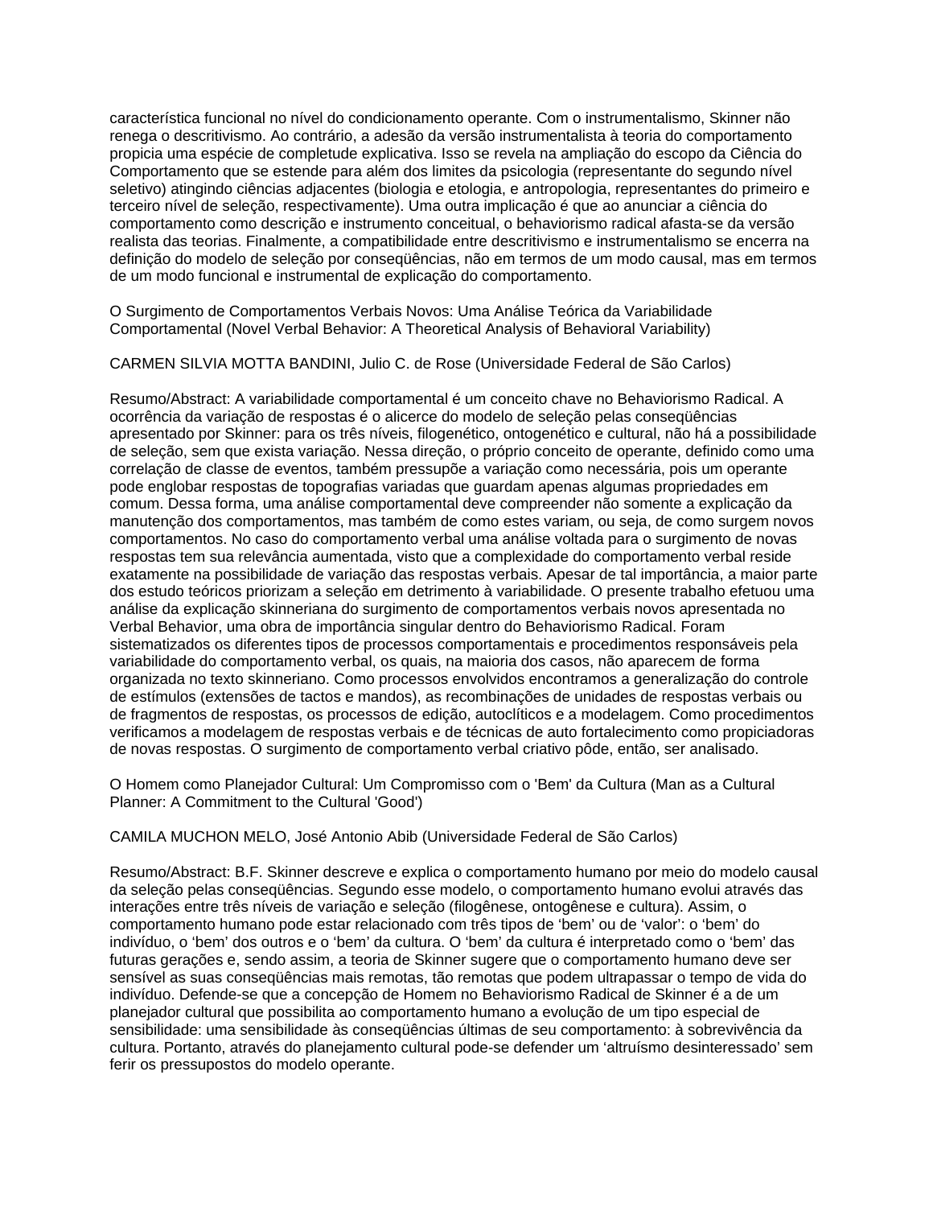característica funcional no nível do condicionamento operante. Com o instrumentalismo, Skinner não renega o descritivismo. Ao contrário, a adesão da versão instrumentalista à teoria do comportamento propicia uma espécie de completude explicativa. Isso se revela na ampliação do escopo da Ciência do Comportamento que se estende para além dos limites da psicologia (representante do segundo nível seletivo) atingindo ciências adjacentes (biologia e etologia, e antropologia, representantes do primeiro e terceiro nível de seleção, respectivamente). Uma outra implicação é que ao anunciar a ciência do comportamento como descrição e instrumento conceitual, o behaviorismo radical afasta-se da versão realista das teorias. Finalmente, a compatibilidade entre descritivismo e instrumentalismo se encerra na definição do modelo de seleção por conseqüências, não em termos de um modo causal, mas em termos de um modo funcional e instrumental de explicação do comportamento.

O Surgimento de Comportamentos Verbais Novos: Uma Análise Teórica da Variabilidade Comportamental (Novel Verbal Behavior: A Theoretical Analysis of Behavioral Variability)

CARMEN SILVIA MOTTA BANDINI, Julio C. de Rose (Universidade Federal de São Carlos)

Resumo/Abstract: A variabilidade comportamental é um conceito chave no Behaviorismo Radical. A ocorrência da variação de respostas é o alicerce do modelo de seleção pelas conseqüências apresentado por Skinner: para os três níveis, filogenético, ontogenético e cultural, não há a possibilidade de seleção, sem que exista variação. Nessa direção, o próprio conceito de operante, definido como uma correlação de classe de eventos, também pressupõe a variação como necessária, pois um operante pode englobar respostas de topografias variadas que guardam apenas algumas propriedades em comum. Dessa forma, uma análise comportamental deve compreender não somente a explicação da manutenção dos comportamentos, mas também de como estes variam, ou seja, de como surgem novos comportamentos. No caso do comportamento verbal uma análise voltada para o surgimento de novas respostas tem sua relevância aumentada, visto que a complexidade do comportamento verbal reside exatamente na possibilidade de variação das respostas verbais. Apesar de tal importância, a maior parte dos estudo teóricos priorizam a seleção em detrimento à variabilidade. O presente trabalho efetuou uma análise da explicação skinneriana do surgimento de comportamentos verbais novos apresentada no Verbal Behavior, uma obra de importância singular dentro do Behaviorismo Radical. Foram sistematizados os diferentes tipos de processos comportamentais e procedimentos responsáveis pela variabilidade do comportamento verbal, os quais, na maioria dos casos, não aparecem de forma organizada no texto skinneriano. Como processos envolvidos encontramos a generalização do controle de estímulos (extensões de tactos e mandos), as recombinações de unidades de respostas verbais ou de fragmentos de respostas, os processos de edição, autoclíticos e a modelagem. Como procedimentos verificamos a modelagem de respostas verbais e de técnicas de auto fortalecimento como propiciadoras de novas respostas. O surgimento de comportamento verbal criativo pôde, então, ser analisado.

O Homem como Planejador Cultural: Um Compromisso com o 'Bem' da Cultura (Man as a Cultural Planner: A Commitment to the Cultural 'Good')

CAMILA MUCHON MELO, José Antonio Abib (Universidade Federal de São Carlos)

Resumo/Abstract: B.F. Skinner descreve e explica o comportamento humano por meio do modelo causal da seleção pelas conseqüências. Segundo esse modelo, o comportamento humano evolui através das interações entre três níveis de variação e seleção (filogênese, ontogênese e cultura). Assim, o comportamento humano pode estar relacionado com três tipos de 'bem' ou de 'valor': o 'bem' do indivíduo, o 'bem' dos outros e o 'bem' da cultura. O 'bem' da cultura é interpretado como o 'bem' das futuras gerações e, sendo assim, a teoria de Skinner sugere que o comportamento humano deve ser sensível as suas conseqüências mais remotas, tão remotas que podem ultrapassar o tempo de vida do indivíduo. Defende-se que a concepção de Homem no Behaviorismo Radical de Skinner é a de um planejador cultural que possibilita ao comportamento humano a evolução de um tipo especial de sensibilidade: uma sensibilidade às conseqüências últimas de seu comportamento: à sobrevivência da cultura. Portanto, através do planejamento cultural pode-se defender um 'altruísmo desinteressado' sem ferir os pressupostos do modelo operante.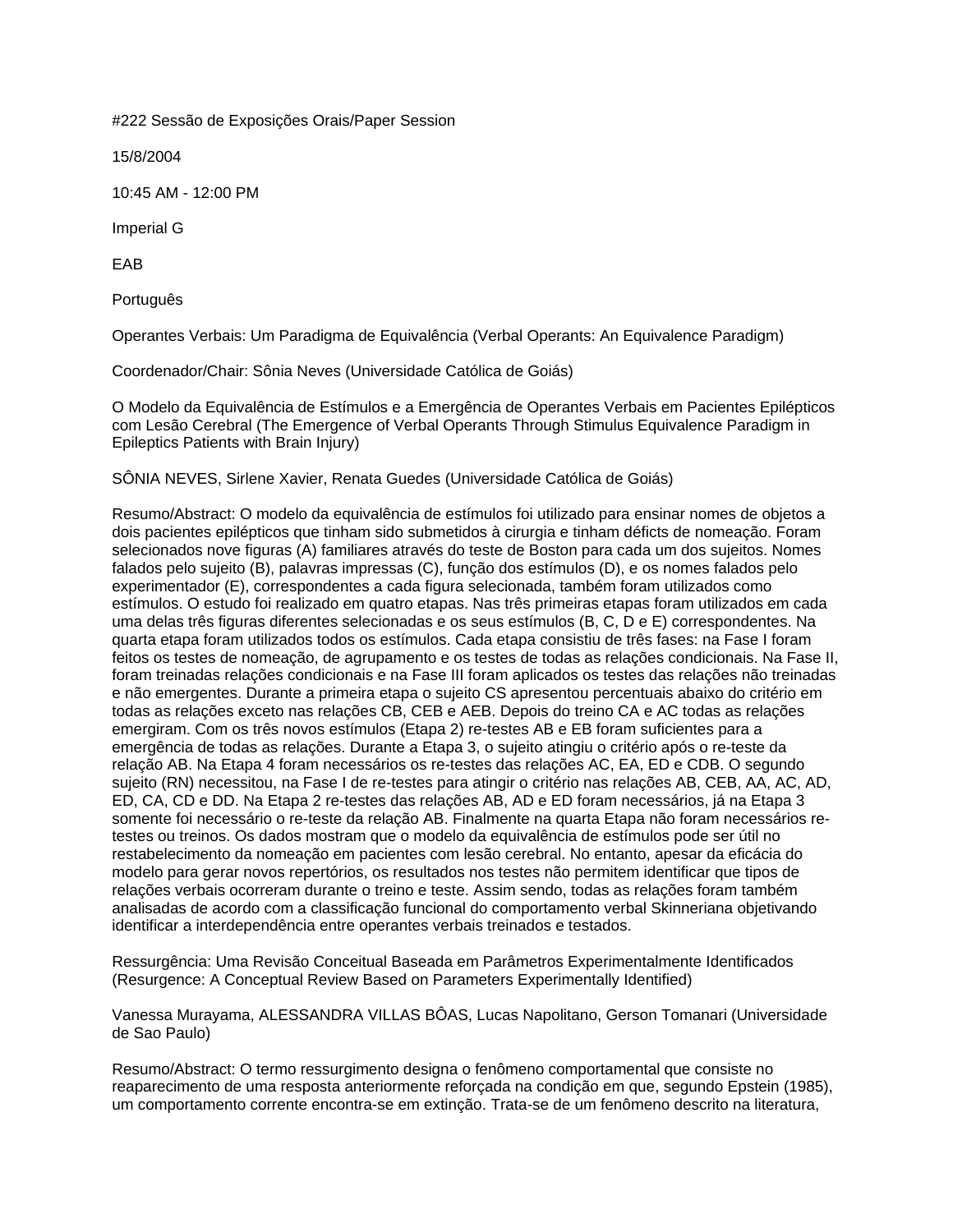#222 Sessão de Exposições Orais/Paper Session

15/8/2004

10:45 AM - 12:00 PM

Imperial G

EAB

Português

Operantes Verbais: Um Paradigma de Equivalência (Verbal Operants: An Equivalence Paradigm)

Coordenador/Chair: Sônia Neves (Universidade Católica de Goiás)

O Modelo da Equivalência de Estímulos e a Emergência de Operantes Verbais em Pacientes Epilépticos com Lesão Cerebral (The Emergence of Verbal Operants Through Stimulus Equivalence Paradigm in Epileptics Patients with Brain Injury)

SÔNIA NEVES, Sirlene Xavier, Renata Guedes (Universidade Católica de Goiás)

Resumo/Abstract: O modelo da equivalência de estímulos foi utilizado para ensinar nomes de objetos a dois pacientes epilépticos que tinham sido submetidos à cirurgia e tinham défícts de nomeação. Foram selecionados nove figuras (A) familiares através do teste de Boston para cada um dos sujeitos. Nomes falados pelo sujeito (B), palavras impressas (C), função dos estímulos (D), e os nomes falados pelo experimentador (E), correspondentes a cada figura selecionada, também foram utilizados como estímulos. O estudo foi realizado em quatro etapas. Nas três primeiras etapas foram utilizados em cada uma delas três figuras diferentes selecionadas e os seus estímulos (B, C, D e E) correspondentes. Na quarta etapa foram utilizados todos os estímulos. Cada etapa consistiu de três fases: na Fase I foram feitos os testes de nomeação, de agrupamento e os testes de todas as relações condicionais. Na Fase II, foram treinadas relações condicionais e na Fase III foram aplicados os testes das relações não treinadas e não emergentes. Durante a primeira etapa o sujeito CS apresentou percentuais abaixo do critério em todas as relações exceto nas relações CB, CEB e AEB. Depois do treino CA e AC todas as relações emergiram. Com os três novos estímulos (Etapa 2) re-testes AB e EB foram suficientes para a emergência de todas as relações. Durante a Etapa 3, o sujeito atingiu o critério após o re-teste da relação AB. Na Etapa 4 foram necessários os re-testes das relações AC, EA, ED e CDB. O segundo sujeito (RN) necessitou, na Fase I de re-testes para atingir o critério nas relações AB, CEB, AA, AC, AD, ED, CA, CD e DD. Na Etapa 2 re-testes das relações AB, AD e ED foram necessários, já na Etapa 3 somente foi necessário o re-teste da relação AB. Finalmente na quarta Etapa não foram necessários re-testes ou treinos. Os dados mostram que o modelo da equivalência de estímulos pode ser útil no restabelecimento da nomeação em pacientes com lesão cerebral. No entanto, apesar da eficácia do modelo para gerar novos repertórios, os resultados nos testes não permitem identificar que tipos de relações verbais ocorreram durante o treino e teste. Assim sendo, todas as relações foram também analisadas de acordo com a classificação funcional do comportamento verbal Skinneriana objetivando identificar a interdependência entre operantes verbais treinados e testados.

Ressurgência: Uma Revisão Conceitual Baseada em Parâmetros Experimentalmente Identificados (Resurgence: A Conceptual Review Based on Parameters Experimentally Identified)

Vanessa Murayama, ALESSANDRA VILLAS BÔAS, Lucas Napolitano, Gerson Tomanari (Universidade de Sao Paulo)

Resumo/Abstract: O termo ressurgimento designa o fenômeno comportamental que consiste no reaparecimento de uma resposta anteriormente reforçada na condição em que, segundo Epstein (1985), um comportamento corrente encontra-se em extinção. Trata-se de um fenômeno descrito na literatura,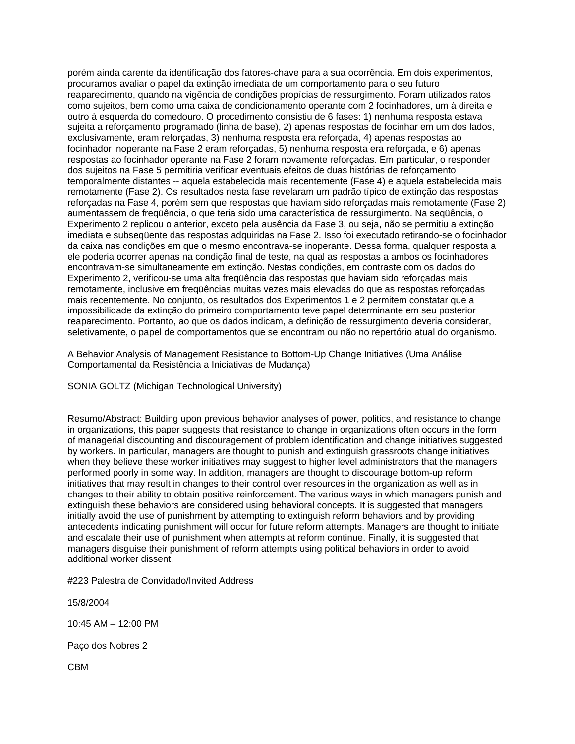porém ainda carente da identificação dos fatores-chave para a sua ocorrência. Em dois experimentos, procuramos avaliar o papel da extinção imediata de um comportamento para o seu futuro reaparecimento, quando na vigência de condições propícias de ressurgimento. Foram utilizados ratos como sujeitos, bem como uma caixa de condicionamento operante com 2 focinhadores, um à direita e outro à esquerda do comedouro. O procedimento consistiu de 6 fases: 1) nenhuma resposta estava sujeita a reforçamento programado (linha de base), 2) apenas respostas de focinhar em um dos lados, exclusivamente, eram reforçadas, 3) nenhuma resposta era reforçada, 4) apenas respostas ao focinhador inoperante na Fase 2 eram reforçadas, 5) nenhuma resposta era reforçada, e 6) apenas respostas ao focinhador operante na Fase 2 foram novamente reforçadas. Em particular, o responder dos sujeitos na Fase 5 permitiria verificar eventuais efeitos de duas histórias de reforçamento temporalmente distantes -- aquela estabelecida mais recentemente (Fase 4) e aquela estabelecida mais remotamente (Fase 2). Os resultados nesta fase revelaram um padrão típico de extinção das respostas reforçadas na Fase 4, porém sem que respostas que haviam sido reforçadas mais remotamente (Fase 2) aumentassem de freqüência, o que teria sido uma característica de ressurgimento. Na seqüência, o Experimento 2 replicou o anterior, exceto pela ausência da Fase 3, ou seja, não se permitiu a extinção imediata e subseqüente das respostas adquiridas na Fase 2. Isso foi executado retirando-se o focinhador da caixa nas condições em que o mesmo encontrava-se inoperante. Dessa forma, qualquer resposta a ele poderia ocorrer apenas na condição final de teste, na qual as respostas a ambos os focinhadores encontravam-se simultaneamente em extinção. Nestas condições, em contraste com os dados do Experimento 2, verificou-se uma alta freqüência das respostas que haviam sido reforçadas mais remotamente, inclusive em freqüências muitas vezes mais elevadas do que as respostas reforçadas mais recentemente. No conjunto, os resultados dos Experimentos 1 e 2 permitem constatar que a impossibilidade da extinção do primeiro comportamento teve papel determinante em seu posterior reaparecimento. Portanto, ao que os dados indicam, a definição de ressurgimento deveria considerar, seletivamente, o papel de comportamentos que se encontram ou não no repertório atual do organismo.

A Behavior Analysis of Management Resistance to Bottom-Up Change Initiatives (Uma Análise Comportamental da Resistência a Iniciativas de Mudança)

SONIA GOLTZ (Michigan Technological University)

Resumo/Abstract: Building upon previous behavior analyses of power, politics, and resistance to change in organizations, this paper suggests that resistance to change in organizations often occurs in the form of managerial discounting and discouragement of problem identification and change initiatives suggested by workers. In particular, managers are thought to punish and extinguish grassroots change initiatives when they believe these worker initiatives may suggest to higher level administrators that the managers performed poorly in some way. In addition, managers are thought to discourage bottom-up reform initiatives that may result in changes to their control over resources in the organization as well as in changes to their ability to obtain positive reinforcement. The various ways in which managers punish and extinguish these behaviors are considered using behavioral concepts. It is suggested that managers initially avoid the use of punishment by attempting to extinguish reform behaviors and by providing antecedents indicating punishment will occur for future reform attempts. Managers are thought to initiate and escalate their use of punishment when attempts at reform continue. Finally, it is suggested that managers disguise their punishment of reform attempts using political behaviors in order to avoid additional worker dissent.

#223 Palestra de Convidado/Invited Address

15/8/2004

10:45 AM – 12:00 PM

Paço dos Nobres 2

CBM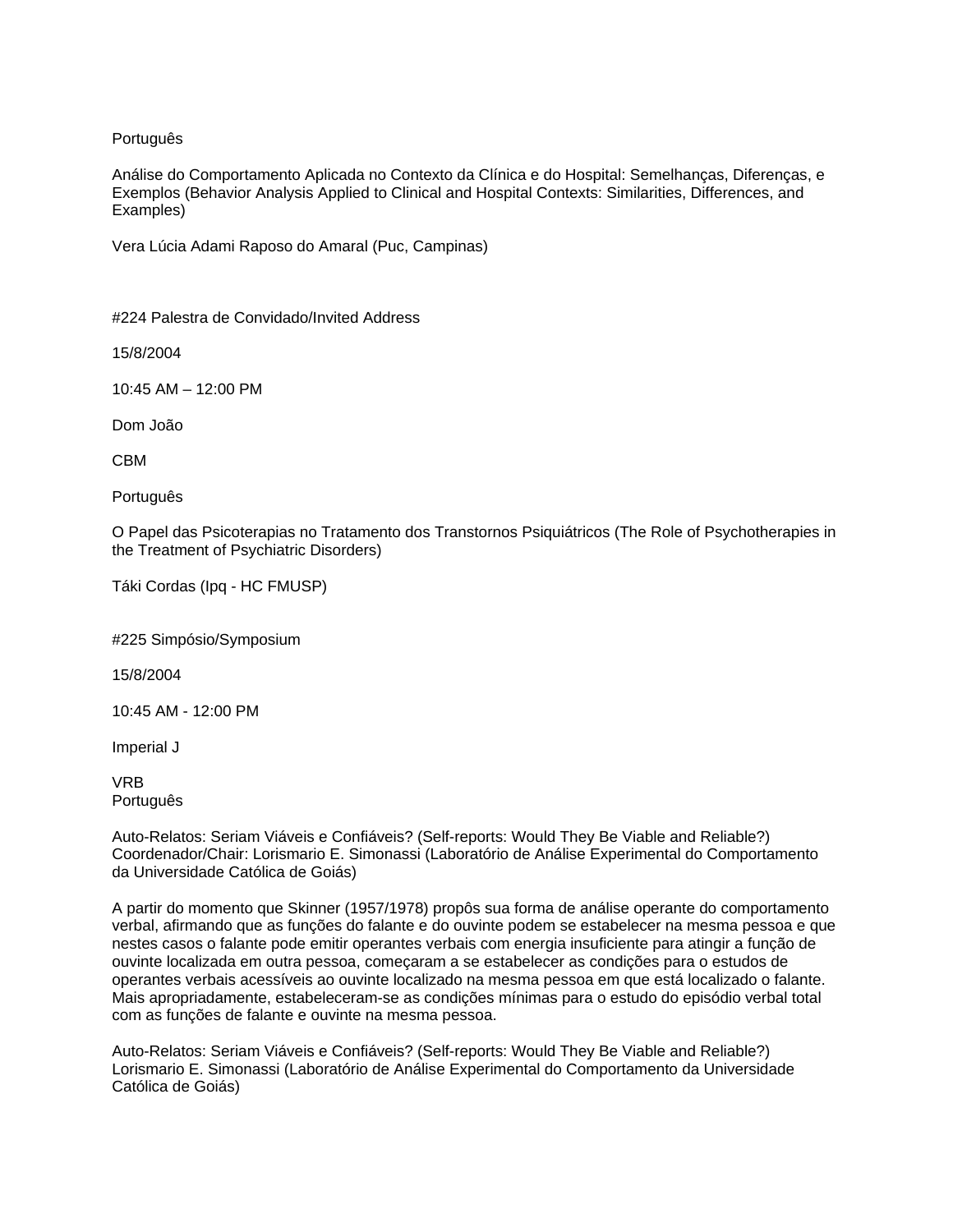Português

Análise do Comportamento Aplicada no Contexto da Clínica e do Hospital: Semelhanças, Diferenças, e Exemplos (Behavior Analysis Applied to Clinical and Hospital Contexts: Similarities, Differences, and Examples)

Vera Lúcia Adami Raposo do Amaral (Puc, Campinas)

#224 Palestra de Convidado/Invited Address

15/8/2004

10:45 AM – 12:00 PM

Dom João

CBM

Português

O Papel das Psicoterapias no Tratamento dos Transtornos Psiquiátricos (The Role of Psychotherapies in the Treatment of Psychiatric Disorders)

Táki Cordas (Ipq - HC FMUSP)

#225 Simpósio/Symposium

15/8/2004

10:45 AM - 12:00 PM

Imperial J

VRB
Português

Auto-Relatos: Seriam Viáveis e Confiáveis? (Self-reports: Would They Be Viable and Reliable?)
Coordenador/Chair: Lorismario E. Simonassi (Laboratório de Análise Experimental do Comportamento da Universidade Católica de Goiás)

A partir do momento que Skinner (1957/1978) propôs sua forma de análise operante do comportamento verbal, afirmando que as funções do falante e do ouvinte podem se estabelecer na mesma pessoa e que nestes casos o falante pode emitir operantes verbais com energia insuficiente para atingir a função de ouvinte localizada em outra pessoa, começaram a se estabelecer as condições para o estudos de operantes verbais acessíveis ao ouvinte localizado na mesma pessoa em que está localizado o falante. Mais apropriadamente, estabeleceram-se as condições mínimas para o estudo do episódio verbal total com as funções de falante e ouvinte na mesma pessoa.

Auto-Relatos: Seriam Viáveis e Confiáveis? (Self-reports: Would They Be Viable and Reliable?)
Lorismario E. Simonassi (Laboratório de Análise Experimental do Comportamento da Universidade Católica de Goiás)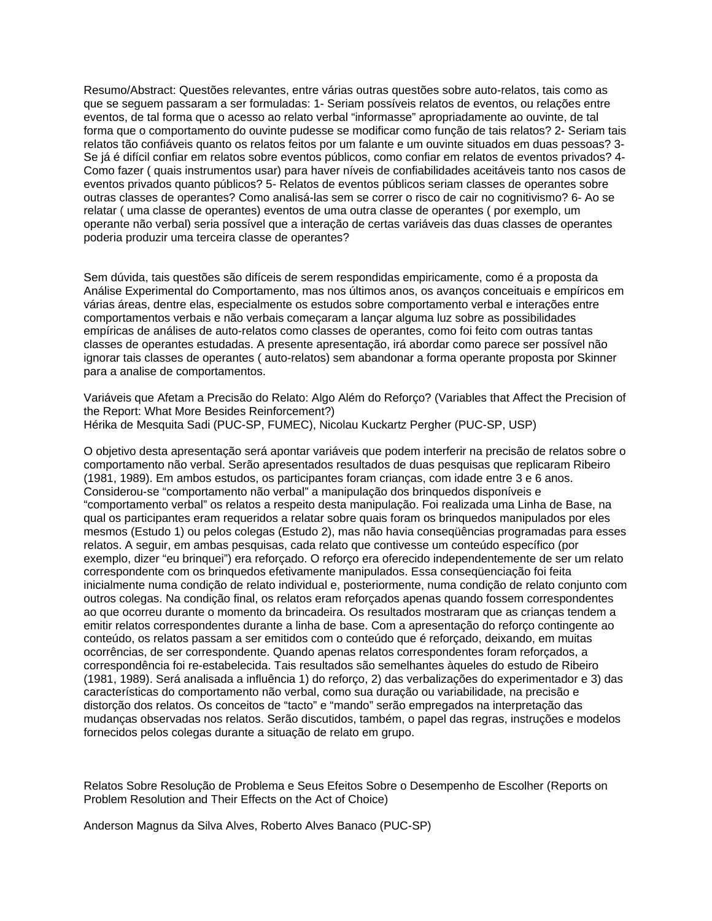Resumo/Abstract: Questões relevantes, entre várias outras questões sobre auto-relatos, tais como as que se seguem passaram a ser formuladas: 1- Seriam possíveis relatos de eventos, ou relações entre eventos, de tal forma que o acesso ao relato verbal "informasse" apropriadamente ao ouvinte, de tal forma que o comportamento do ouvinte pudesse se modificar como função de tais relatos? 2- Seriam tais relatos tão confiáveis quanto os relatos feitos por um falante e um ouvinte situados em duas pessoas? 3- Se já é difícil confiar em relatos sobre eventos públicos, como confiar em relatos de eventos privados? 4- Como fazer ( quais instrumentos usar) para haver níveis de confiabilidades aceitáveis tanto nos casos de eventos privados quanto públicos? 5- Relatos de eventos públicos seriam classes de operantes sobre outras classes de operantes? Como analisá-las sem se correr o risco de cair no cognitivismo? 6- Ao se relatar ( uma classe de operantes) eventos de uma outra classe de operantes ( por exemplo, um operante não verbal) seria possível que a interação de certas variáveis das duas classes de operantes poderia produzir uma terceira classe de operantes?

Sem dúvida, tais questões são difíceis de serem respondidas empiricamente, como é a proposta da Análise Experimental do Comportamento, mas nos últimos anos, os avanços conceituais e empíricos em várias áreas, dentre elas, especialmente os estudos sobre comportamento verbal e interações entre comportamentos verbais e não verbais começaram a lançar alguma luz sobre as possibilidades empíricas de análises de auto-relatos como classes de operantes, como foi feito com outras tantas classes de operantes estudadas. A presente apresentação, irá abordar como parece ser possível não ignorar tais classes de operantes ( auto-relatos) sem abandonar a forma operante proposta por Skinner para a analise de comportamentos.

Variáveis que Afetam a Precisão do Relato: Algo Além do Reforço? (Variables that Affect the Precision of the Report: What More Besides Reinforcement?)
Hérika de Mesquita Sadi (PUC-SP, FUMEC), Nicolau Kuckartz Pergher (PUC-SP, USP)

O objetivo desta apresentação será apontar variáveis que podem interferir na precisão de relatos sobre o comportamento não verbal. Serão apresentados resultados de duas pesquisas que replicaram Ribeiro (1981, 1989). Em ambos estudos, os participantes foram crianças, com idade entre 3 e 6 anos. Considerou-se "comportamento não verbal" a manipulação dos brinquedos disponíveis e "comportamento verbal" os relatos a respeito desta manipulação. Foi realizada uma Linha de Base, na qual os participantes eram requeridos a relatar sobre quais foram os brinquedos manipulados por eles mesmos (Estudo 1) ou pelos colegas (Estudo 2), mas não havia conseqüências programadas para esses relatos. A seguir, em ambas pesquisas, cada relato que contivesse um conteúdo específico (por exemplo, dizer "eu brinquei") era reforçado. O reforço era oferecido independentemente de ser um relato correspondente com os brinquedos efetivamente manipulados. Essa conseqüenciação foi feita inicialmente numa condição de relato individual e, posteriormente, numa condição de relato conjunto com outros colegas. Na condição final, os relatos eram reforçados apenas quando fossem correspondentes ao que ocorreu durante o momento da brincadeira. Os resultados mostraram que as crianças tendem a emitir relatos correspondentes durante a linha de base. Com a apresentação do reforço contingente ao conteúdo, os relatos passam a ser emitidos com o conteúdo que é reforçado, deixando, em muitas ocorrências, de ser correspondente. Quando apenas relatos correspondentes foram reforçados, a correspondência foi re-estabelecida. Tais resultados são semelhantes àqueles do estudo de Ribeiro (1981, 1989). Será analisada a influência 1) do reforço, 2) das verbalizações do experimentador e 3) das características do comportamento não verbal, como sua duração ou variabilidade, na precisão e distorção dos relatos. Os conceitos de "tacto" e "mando" serão empregados na interpretação das mudanças observadas nos relatos. Serão discutidos, também, o papel das regras, instruções e modelos fornecidos pelos colegas durante a situação de relato em grupo.

Relatos Sobre Resolução de Problema e Seus Efeitos Sobre o Desempenho de Escolher (Reports on Problem Resolution and Their Effects on the Act of Choice)

Anderson Magnus da Silva Alves, Roberto Alves Banaco (PUC-SP)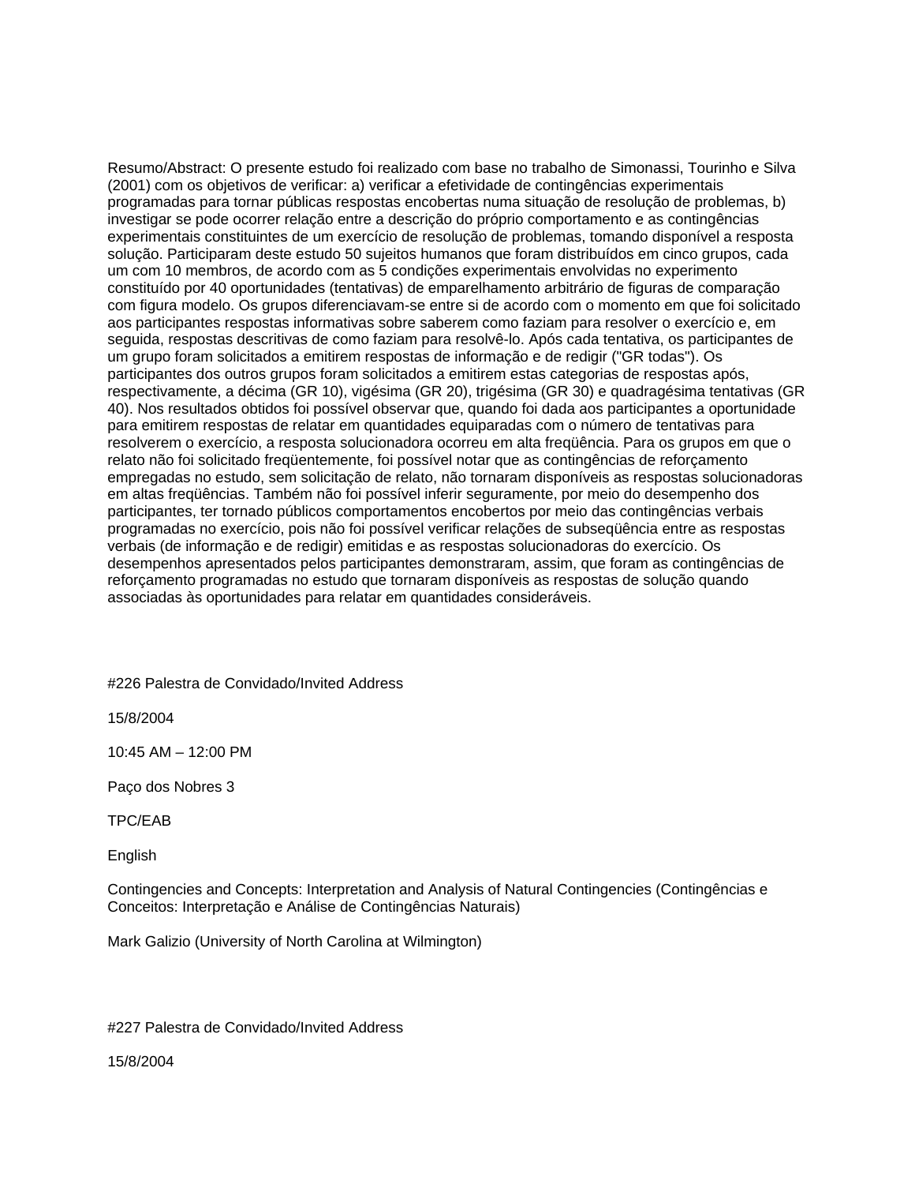Resumo/Abstract: O presente estudo foi realizado com base no trabalho de Simonassi, Tourinho e Silva (2001) com os objetivos de verificar: a) verificar a efetividade de contingências experimentais programadas para tornar públicas respostas encobertas numa situação de resolução de problemas, b) investigar se pode ocorrer relação entre a descrição do próprio comportamento e as contingências experimentais constituintes de um exercício de resolução de problemas, tomando disponível a resposta solução. Participaram deste estudo 50 sujeitos humanos que foram distribuídos em cinco grupos, cada um com 10 membros, de acordo com as 5 condições experimentais envolvidas no experimento constituído por 40 oportunidades (tentativas) de emparelhamento arbitrário de figuras de comparação com figura modelo. Os grupos diferenciavam-se entre si de acordo com o momento em que foi solicitado aos participantes respostas informativas sobre saberem como faziam para resolver o exercício e, em seguida, respostas descritivas de como faziam para resolvê-lo. Após cada tentativa, os participantes de um grupo foram solicitados a emitirem respostas de informação e de redigir ("GR todas"). Os participantes dos outros grupos foram solicitados a emitirem estas categorias de respostas após, respectivamente, a décima (GR 10), vigésima (GR 20), trigésima (GR 30) e quadragésima tentativas (GR 40). Nos resultados obtidos foi possível observar que, quando foi dada aos participantes a oportunidade para emitirem respostas de relatar em quantidades equiparadas com o número de tentativas para resolverem o exercício, a resposta solucionadora ocorreu em alta freqüência. Para os grupos em que o relato não foi solicitado freqüentemente, foi possível notar que as contingências de reforçamento empregadas no estudo, sem solicitação de relato, não tornaram disponíveis as respostas solucionadoras em altas freqüências. Também não foi possível inferir seguramente, por meio do desempenho dos participantes, ter tornado públicos comportamentos encobertos por meio das contingências verbais programadas no exercício, pois não foi possível verificar relações de subseqüência entre as respostas verbais (de informação e de redigir) emitidas e as respostas solucionadoras do exercício. Os desempenhos apresentados pelos participantes demonstraram, assim, que foram as contingências de reforçamento programadas no estudo que tornaram disponíveis as respostas de solução quando associadas às oportunidades para relatar em quantidades consideráveis.

#226 Palestra de Convidado/Invited Address

15/8/2004

10:45 AM – 12:00 PM

Paço dos Nobres 3

TPC/EAB

English

Contingencies and Concepts: Interpretation and Analysis of Natural Contingencies (Contingências e Conceitos: Interpretação e Análise de Contingências Naturais)

Mark Galizio (University of North Carolina at Wilmington)

#227 Palestra de Convidado/Invited Address

15/8/2004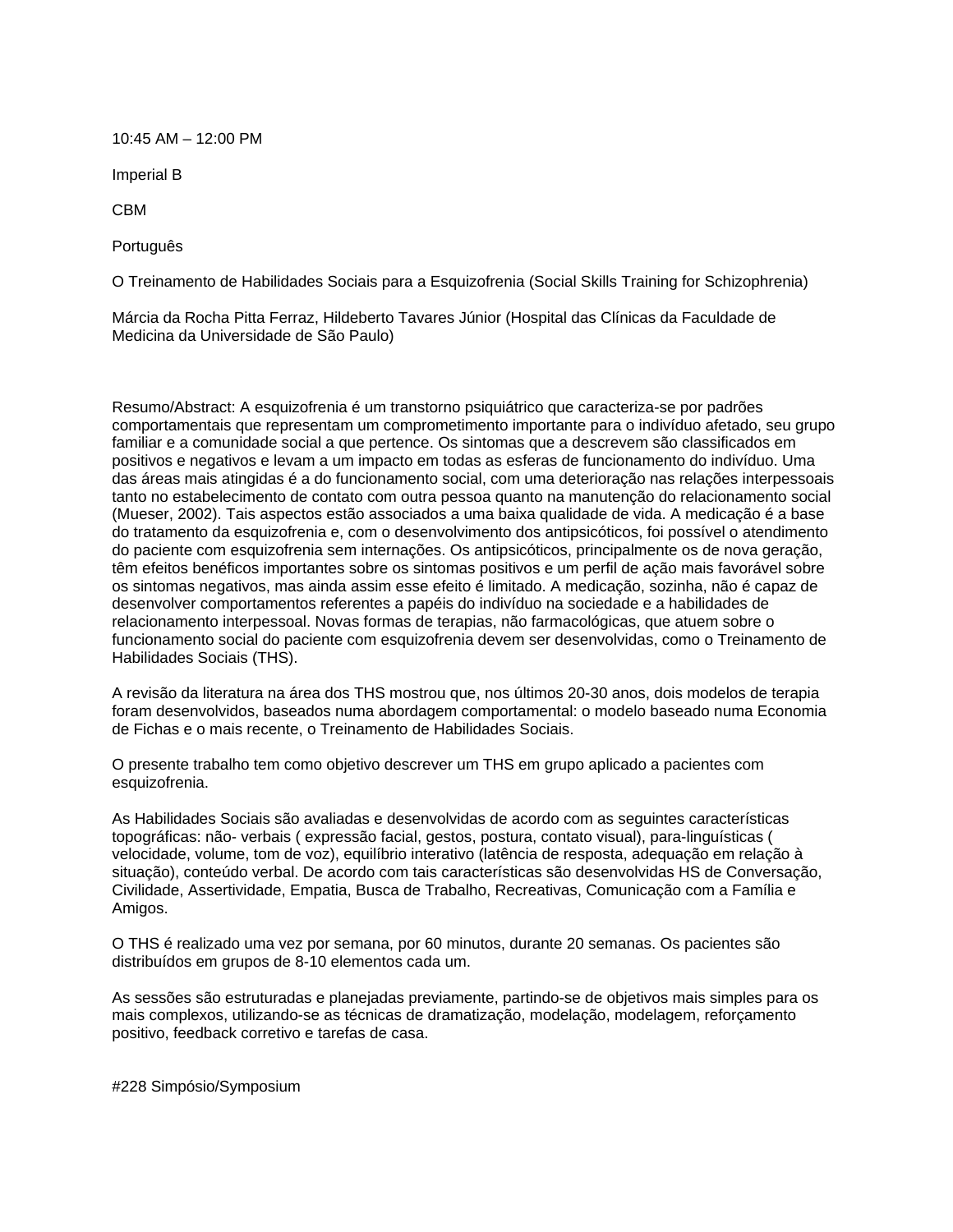10:45 AM – 12:00 PM

Imperial B

CBM

Português

O Treinamento de Habilidades Sociais para a Esquizofrenia (Social Skills Training for Schizophrenia)

Márcia da Rocha Pitta Ferraz, Hildeberto Tavares Júnior (Hospital das Clínicas da Faculdade de Medicina da Universidade de São Paulo)

Resumo/Abstract: A esquizofrenia é um transtorno psiquiátrico que caracteriza-se por padrões comportamentais que representam um comprometimento importante para o indivíduo afetado, seu grupo familiar e a comunidade social a que pertence. Os sintomas que a descrevem são classificados em positivos e negativos e levam a um impacto em todas as esferas de funcionamento do indivíduo. Uma das áreas mais atingidas é a do funcionamento social, com uma deterioração nas relações interpessoais tanto no estabelecimento de contato com outra pessoa quanto na manutenção do relacionamento social (Mueser, 2002). Tais aspectos estão associados a uma baixa qualidade de vida. A medicação é a base do tratamento da esquizofrenia e, com o desenvolvimento dos antipsicóticos, foi possível o atendimento do paciente com esquizofrenia sem internações. Os antipsicóticos, principalmente os de nova geração, têm efeitos benéficos importantes sobre os sintomas positivos e um perfil de ação mais favorável sobre os sintomas negativos, mas ainda assim esse efeito é limitado. A medicação, sozinha, não é capaz de desenvolver comportamentos referentes a papéis do indivíduo na sociedade e a habilidades de relacionamento interpessoal. Novas formas de terapias, não farmacológicas, que atuem sobre o funcionamento social do paciente com esquizofrenia devem ser desenvolvidas, como o Treinamento de Habilidades Sociais (THS).

A revisão da literatura na área dos THS mostrou que, nos últimos 20-30 anos, dois modelos de terapia foram desenvolvidos, baseados numa abordagem comportamental: o modelo baseado numa Economia de Fichas e o mais recente, o Treinamento de Habilidades Sociais.

O presente trabalho tem como objetivo descrever um THS em grupo aplicado a pacientes com esquizofrenia.

As Habilidades Sociais são avaliadas e desenvolvidas de acordo com as seguintes características topográficas: não- verbais ( expressão facial, gestos, postura, contato visual), para-linguísticas ( velocidade, volume, tom de voz), equilíbrio interativo (latência de resposta, adequação em relação à situação), conteúdo verbal. De acordo com tais características são desenvolvidas HS de Conversação, Civilidade, Assertividade, Empatia, Busca de Trabalho, Recreativas, Comunicação com a Família e Amigos.

O THS é realizado uma vez por semana, por 60 minutos, durante 20 semanas. Os pacientes são distribuídos em grupos de 8-10 elementos cada um.

As sessões são estruturadas e planejadas previamente, partindo-se de objetivos mais simples para os mais complexos, utilizando-se as técnicas de dramatização, modelação, modelagem, reforçamento positivo, feedback corretivo e tarefas de casa.

#228 Simpósio/Symposium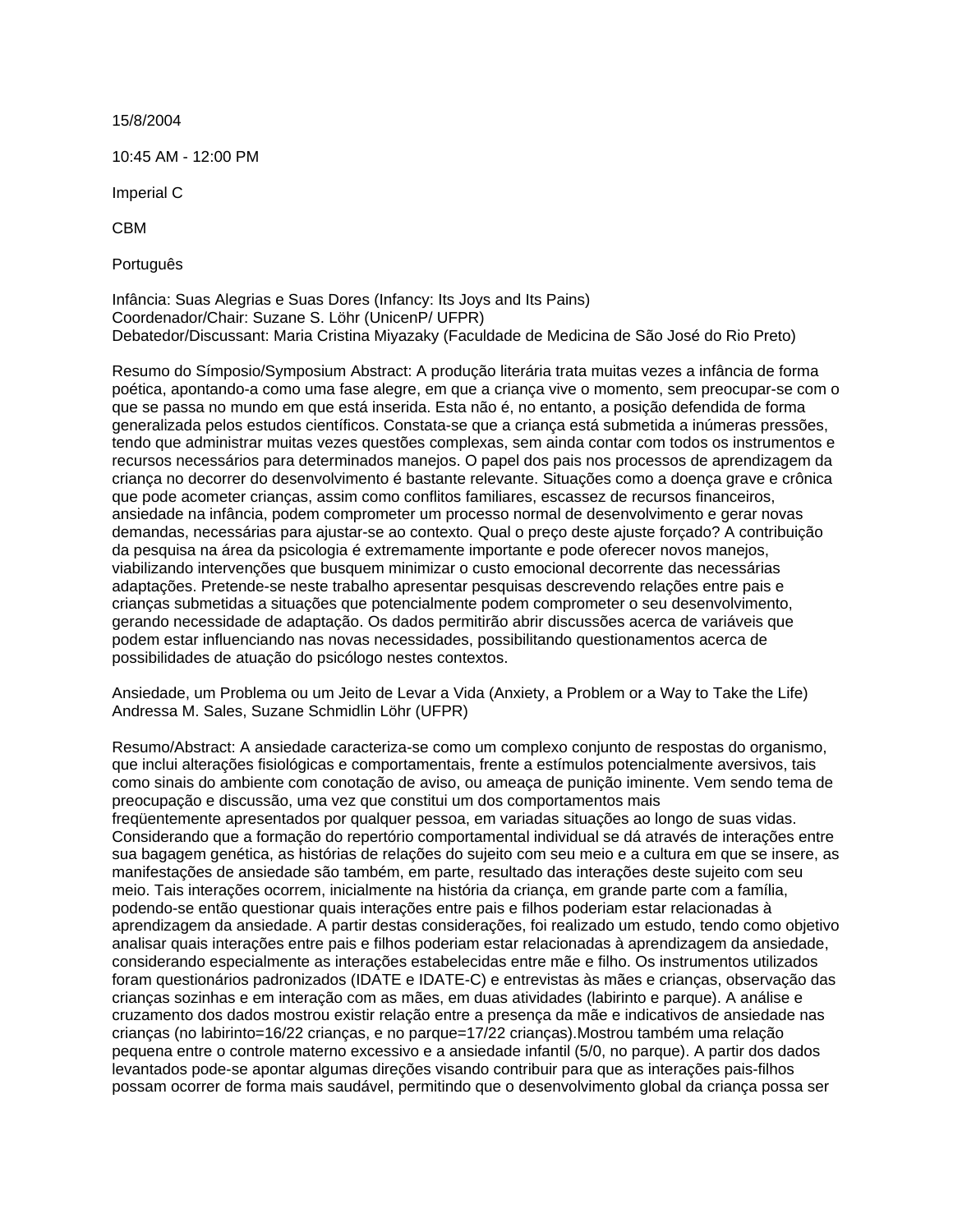15/8/2004

10:45 AM - 12:00 PM

Imperial C

CBM

Português

Infância: Suas Alegrias e Suas Dores (Infancy: Its Joys and Its Pains)
Coordenador/Chair: Suzane S. Löhr (UnicenP/ UFPR)
Debatedor/Discussant: Maria Cristina Miyazaky (Faculdade de Medicina de São José do Rio Preto)

Resumo do Símposio/Symposium Abstract: A produção literária trata muitas vezes a infância de forma poética, apontando-a como uma fase alegre, em que a criança vive o momento, sem preocupar-se com o que se passa no mundo em que está inserida. Esta não é, no entanto, a posição defendida de forma generalizada pelos estudos científicos. Constata-se que a criança está submetida a inúmeras pressões, tendo que administrar muitas vezes questões complexas, sem ainda contar com todos os instrumentos e recursos necessários para determinados manejos. O papel dos pais nos processos de aprendizagem da criança no decorrer do desenvolvimento é bastante relevante. Situações como a doença grave e crônica que pode acometer crianças, assim como conflitos familiares, escassez de recursos financeiros, ansiedade na infância, podem comprometer um processo normal de desenvolvimento e gerar novas demandas, necessárias para ajustar-se ao contexto. Qual o preço deste ajuste forçado? A contribuição da pesquisa na área da psicologia é extremamente importante e pode oferecer novos manejos, viabilizando intervenções que busquem minimizar o custo emocional decorrente das necessárias adaptações. Pretende-se neste trabalho apresentar pesquisas descrevendo relações entre pais e crianças submetidas a situações que potencialmente podem comprometer o seu desenvolvimento, gerando necessidade de adaptação. Os dados permitirão abrir discussões acerca de variáveis que podem estar influenciando nas novas necessidades, possibilitando questionamentos acerca de possibilidades de atuação do psicólogo nestes contextos.

Ansiedade, um Problema ou um Jeito de Levar a Vida (Anxiety, a Problem or a Way to Take the Life)
Andressa M. Sales, Suzane Schmidlin Löhr (UFPR)

Resumo/Abstract: A ansiedade caracteriza-se como um complexo conjunto de respostas do organismo, que inclui alterações fisiológicas e comportamentais, frente a estímulos potencialmente aversivos, tais como sinais do ambiente com conotação de aviso, ou ameaça de punição iminente. Vem sendo tema de preocupação e discussão, uma vez que constitui um dos comportamentos mais freqüentemente apresentados por qualquer pessoa, em variadas situações ao longo de suas vidas. Considerando que a formação do repertório comportamental individual se dá através de interações entre sua bagagem genética, as histórias de relações do sujeito com seu meio e a cultura em que se insere, as manifestações de ansiedade são também, em parte, resultado das interações deste sujeito com seu meio. Tais interações ocorrem, inicialmente na história da criança, em grande parte com a família, podendo-se então questionar quais interações entre pais e filhos poderiam estar relacionadas à aprendizagem da ansiedade. A partir destas considerações, foi realizado um estudo, tendo como objetivo analisar quais interações entre pais e filhos poderiam estar relacionadas à aprendizagem da ansiedade, considerando especialmente as interações estabelecidas entre mãe e filho. Os instrumentos utilizados foram questionários padronizados (IDATE e IDATE-C) e entrevistas às mães e crianças, observação das crianças sozinhas e em interação com as mães, em duas atividades (labirinto e parque). A análise e cruzamento dos dados mostrou existir relação entre a presença da mãe e indicativos de ansiedade nas crianças (no labirinto=16/22 crianças, e no parque=17/22 crianças).Mostrou também uma relação pequena entre o controle materno excessivo e a ansiedade infantil (5/0, no parque). A partir dos dados levantados pode-se apontar algumas direções visando contribuir para que as interações pais-filhos possam ocorrer de forma mais saudável, permitindo que o desenvolvimento global da criança possa ser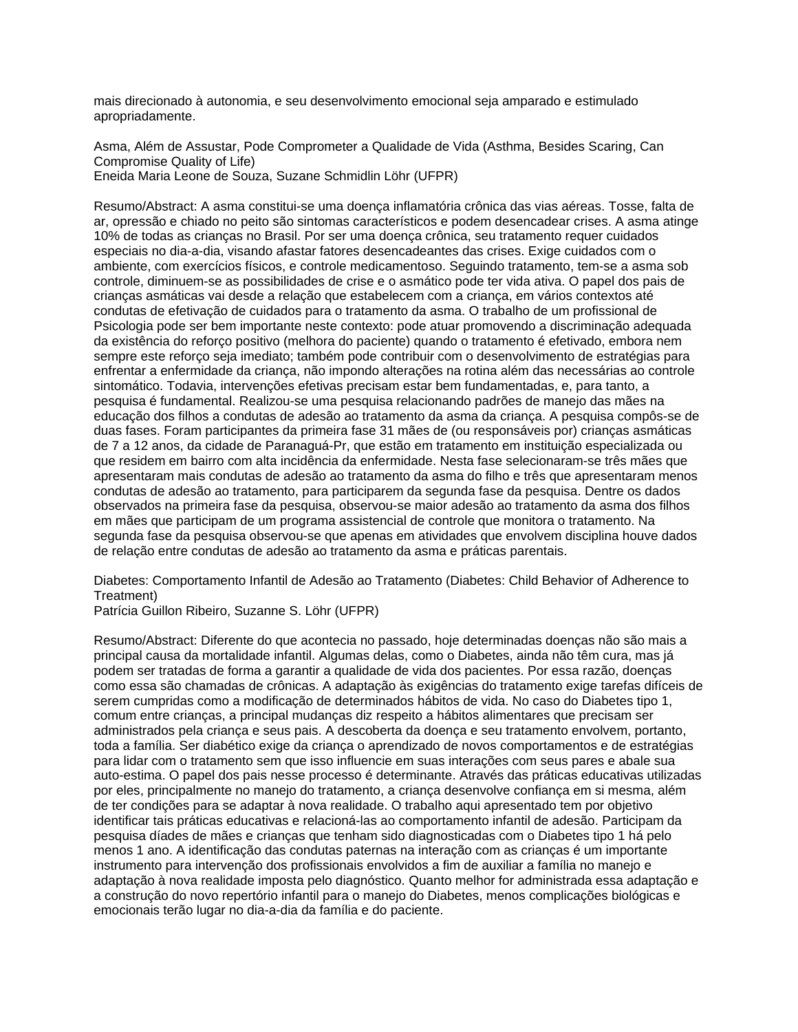mais direcionado à autonomia, e seu desenvolvimento emocional seja amparado e estimulado apropriadamente.

Asma, Além de Assustar, Pode Comprometer a Qualidade de Vida (Asthma, Besides Scaring, Can Compromise Quality of Life)
Eneida Maria Leone de Souza, Suzane Schmidlin Löhr (UFPR)

Resumo/Abstract: A asma constitui-se uma doença inflamatória crônica das vias aéreas. Tosse, falta de ar, opressão e chiado no peito são sintomas característicos e podem desencadear crises. A asma atinge 10% de todas as crianças no Brasil. Por ser uma doença crônica, seu tratamento requer cuidados especiais no dia-a-dia, visando afastar fatores desencadeantes das crises. Exige cuidados com o ambiente, com exercícios físicos, e controle medicamentoso. Seguindo tratamento, tem-se a asma sob controle, diminuem-se as possibilidades de crise e o asmático pode ter vida ativa. O papel dos pais de crianças asmáticas vai desde a relação que estabelecem com a criança, em vários contextos até condutas de efetivação de cuidados para o tratamento da asma. O trabalho de um profissional de Psicologia pode ser bem importante neste contexto: pode atuar promovendo a discriminação adequada da existência do reforço positivo (melhora do paciente) quando o tratamento é efetivado, embora nem sempre este reforço seja imediato; também pode contribuir com o desenvolvimento de estratégias para enfrentar a enfermidade da criança, não impondo alterações na rotina além das necessárias ao controle sintomático. Todavia, intervenções efetivas precisam estar bem fundamentadas, e, para tanto, a pesquisa é fundamental. Realizou-se uma pesquisa relacionando padrões de manejo das mães na educação dos filhos a condutas de adesão ao tratamento da asma da criança. A pesquisa compôs-se de duas fases. Foram participantes da primeira fase 31 mães de (ou responsáveis por) crianças asmáticas de 7 a 12 anos, da cidade de Paranaguá-Pr, que estão em tratamento em instituição especializada ou que residem em bairro com alta incidência da enfermidade. Nesta fase selecionaram-se três mães que apresentaram mais condutas de adesão ao tratamento da asma do filho e três que apresentaram menos condutas de adesão ao tratamento, para participarem da segunda fase da pesquisa. Dentre os dados observados na primeira fase da pesquisa, observou-se maior adesão ao tratamento da asma dos filhos em mães que participam de um programa assistencial de controle que monitora o tratamento. Na segunda fase da pesquisa observou-se que apenas em atividades que envolvem disciplina houve dados de relação entre condutas de adesão ao tratamento da asma e práticas parentais.

Diabetes: Comportamento Infantil de Adesão ao Tratamento (Diabetes: Child Behavior of Adherence to Treatment)
Patrícia Guillon Ribeiro, Suzanne S. Löhr (UFPR)

Resumo/Abstract: Diferente do que acontecia no passado, hoje determinadas doenças não são mais a principal causa da mortalidade infantil. Algumas delas, como o Diabetes, ainda não têm cura, mas já podem ser tratadas de forma a garantir a qualidade de vida dos pacientes. Por essa razão, doenças como essa são chamadas de crônicas. A adaptação às exigências do tratamento exige tarefas difíceis de serem cumpridas como a modificação de determinados hábitos de vida. No caso do Diabetes tipo 1, comum entre crianças, a principal mudanças diz respeito a hábitos alimentares que precisam ser administrados pela criança e seus pais. A descoberta da doença e seu tratamento envolvem, portanto, toda a família. Ser diabético exige da criança o aprendizado de novos comportamentos e de estratégias para lidar com o tratamento sem que isso influencie em suas interações com seus pares e abale sua auto-estima. O papel dos pais nesse processo é determinante. Através das práticas educativas utilizadas por eles, principalmente no manejo do tratamento, a criança desenvolve confiança em si mesma, além de ter condições para se adaptar à nova realidade. O trabalho aqui apresentado tem por objetivo identificar tais práticas educativas e relacioná-las ao comportamento infantil de adesão. Participam da pesquisa díades de mães e crianças que tenham sido diagnosticadas com o Diabetes tipo 1 há pelo menos 1 ano. A identificação das condutas paternas na interação com as crianças é um importante instrumento para intervenção dos profissionais envolvidos a fim de auxiliar a família no manejo e adaptação à nova realidade imposta pelo diagnóstico. Quanto melhor for administrada essa adaptação e a construção do novo repertório infantil para o manejo do Diabetes, menos complicações biológicas e emocionais terão lugar no dia-a-dia da família e do paciente.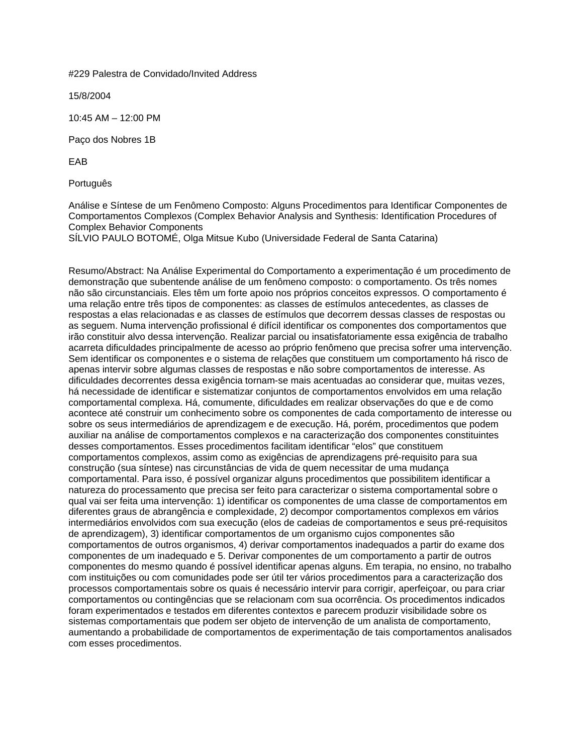#229 Palestra de Convidado/Invited Address

15/8/2004

10:45 AM – 12:00 PM

Paço dos Nobres 1B

EAB

Português

Análise e Síntese de um Fenômeno Composto: Alguns Procedimentos para Identificar Componentes de Comportamentos Complexos (Complex Behavior Analysis and Synthesis: Identification Procedures of Complex Behavior Components
SÍLVIO PAULO BOTOMÉ, Olga Mitsue Kubo (Universidade Federal de Santa Catarina)

Resumo/Abstract: Na Análise Experimental do Comportamento a experimentação é um procedimento de demonstração que subentende análise de um fenômeno composto: o comportamento. Os três nomes não são circunstanciais. Eles têm um forte apoio nos próprios conceitos expressos. O comportamento é uma relação entre três tipos de componentes: as classes de estímulos antecedentes, as classes de respostas a elas relacionadas e as classes de estímulos que decorrem dessas classes de respostas ou as seguem. Numa intervenção profissional é difícil identificar os componentes dos comportamentos que irão constituir alvo dessa intervenção. Realizar parcial ou insatisfatoriamente essa exigência de trabalho acarreta dificuldades principalmente de acesso ao próprio fenômeno que precisa sofrer uma intervenção. Sem identificar os componentes e o sistema de relações que constituem um comportamento há risco de apenas intervir sobre algumas classes de respostas e não sobre comportamentos de interesse. As dificuldades decorrentes dessa exigência tornam-se mais acentuadas ao considerar que, muitas vezes, há necessidade de identificar e sistematizar conjuntos de comportamentos envolvidos em uma relação comportamental complexa. Há, comumente, dificuldades em realizar observações do que e de como acontece até construir um conhecimento sobre os componentes de cada comportamento de interesse ou sobre os seus intermediários de aprendizagem e de execução. Há, porém, procedimentos que podem auxiliar na análise de comportamentos complexos e na caracterização dos componentes constituintes desses comportamentos. Esses procedimentos facilitam identificar "elos" que constituem comportamentos complexos, assim como as exigências de aprendizagens pré-requisito para sua construção (sua síntese) nas circunstâncias de vida de quem necessitar de uma mudança comportamental. Para isso, é possível organizar alguns procedimentos que possibilitem identificar a natureza do processamento que precisa ser feito para caracterizar o sistema comportamental sobre o qual vai ser feita uma intervenção: 1) identificar os componentes de uma classe de comportamentos em diferentes graus de abrangência e complexidade, 2) decompor comportamentos complexos em vários intermediários envolvidos com sua execução (elos de cadeias de comportamentos e seus pré-requisitos de aprendizagem), 3) identificar comportamentos de um organismo cujos componentes são comportamentos de outros organismos, 4) derivar comportamentos inadequados a partir do exame dos componentes de um inadequado e 5. Derivar componentes de um comportamento a partir de outros componentes do mesmo quando é possível identificar apenas alguns. Em terapia, no ensino, no trabalho com instituições ou com comunidades pode ser útil ter vários procedimentos para a caracterização dos processos comportamentais sobre os quais é necessário intervir para corrigir, aperfeiçoar, ou para criar comportamentos ou contingências que se relacionam com sua ocorrência. Os procedimentos indicados foram experimentados e testados em diferentes contextos e parecem produzir visibilidade sobre os sistemas comportamentais que podem ser objeto de intervenção de um analista de comportamento, aumentando a probabilidade de comportamentos de experimentação de tais comportamentos analisados com esses procedimentos.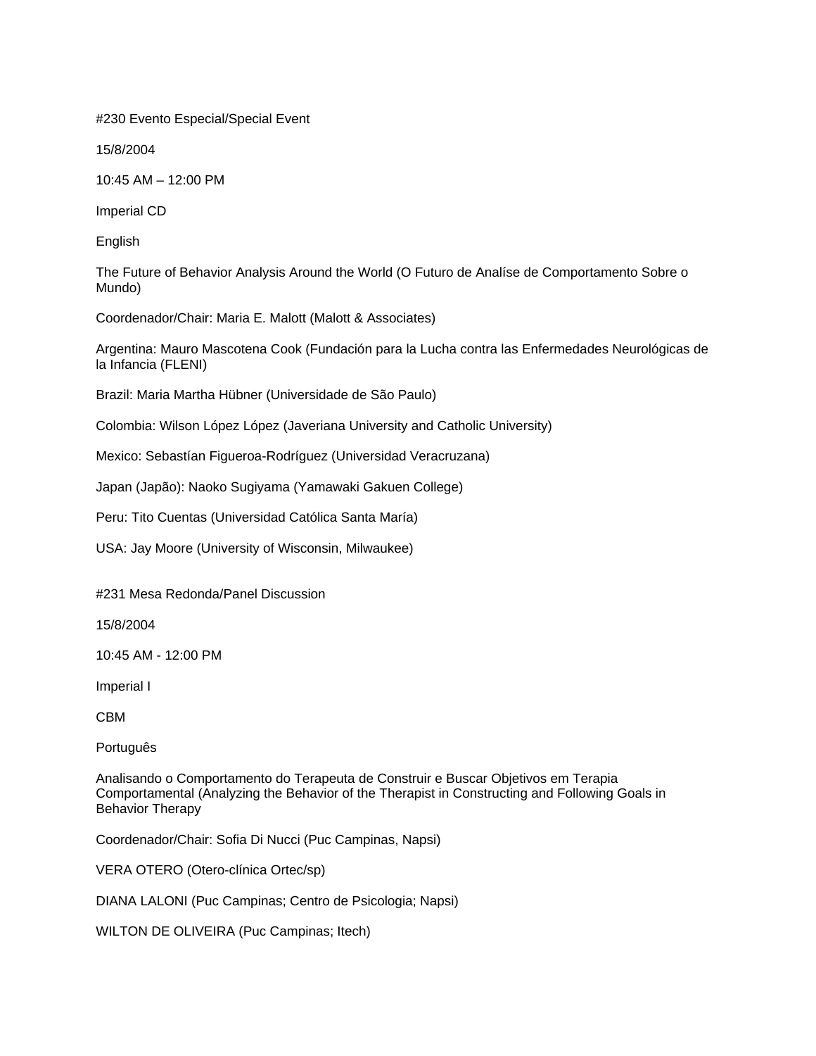#230 Evento Especial/Special Event

15/8/2004

10:45 AM – 12:00 PM

Imperial CD

English

The Future of Behavior Analysis Around the World (O Futuro de Analíse de Comportamento Sobre o Mundo)

Coordenador/Chair: Maria E. Malott (Malott & Associates)

Argentina: Mauro Mascotena Cook (Fundación para la Lucha contra las Enfermedades Neurológicas de la Infancia (FLENI)

Brazil: Maria Martha Hübner (Universidade de São Paulo)

Colombia: Wilson López López (Javeriana University and Catholic University)

Mexico: Sebastían Figueroa-Rodríguez (Universidad Veracruzana)

Japan (Japão): Naoko Sugiyama (Yamawaki Gakuen College)

Peru: Tito Cuentas (Universidad Católica Santa María)

USA: Jay Moore (University of Wisconsin, Milwaukee)

#231 Mesa Redonda/Panel Discussion

15/8/2004

10:45 AM - 12:00 PM

Imperial I

CBM

Português

Analisando o Comportamento do Terapeuta de Construir e Buscar Objetivos em Terapia Comportamental (Analyzing the Behavior of the Therapist in Constructing and Following Goals in Behavior Therapy

Coordenador/Chair: Sofia Di Nucci (Puc Campinas, Napsi)

VERA OTERO (Otero-clínica Ortec/sp)

DIANA LALONI (Puc Campinas; Centro de Psicologia; Napsi)

WILTON DE OLIVEIRA (Puc Campinas; Itech)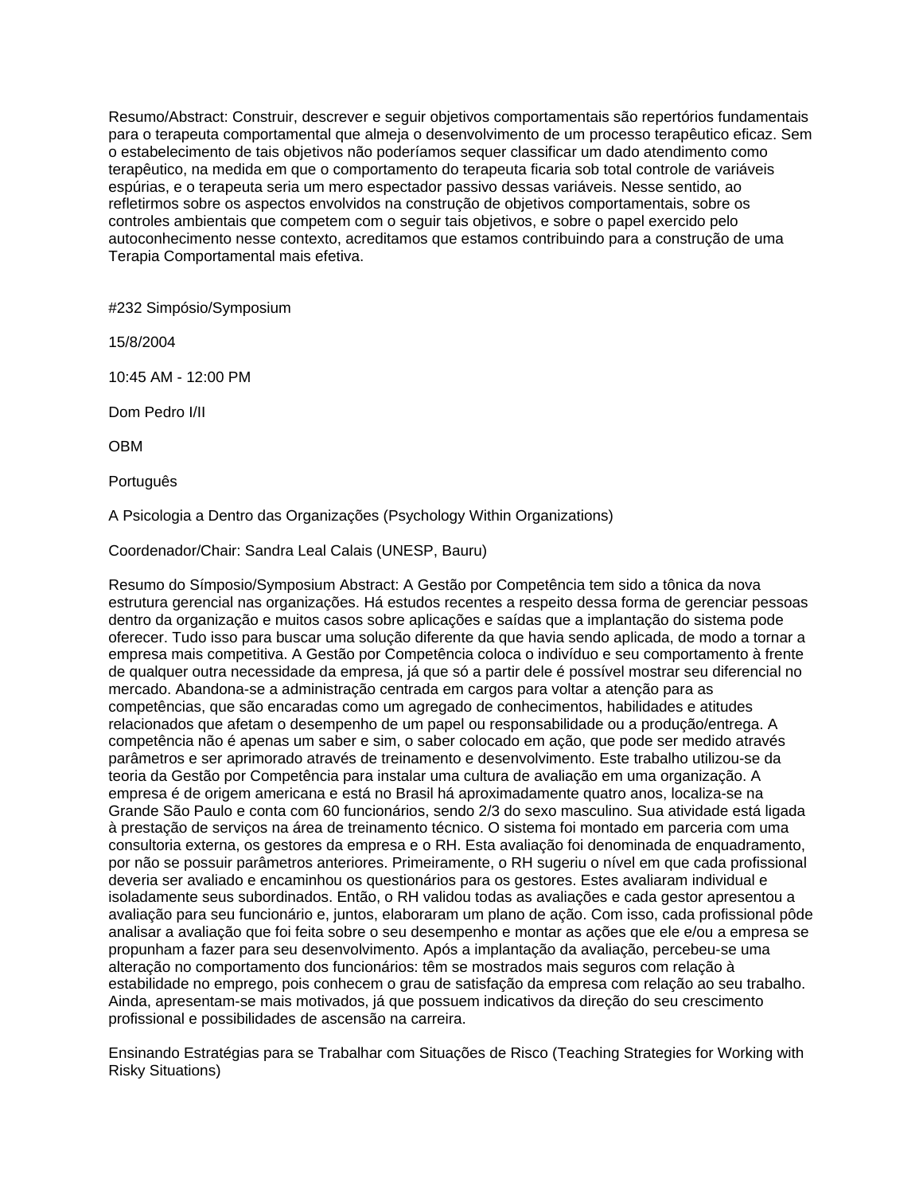Resumo/Abstract: Construir, descrever e seguir objetivos comportamentais são repertórios fundamentais para o terapeuta comportamental que almeja o desenvolvimento de um processo terapêutico eficaz. Sem o estabelecimento de tais objetivos não poderíamos sequer classificar um dado atendimento como terapêutico, na medida em que o comportamento do terapeuta ficaria sob total controle de variáveis espúrias, e o terapeuta seria um mero espectador passivo dessas variáveis. Nesse sentido, ao refletirmos sobre os aspectos envolvidos na construção de objetivos comportamentais, sobre os controles ambientais que competem com o seguir tais objetivos, e sobre o papel exercido pelo autoconhecimento nesse contexto, acreditamos que estamos contribuindo para a construção de uma Terapia Comportamental mais efetiva.

#232 Simpósio/Symposium

15/8/2004

10:45 AM - 12:00 PM

Dom Pedro I/II

OBM

Português

A Psicologia a Dentro das Organizações (Psychology Within Organizations)

Coordenador/Chair: Sandra Leal Calais (UNESP, Bauru)

Resumo do Símposio/Symposium Abstract: A Gestão por Competência tem sido a tônica da nova estrutura gerencial nas organizações. Há estudos recentes a respeito dessa forma de gerenciar pessoas dentro da organização e muitos casos sobre aplicações e saídas que a implantação do sistema pode oferecer. Tudo isso para buscar uma solução diferente da que havia sendo aplicada, de modo a tornar a empresa mais competitiva. A Gestão por Competência coloca o indivíduo e seu comportamento à frente de qualquer outra necessidade da empresa, já que só a partir dele é possível mostrar seu diferencial no mercado. Abandona-se a administração centrada em cargos para voltar a atenção para as competências, que são encaradas como um agregado de conhecimentos, habilidades e atitudes relacionados que afetam o desempenho de um papel ou responsabilidade ou a produção/entrega. A competência não é apenas um saber e sim, o saber colocado em ação, que pode ser medido através parâmetros e ser aprimorado através de treinamento e desenvolvimento. Este trabalho utilizou-se da teoria da Gestão por Competência para instalar uma cultura de avaliação em uma organização. A empresa é de origem americana e está no Brasil há aproximadamente quatro anos, localiza-se na Grande São Paulo e conta com 60 funcionários, sendo 2/3 do sexo masculino. Sua atividade está ligada à prestação de serviços na área de treinamento técnico. O sistema foi montado em parceria com uma consultoria externa, os gestores da empresa e o RH. Esta avaliação foi denominada de enquadramento, por não se possuir parâmetros anteriores. Primeiramente, o RH sugeriu o nível em que cada profissional deveria ser avaliado e encaminhou os questionários para os gestores. Estes avaliaram individual e isoladamente seus subordinados. Então, o RH validou todas as avaliações e cada gestor apresentou a avaliação para seu funcionário e, juntos, elaboraram um plano de ação. Com isso, cada profissional pôde analisar a avaliação que foi feita sobre o seu desempenho e montar as ações que ele e/ou a empresa se propunham a fazer para seu desenvolvimento. Após a implantação da avaliação, percebeu-se uma alteração no comportamento dos funcionários: têm se mostrados mais seguros com relação à estabilidade no emprego, pois conhecem o grau de satisfação da empresa com relação ao seu trabalho. Ainda, apresentam-se mais motivados, já que possuem indicativos da direção do seu crescimento profissional e possibilidades de ascensão na carreira.

Ensinando Estratégias para se Trabalhar com Situações de Risco (Teaching Strategies for Working with Risky Situations)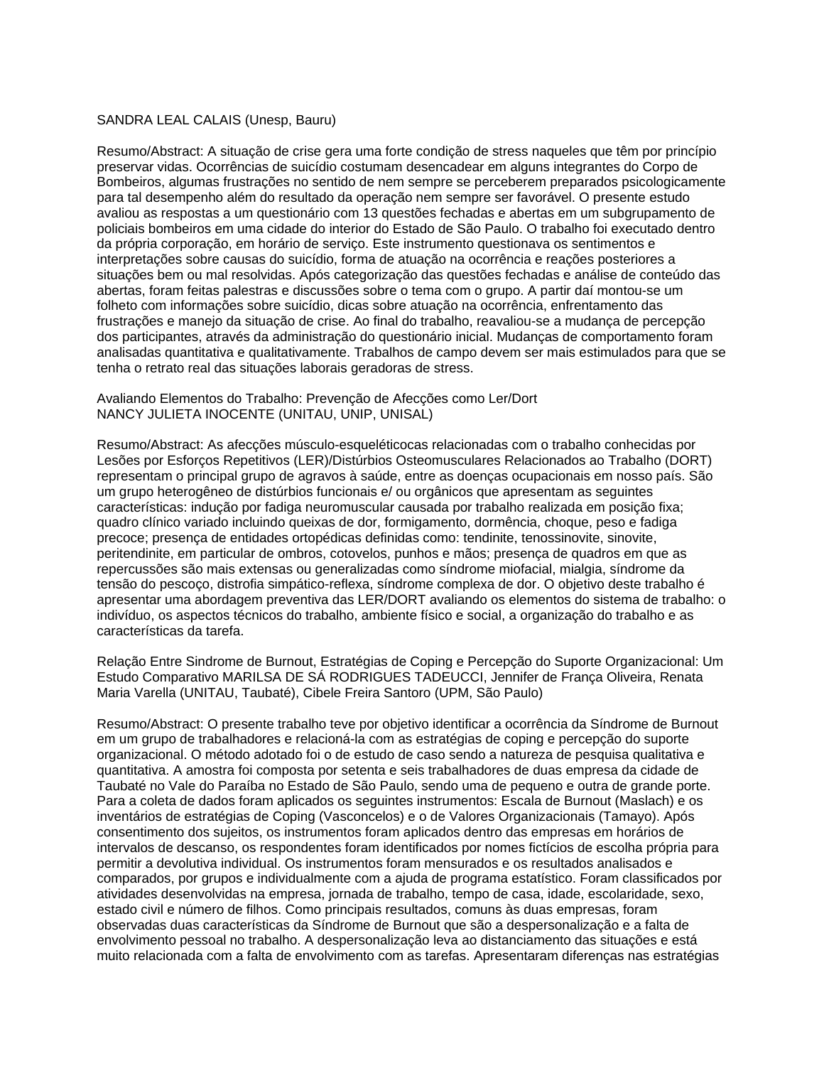SANDRA LEAL CALAIS (Unesp, Bauru)

Resumo/Abstract: A situação de crise gera uma forte condição de stress naqueles que têm por princípio preservar vidas. Ocorrências de suicídio costumam desencadear em alguns integrantes do Corpo de Bombeiros, algumas frustrações no sentido de nem sempre se perceberem preparados psicologicamente para tal desempenho além do resultado da operação nem sempre ser favorável. O presente estudo avaliou as respostas a um questionário com 13 questões fechadas e abertas em um subgrupamento de policiais bombeiros em uma cidade do interior do Estado de São Paulo. O trabalho foi executado dentro da própria corporação, em horário de serviço. Este instrumento questionava os sentimentos e interpretações sobre causas do suicídio, forma de atuação na ocorrência e reações posteriores a situações bem ou mal resolvidas. Após categorização das questões fechadas e análise de conteúdo das abertas, foram feitas palestras e discussões sobre o tema com o grupo. A partir daí montou-se um folheto com informações sobre suicídio, dicas sobre atuação na ocorrência, enfrentamento das frustrações e manejo da situação de crise. Ao final do trabalho, reavaliou-se a mudança de percepção dos participantes, através da administração do questionário inicial. Mudanças de comportamento foram analisadas quantitativa e qualitativamente. Trabalhos de campo devem ser mais estimulados para que se tenha o retrato real das situações laborais geradoras de stress.

Avaliando Elementos do Trabalho: Prevenção de Afecções como Ler/Dort
NANCY JULIETA INOCENTE (UNITAU, UNIP, UNISAL)

Resumo/Abstract: As afecções músculo-esqueléticocas relacionadas com o trabalho conhecidas por Lesões por Esforços Repetitivos (LER)/Distúrbios Osteomusculares Relacionados ao Trabalho (DORT) representam o principal grupo de agravos à saúde, entre as doenças ocupacionais em nosso país. São um grupo heterogêneo de distúrbios funcionais e/ ou orgânicos que apresentam as seguintes características: indução por fadiga neuromuscular causada por trabalho realizada em posição fixa; quadro clínico variado incluindo queixas de dor, formigamento, dormência, choque, peso e fadiga precoce; presença de entidades ortopédicas definidas como: tendinite, tenossinovite, sinovite, peritendinite, em particular de ombros, cotovelos, punhos e mãos; presença de quadros em que as repercussões são mais extensas ou generalizadas como síndrome miofacial, mialgia, síndrome da tensão do pescoço, distrofia simpático-reflexa, síndrome complexa de dor. O objetivo deste trabalho é apresentar uma abordagem preventiva das LER/DORT avaliando os elementos do sistema de trabalho: o indivíduo, os aspectos técnicos do trabalho, ambiente físico e social, a organização do trabalho e as características da tarefa.

Relação Entre Sindrome de Burnout, Estratégias de Coping e Percepção do Suporte Organizacional: Um Estudo Comparativo MARILSA DE SÁ RODRIGUES TADEUCCI, Jennifer de França Oliveira, Renata Maria Varella (UNITAU, Taubaté), Cibele Freira Santoro (UPM, São Paulo)

Resumo/Abstract: O presente trabalho teve por objetivo identificar a ocorrência da Síndrome de Burnout em um grupo de trabalhadores e relacioná-la com as estratégias de coping e percepção do suporte organizacional. O método adotado foi o de estudo de caso sendo a natureza de pesquisa qualitativa e quantitativa. A amostra foi composta por setenta e seis trabalhadores de duas empresa da cidade de Taubaté no Vale do Paraíba no Estado de São Paulo, sendo uma de pequeno e outra de grande porte. Para a coleta de dados foram aplicados os seguintes instrumentos: Escala de Burnout (Maslach) e os inventários de estratégias de Coping (Vasconcelos) e o de Valores Organizacionais (Tamayo). Após consentimento dos sujeitos, os instrumentos foram aplicados dentro das empresas em horários de intervalos de descanso, os respondentes foram identificados por nomes fictícios de escolha própria para permitir a devolutiva individual. Os instrumentos foram mensurados e os resultados analisados e comparados, por grupos e individualmente com a ajuda de programa estatístico. Foram classificados por atividades desenvolvidas na empresa, jornada de trabalho, tempo de casa, idade, escolaridade, sexo, estado civil e número de filhos. Como principais resultados, comuns às duas empresas, foram observadas duas características da Síndrome de Burnout que são a despersonalização e a falta de envolvimento pessoal no trabalho. A despersonalização leva ao distanciamento das situações e está muito relacionada com a falta de envolvimento com as tarefas. Apresentaram diferenças nas estratégias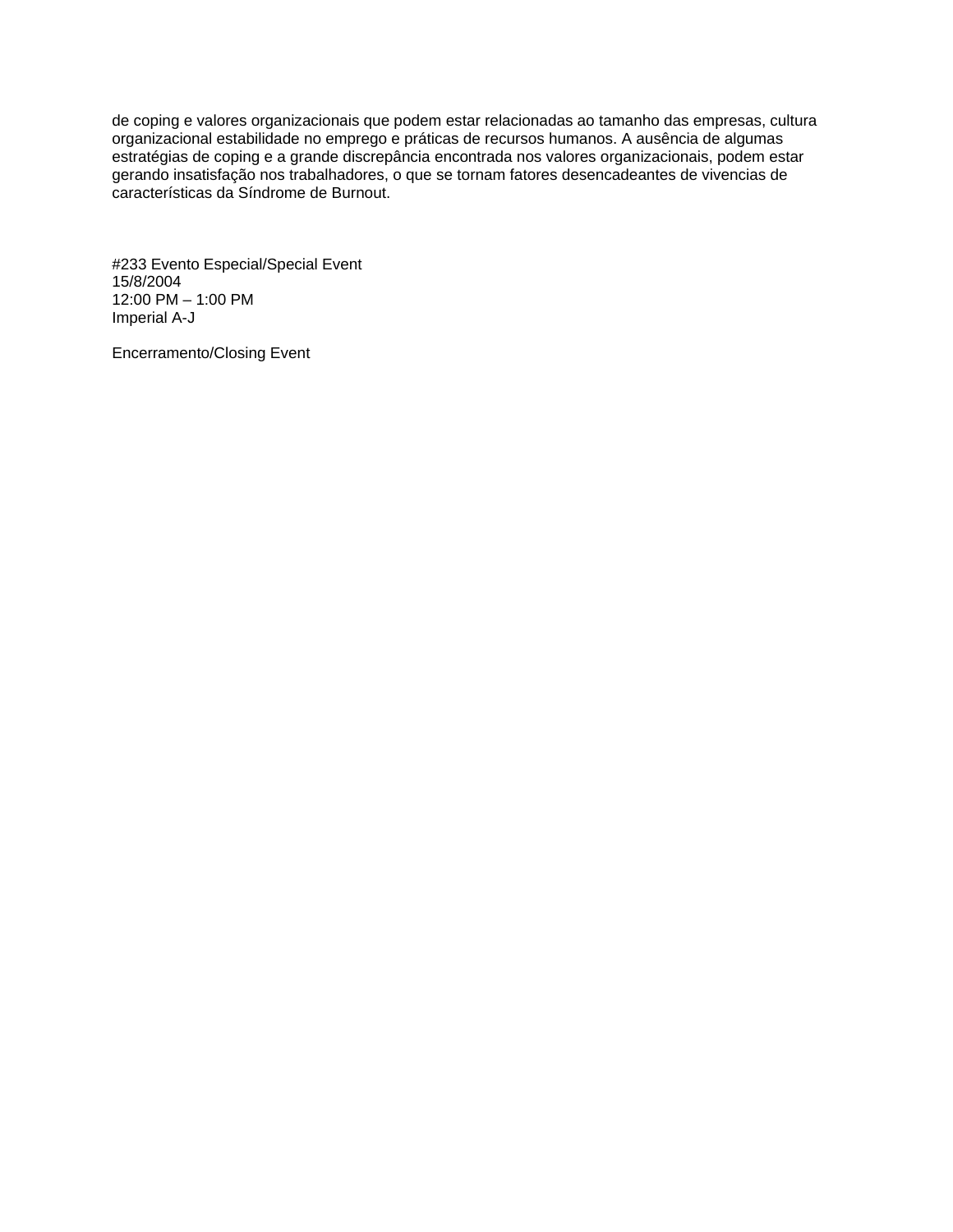de coping e valores organizacionais que podem estar relacionadas ao tamanho das empresas, cultura organizacional estabilidade no emprego e práticas de recursos humanos. A ausência de algumas estratégias de coping e a grande discrepância encontrada nos valores organizacionais, podem estar gerando insatisfação nos trabalhadores, o que se tornam fatores desencadeantes de vivencias de características da Síndrome de Burnout.

#233 Evento Especial/Special Event
15/8/2004
12:00 PM – 1:00 PM
Imperial A-J

Encerramento/Closing Event